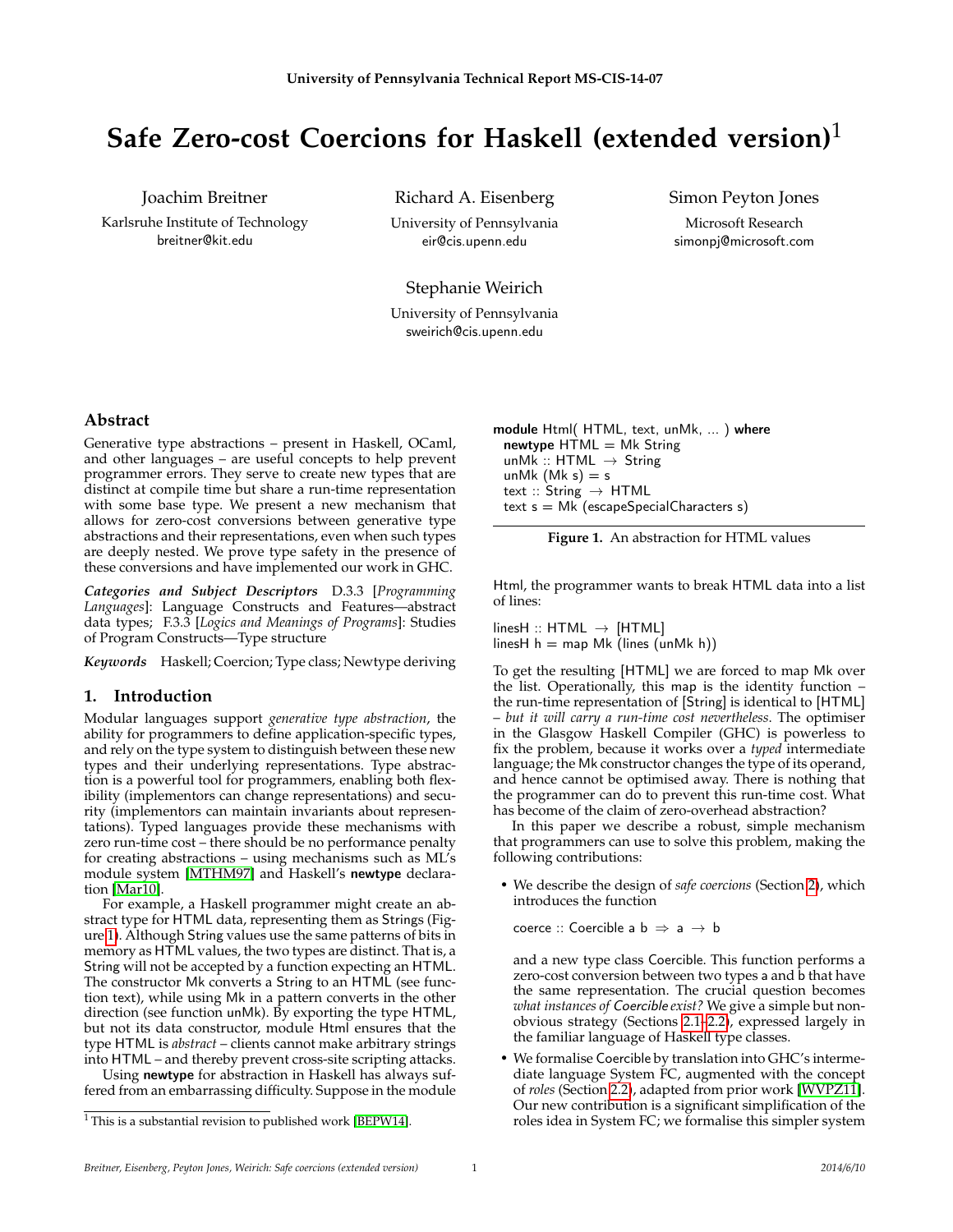University of Pennsylvania Technical Report MS-CIS-14-07

# Safe Zero-cost Coercions for Haskell (extended version)[1]

Joachim Breitner
Karlsruhe Institute of Technology
breitner@kit.edu

Richard A. Eisenberg
University of Pennsylvania
eir@cis.upenn.edu

Simon Peyton Jones
Microsoft Research
simonpj@microsoft.com

Stephanie Weirich
University of Pennsylvania
sweirich@cis.upenn.edu

## Abstract

Generative type abstractions – present in Haskell, OCaml, and other languages – are useful concepts to help prevent programmer errors. They serve to create new types that are distinct at compile time but share a run-time representation with some base type. We present a new mechanism that allows for zero-cost conversions between generative type abstractions and their representations, even when such types are deeply nested. We prove type safety in the presence of these conversions and have implemented our work in GHC.

***Categories and Subject Descriptors*** D.3.3 [*Programming Languages*]: Language Constructs and Features—abstract data types; F.3.3 [*Logics and Meanings of Programs*]: Studies of Program Constructs—Type structure

***Keywords*** Haskell; Coercion; Type class; Newtype deriving

## 1. Introduction

Modular languages support *generative type abstraction*, the ability for programmers to define application-specific types, and rely on the type system to distinguish between these new types and their underlying representations. Type abstraction is a powerful tool for programmers, enabling both flexibility (implementors can change representations) and security (implementors can maintain invariants about representations). Typed languages provide these mechanisms with zero run-time cost – there should be no performance penalty for creating abstractions – using mechanisms such as ML's module system [MTHM97] and Haskell's **newtype** declaration [Mar10].

For example, a Haskell programmer might create an abstract type for HTML data, representing them as Strings (Figure 1). Although String values use the same patterns of bits in memory as HTML values, the two types are distinct. That is, a String will not be accepted by a function expecting an HTML. The constructor Mk converts a String to an HTML (see function text), while using Mk in a pattern converts in the other direction (see function unMk). By exporting the type HTML, but not its data constructor, module Html ensures that the type HTML is *abstract* – clients cannot make arbitrary strings into HTML – and thereby prevent cross-site scripting attacks.

Using **newtype** for abstraction in Haskell has always suffered from an embarrassing difficulty. Suppose in the module

```
module Html( HTML, text, unMk, ... ) where
  newtype HTML = Mk String
  unMk :: HTML → String
  unMk (Mk s) = s
  text :: String → HTML
  text s = Mk (escapeSpecialCharacters s)
```

**Figure 1.** An abstraction for HTML values

Html, the programmer wants to break HTML data into a list of lines:

```
linesH :: HTML → [HTML]
linesH h = map Mk (lines (unMk h))
```

To get the resulting [HTML] we are forced to map Mk over the list. Operationally, this map is the identity function – the run-time representation of [String] is identical to [HTML] – *but it will carry a run-time cost nevertheless*. The optimiser in the Glasgow Haskell Compiler (GHC) is powerless to fix the problem, because it works over a *typed* intermediate language; the Mk constructor changes the type of its operand, and hence cannot be optimised away. There is nothing that the programmer can do to prevent this run-time cost. What has become of the claim of zero-overhead abstraction?

In this paper we describe a robust, simple mechanism that programmers can use to solve this problem, making the following contributions:

- We describe the design of *safe coercions* (Section 2), which introduces the function

  ```
  coerce :: Coercible a b ⇒ a → b
  ```

  and a new type class Coercible. This function performs a zero-cost conversion between two types a and b that have the same representation. The crucial question becomes *what instances of Coercible exist?* We give a simple but non-obvious strategy (Sections 2.1–2.2), expressed largely in the familiar language of Haskell type classes.

- We formalise Coercible by translation into GHC's intermediate language System FC, augmented with the concept of *roles* (Section 2.2), adapted from prior work [WVPZ11]. Our new contribution is a significant simplification of the roles idea in System FC; we formalise this simpler system

[1] This is a substantial revision to published work [BEPW14].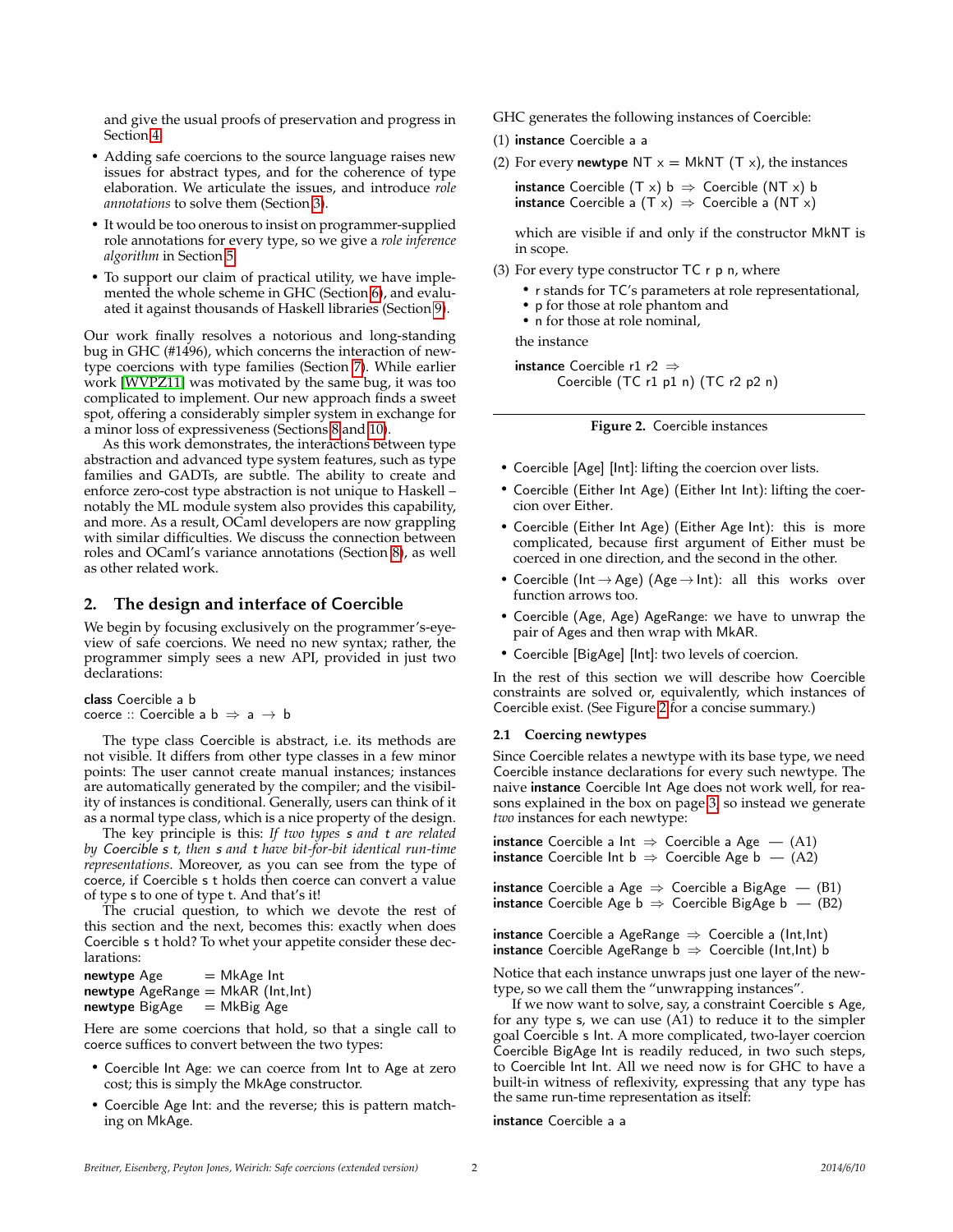and give the usual proofs of preservation and progress in Section 4.

- Adding safe coercions to the source language raises new issues for abstract types, and for the coherence of type elaboration. We articulate the issues, and introduce *role annotations* to solve them (Section 3).
- It would be too onerous to insist on programmer-supplied role annotations for every type, so we give a *role inference algorithm* in Section 5.
- To support our claim of practical utility, we have implemented the whole scheme in GHC (Section 6), and evaluated it against thousands of Haskell libraries (Section 9).

Our work finally resolves a notorious and long-standing bug in GHC (#1496), which concerns the interaction of newtype coercions with type families (Section 7). While earlier work [WVPZ11] was motivated by the same bug, it was too complicated to implement. Our new approach finds a sweet spot, offering a considerably simpler system in exchange for a minor loss of expressiveness (Sections 8 and 10).

As this work demonstrates, the interactions between type abstraction and advanced type system features, such as type families and GADTs, are subtle. The ability to create and enforce zero-cost type abstraction is not unique to Haskell – notably the ML module system also provides this capability, and more. As a result, OCaml developers are now grappling with similar difficulties. We discuss the connection between roles and OCaml's variance annotations (Section 8), as well as other related work.

## 2. The design and interface of Coercible

We begin by focusing exclusively on the programmer's-eye-view of safe coercions. We need no new syntax; rather, the programmer simply sees a new API, provided in just two declarations:

```
class Coercible a b
coerce :: Coercible a b ⇒ a → b
```

The type class Coercible is abstract, i.e. its methods are not visible. It differs from other type classes in a few minor points: The user cannot create manual instances; instances are automatically generated by the compiler; and the visibility of instances is conditional. Generally, users can think of it as a normal type class, which is a nice property of the design.

The key principle is this: *If two types s and t are related by Coercible s t, then s and t have bit-for-bit identical run-time representations.* Moreover, as you can see from the type of coerce, if Coercible s t holds then coerce can convert a value of type s to one of type t. And that's it!

The crucial question, to which we devote the rest of this section and the next, becomes this: exactly when does Coercible s t hold? To whet your appetite consider these declarations:

```
newtype Age      = MkAge Int
newtype AgeRange = MkAR (Int,Int)
newtype BigAge   = MkBig Age
```

Here are some coercions that hold, so that a single call to coerce suffices to convert between the two types:

- Coercible Int Age: we can coerce from Int to Age at zero cost; this is simply the MkAge constructor.
- Coercible Age Int: and the reverse; this is pattern matching on MkAge.

GHC generates the following instances of Coercible:

(1) **instance** Coercible a a

(2) For every **newtype** NT x = MkNT (T x), the instances

```
instance Coercible (T x) b ⇒ Coercible (NT x) b
instance Coercible a (T x) ⇒ Coercible a (NT x)
```

which are visible if and only if the constructor MkNT is in scope.

(3) For every type constructor TC r p n, where

- r stands for TC's parameters at role representational,
- p for those at role phantom and
- n for those at role nominal,

the instance

```
instance Coercible r1 r2 ⇒
        Coercible (TC r1 p1 n) (TC r2 p2 n)
```

**Figure 2.** Coercible instances

- Coercible [Age] [Int]: lifting the coercion over lists.
- Coercible (Either Int Age) (Either Int Int): lifting the coercion over Either.
- Coercible (Either Int Age) (Either Age Int): this is more complicated, because first argument of Either must be coerced in one direction, and the second in the other.
- Coercible (Int → Age) (Age → Int): all this works over function arrows too.
- Coercible (Age, Age) AgeRange: we have to unwrap the pair of Ages and then wrap with MkAR.
- Coercible [BigAge] [Int]: two levels of coercion.

In the rest of this section we will describe how Coercible constraints are solved or, equivalently, which instances of Coercible exist. (See Figure 2 for a concise summary.)

### 2.1 Coercing newtypes

Since Coercible relates a newtype with its base type, we need Coercible instance declarations for every such newtype. The naive **instance** Coercible Int Age does not work well, for reasons explained in the box on page 3, so instead we generate *two* instances for each newtype:

```
instance Coercible a Int ⇒ Coercible a Age   — (A1)
instance Coercible Int b ⇒ Coercible Age b   — (A2)

instance Coercible a Age ⇒ Coercible a BigAge   — (B1)
instance Coercible Age b ⇒ Coercible BigAge b   — (B2)

instance Coercible a AgeRange ⇒ Coercible a (Int,Int)
instance Coercible AgeRange b ⇒ Coercible (Int,Int) b
```

Notice that each instance unwraps just one layer of the newtype, so we call them the "unwrapping instances".

If we now want to solve, say, a constraint Coercible s Age, for any type s, we can use (A1) to reduce it to the simpler goal Coercible s Int. A more complicated, two-layer coercion Coercible BigAge Int is readily reduced, in two such steps, to Coercible Int Int. All we need now is for GHC to have a built-in witness of reflexivity, expressing that any type has the same run-time representation as itself:

```
instance Coercible a a
```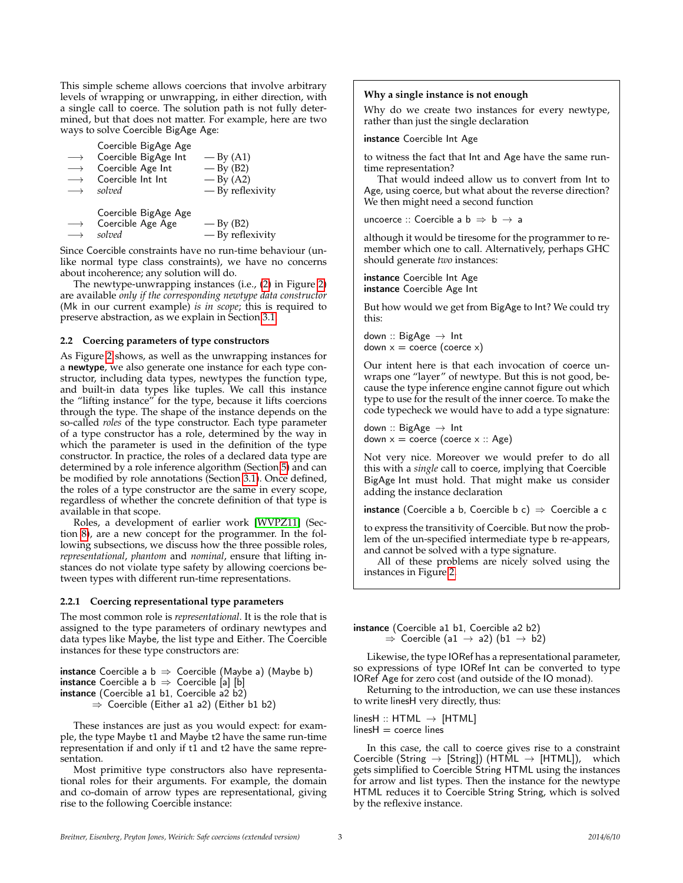This simple scheme allows coercions that involve arbitrary levels of wrapping or unwrapping, in either direction, with a single call to coerce. The solution path is not fully determined, but that does not matter. For example, here are two ways to solve Coercible BigAge Age:

```
    Coercible BigAge Age
⟶   Coercible BigAge Int     — By (A1)
⟶   Coercible Age Int        — By (B2)
⟶   Coercible Int Int        — By (A2)
⟶   solved                   — By reflexivity

    Coercible BigAge Age
⟶   Coercible Age Age        — By (B2)
⟶   solved                   — By reflexivity
```

Since Coercible constraints have no run-time behaviour (unlike normal type class constraints), we have no concerns about incoherence; any solution will do.

The newtype-unwrapping instances (i.e., (2) in Figure 2) are available *only if the corresponding newtype data constructor* (Mk in our current example) *is in scope*; this is required to preserve abstraction, as we explain in Section 3.1.

### 2.2 Coercing parameters of type constructors

As Figure 2 shows, as well as the unwrapping instances for a **newtype**, we also generate one instance for each type constructor, including data types, newtypes the function type, and built-in data types like tuples. We call this instance the "lifting instance" for the type, because it lifts coercions through the type. The shape of the instance depends on the so-called *roles* of the type constructor. Each type parameter of a type constructor has a role, determined by the way in which the parameter is used in the definition of the type constructor. In practice, the roles of a declared data type are determined by a role inference algorithm (Section 5) and can be modified by role annotations (Section 3.1). Once defined, the roles of a type constructor are the same in every scope, regardless of whether the concrete definition of that type is available in that scope.

Roles, a development of earlier work [WVPZ11] (Section 8), are a new concept for the programmer. In the following subsections, we discuss how the three possible roles, *representational*, *phantom* and *nominal*, ensure that lifting instances do not violate type safety by allowing coercions between types with different run-time representations.

#### 2.2.1 Coercing representational type parameters

The most common role is *representational*. It is the role that is assigned to the type parameters of ordinary newtypes and data types like Maybe, the list type and Either. The Coercible instances for these type constructors are:

```
instance Coercible a b ⇒ Coercible (Maybe a) (Maybe b)
instance Coercible a b ⇒ Coercible [a] [b]
instance (Coercible a1 b1, Coercible a2 b2)
      ⇒ Coercible (Either a1 a2) (Either b1 b2)
```

These instances are just as you would expect: for example, the type Maybe t1 and Maybe t2 have the same run-time representation if and only if t1 and t2 have the same representation.

Most primitive type constructors also have representational roles for their arguments. For example, the domain and co-domain of arrow types are representational, giving rise to the following Coercible instance:

```
instance (Coercible a1 b1, Coercible a2 b2)
      ⇒ Coercible (a1 → a2) (b1 → b2)
```

Likewise, the type IORef has a representational parameter, so expressions of type IORef Int can be converted to type IORef Age for zero cost (and outside of the IO monad).

Returning to the introduction, we can use these instances to write linesH very directly, thus:

```
linesH :: HTML → [HTML]
linesH = coerce lines
```

In this case, the call to coerce gives rise to a constraint Coercible (String → [String]) (HTML → [HTML]), which gets simplified to Coercible String HTML using the instances for arrow and list types. Then the instance for the newtype HTML reduces it to Coercible String String, which is solved by the reflexive instance.

---

**Why a single instance is not enough**

Why do we create two instances for every newtype, rather than just the single declaration

```
instance Coercible Int Age
```

to witness the fact that Int and Age have the same run-time representation?

That would indeed allow us to convert from Int to Age, using coerce, but what about the reverse direction? We then might need a second function

```
uncoerce :: Coercible a b ⇒ b → a
```

although it would be tiresome for the programmer to remember which one to call. Alternatively, perhaps GHC should generate *two* instances:

```
instance Coercible Int Age
instance Coercible Age Int
```

But how would we get from BigAge to Int? We could try this:

```
down :: BigAge → Int
down x = coerce (coerce x)
```

Our intent here is that each invocation of coerce unwraps one "layer" of newtype. But this is not good, because the type inference engine cannot figure out which type to use for the result of the inner coerce. To make the code typecheck we would have to add a type signature:

```
down :: BigAge → Int
down x = coerce (coerce x :: Age)
```

Not very nice. Moreover we would prefer to do all this with a *single* call to coerce, implying that Coercible BigAge Int must hold. That might make us consider adding the instance declaration

```
instance (Coercible a b, Coercible b c) ⇒ Coercible a c
```

to express the transitivity of Coercible. But now the problem of the un-specified intermediate type b re-appears, and cannot be solved with a type signature.

All of these problems are nicely solved using the instances in Figure 2.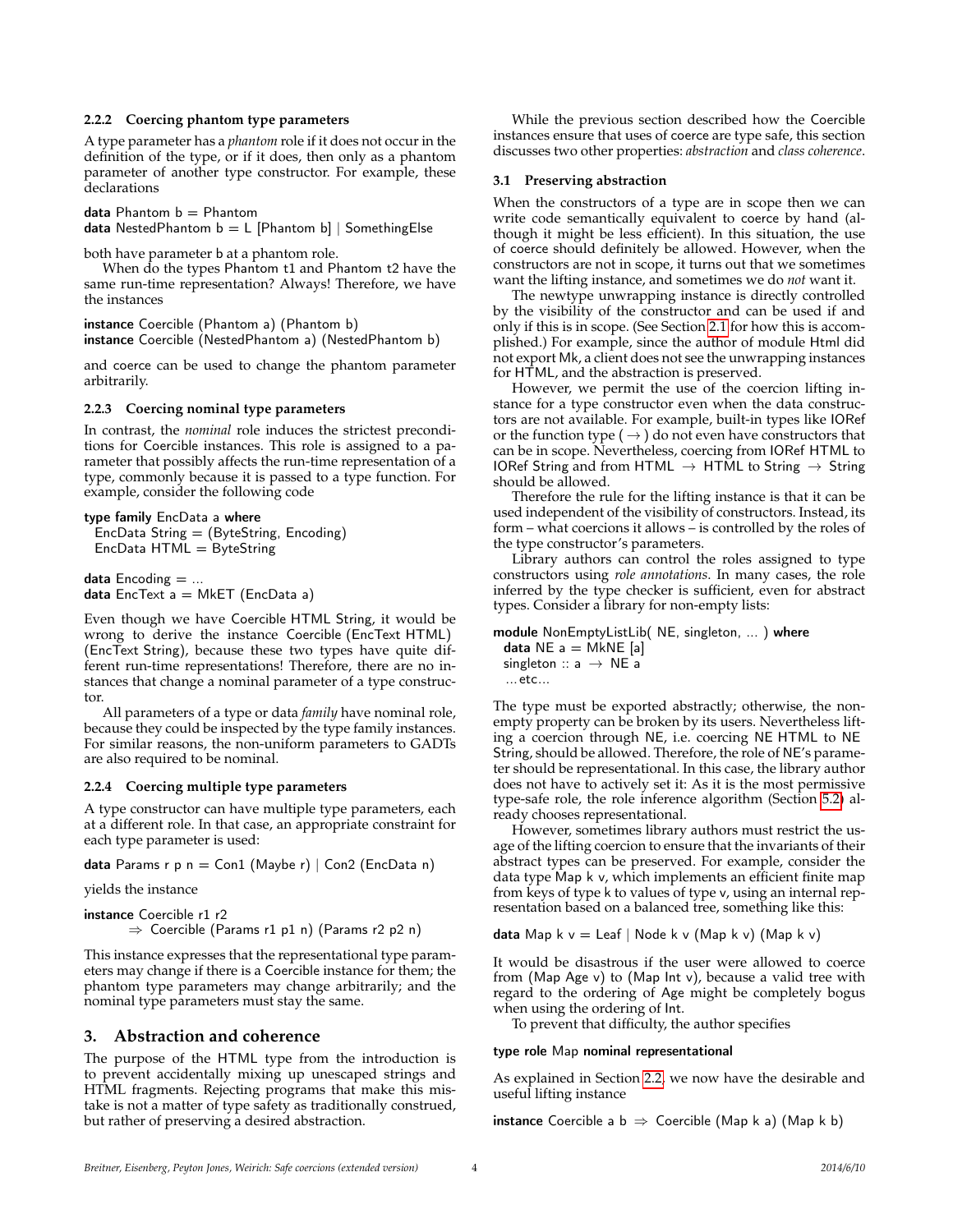#### 2.2.2 Coercing phantom type parameters

A type parameter has a *phantom* role if it does not occur in the definition of the type, or if it does, then only as a phantom parameter of another type constructor. For example, these declarations

```
data Phantom b = Phantom
data NestedPhantom b = L [Phantom b] | SomethingElse
```

both have parameter b at a phantom role.

When do the types Phantom t1 and Phantom t2 have the same run-time representation? Always! Therefore, we have the instances

```
instance Coercible (Phantom a) (Phantom b)
instance Coercible (NestedPhantom a) (NestedPhantom b)
```

and coerce can be used to change the phantom parameter arbitrarily.

#### 2.2.3 Coercing nominal type parameters

In contrast, the *nominal* role induces the strictest preconditions for Coercible instances. This role is assigned to a parameter that possibly affects the run-time representation of a type, commonly because it is passed to a type function. For example, consider the following code

```
type family EncData a where
  EncData String = (ByteString, Encoding)
  EncData HTML = ByteString

data Encoding = ...
data EncText a = MkET (EncData a)
```

Even though we have Coercible HTML String, it would be wrong to derive the instance Coercible (EncText HTML) (EncText String), because these two types have quite different run-time representations! Therefore, there are no instances that change a nominal parameter of a type constructor.

All parameters of a type or data *family* have nominal role, because they could be inspected by the type family instances. For similar reasons, the non-uniform parameters to GADTs are also required to be nominal.

#### 2.2.4 Coercing multiple type parameters

A type constructor can have multiple type parameters, each at a different role. In that case, an appropriate constraint for each type parameter is used:

```
data Params r p n = Con1 (Maybe r) | Con2 (EncData n)
```

yields the instance

```
instance Coercible r1 r2
    ⇒ Coercible (Params r1 p1 n) (Params r2 p2 n)
```

This instance expresses that the representational type parameters may change if there is a Coercible instance for them; the phantom type parameters may change arbitrarily; and the nominal type parameters must stay the same.

## 3. Abstraction and coherence

The purpose of the HTML type from the introduction is to prevent accidentally mixing up unescaped strings and HTML fragments. Rejecting programs that make this mistake is not a matter of type safety as traditionally construed, but rather of preserving a desired abstraction.

While the previous section described how the Coercible instances ensure that uses of coerce are type safe, this section discusses two other properties: *abstraction* and *class coherence*.

### 3.1 Preserving abstraction

When the constructors of a type are in scope then we can write code semantically equivalent to coerce by hand (although it might be less efficient). In this situation, the use of coerce should definitely be allowed. However, when the constructors are not in scope, it turns out that we sometimes want the lifting instance, and sometimes we do *not* want it.

The newtype unwrapping instance is directly controlled by the visibility of the constructor and can be used if and only if this is in scope. (See Section 2.1 for how this is accomplished.) For example, since the author of module Html did not export Mk, a client does not see the unwrapping instances for HTML, and the abstraction is preserved.

However, we permit the use of the coercion lifting instance for a type constructor even when the data constructors are not available. For example, built-in types like IORef or the function type (→) do not even have constructors that can be in scope. Nevertheless, coercing from IORef HTML to IORef String and from HTML → HTML to String → String should be allowed.

Therefore the rule for the lifting instance is that it can be used independent of the visibility of constructors. Instead, its form – what coercions it allows – is controlled by the roles of the type constructor's parameters.

Library authors can control the roles assigned to type constructors using *role annotations*. In many cases, the role inferred by the type checker is sufficient, even for abstract types. Consider a library for non-empty lists:

```
module NonEmptyListLib( NE, singleton, ... ) where
  data NE a = MkNE [a]
  singleton :: a → NE a
  ...etc...
```

The type must be exported abstractly; otherwise, the non-empty property can be broken by its users. Nevertheless lifting a coercion through NE, i.e. coercing NE HTML to NE String, should be allowed. Therefore, the role of NE's parameter should be representational. In this case, the library author does not have to actively set it: As it is the most permissive type-safe role, the role inference algorithm (Section 5.2) already chooses representational.

However, sometimes library authors must restrict the usage of the lifting coercion to ensure that the invariants of their abstract types can be preserved. For example, consider the data type Map k v, which implements an efficient finite map from keys of type k to values of type v, using an internal representation based on a balanced tree, something like this:

```
data Map k v = Leaf | Node k v (Map k v) (Map k v)
```

It would be disastrous if the user were allowed to coerce from (Map Age v) to (Map Int v), because a valid tree with regard to the ordering of Age might be completely bogus when using the ordering of Int.

To prevent that difficulty, the author specifies

```
type role Map nominal representational
```

As explained in Section 2.2, we now have the desirable and useful lifting instance

```
instance Coercible a b ⇒ Coercible (Map k a) (Map k b)
```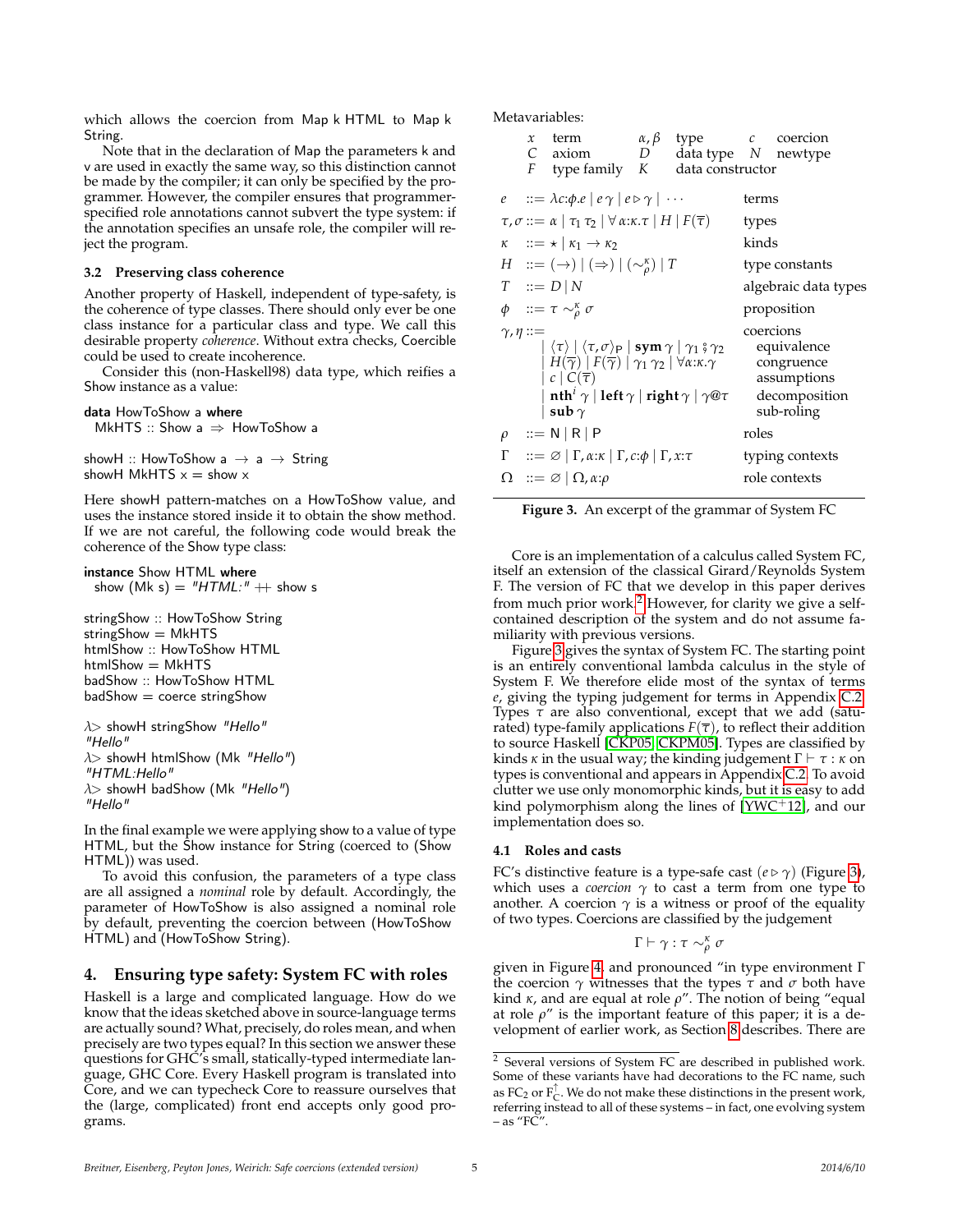which allows the coercion from Map k HTML to Map k String.

Note that in the declaration of Map the parameters k and v are used in exactly the same way, so this distinction cannot be made by the compiler; it can only be specified by the programmer. However, the compiler ensures that programmer-specified role annotations cannot subvert the type system: if the annotation specifies an unsafe role, the compiler will reject the program.

### 3.2 Preserving class coherence

Another property of Haskell, independent of type-safety, is the coherence of type classes. There should only ever be one class instance for a particular class and type. We call this desirable property *coherence*. Without extra checks, Coercible could be used to create incoherence.

Consider this (non-Haskell98) data type, which reifies a Show instance as a value:

```
data HowToShow a where
  MkHTS :: Show a ⇒ HowToShow a

showH :: HowToShow a → a → String
showH MkHTS x = show x
```

Here showH pattern-matches on a HowToShow value, and uses the instance stored inside it to obtain the show method. If we are not careful, the following code would break the coherence of the Show type class:

```
instance Show HTML where
  show (Mk s) = "HTML:" ++ show s

stringShow :: HowToShow String
stringShow = MkHTS
htmlShow :: HowToShow HTML
htmlShow = MkHTS
badShow :: HowToShow HTML
badShow = coerce stringShow

λ> showH stringShow "Hello"
"Hello"
λ> showH htmlShow (Mk "Hello")
"HTML:Hello"
λ> showH badShow (Mk "Hello")
"Hello"
```

In the final example we were applying show to a value of type HTML, but the Show instance for String (coerced to (Show HTML)) was used.

To avoid this confusion, the parameters of a type class are all assigned a *nominal* role by default. Accordingly, the parameter of HowToShow is also assigned a nominal role by default, preventing the coercion between (HowToShow HTML) and (HowToShow String).

## 4. Ensuring type safety: System FC with roles

Haskell is a large and complicated language. How do we know that the ideas sketched above in source-language terms are actually sound? What, precisely, do roles mean, and when precisely are two types equal? In this section we answer these questions for GHC's small, statically-typed intermediate language, GHC Core. Every Haskell program is translated into Core, and we can typecheck Core to reassure ourselves that the (large, complicated) front end accepts only good programs.

Metavariables:

| | | | | | |
|---|---|---|---|---|---|
| $x$ | term | $\alpha, \beta$ | type | $c$ | coercion |
| $C$ | axiom | $D$ | data type | $N$ | newtype |
| $F$ | type family | $K$ | data constructor | | |

| | | |
|---|---|---|
| $e$ | $::= \lambda c{:}\phi.e \mid e\,\gamma \mid e \triangleright \gamma \mid \cdots$ | terms |
| $\tau, \sigma$ | $::= \alpha \mid \tau_1\,\tau_2 \mid \forall\,\alpha{:}\kappa.\tau \mid H \mid F(\overline{\tau})$ | types |
| $\kappa$ | $::= \star \mid \kappa_1 \to \kappa_2$ | kinds |
| $H$ | $::= (\to) \mid (\Rightarrow) \mid (\sim^{\kappa}_{\rho}) \mid T$ | type constants |
| $T$ | $::= D \mid N$ | algebraic data types |
| $\phi$ | $::= \tau \sim^{\kappa}_{\rho} \sigma$ | proposition |
| $\gamma, \eta$ | $::=$ | coercions |
| | $\mid \langle\tau\rangle \mid \langle\tau,\sigma\rangle_{\mathsf{P}} \mid \mathbf{sym}\,\gamma \mid \gamma_1 \mathbin{⨾} \gamma_2$ | equivalence |
| | $\mid H(\overline{\gamma}) \mid F(\overline{\gamma}) \mid \gamma_1\,\gamma_2 \mid \forall\alpha{:}\kappa.\gamma$ | congruence |
| | $\mid c \mid C(\overline{\tau})$ | assumptions |
| | $\mid \mathbf{nth}^i\,\gamma \mid \mathbf{left}\,\gamma \mid \mathbf{right}\,\gamma \mid \gamma@\tau$ | decomposition |
| | $\mid \mathbf{sub}\,\gamma$ | sub-roling |
| $\rho$ | $::= \mathsf{N} \mid \mathsf{R} \mid \mathsf{P}$ | roles |
| $\Gamma$ | $::= \varnothing \mid \Gamma, \alpha{:}\kappa \mid \Gamma, c{:}\phi \mid \Gamma, x{:}\tau$ | typing contexts |
| $\Omega$ | $::= \varnothing \mid \Omega, \alpha{:}\rho$ | role contexts |

**Figure 3.** An excerpt of the grammar of System FC

Core is an implementation of a calculus called System FC, itself an extension of the classical Girard/Reynolds System F. The version of FC that we develop in this paper derives from much prior work.[2] However, for clarity we give a self-contained description of the system and do not assume familiarity with previous versions.

Figure 3 gives the syntax of System FC. The starting point is an entirely conventional lambda calculus in the style of System F. We therefore elide most of the syntax of terms $e$, giving the typing judgement for terms in Appendix C.2. Types $\tau$ are also conventional, except that we add (saturated) type-family applications $F(\overline{\tau})$, to reflect their addition to source Haskell [CKP05, CKPM05]. Types are classified by kinds $\kappa$ in the usual way; the kinding judgement $\Gamma \vdash \tau : \kappa$ on types is conventional and appears in Appendix C.2. To avoid clutter we use only monomorphic kinds, but it is easy to add kind polymorphism along the lines of [YWC+12], and our implementation does so.

### 4.1 Roles and casts

FC's distinctive feature is a type-safe cast ($e \triangleright \gamma$) (Figure 3), which uses a *coercion* $\gamma$ to cast a term from one type to another. A coercion $\gamma$ is a witness or proof of the equality of two types. Coercions are classified by the judgement

$$\Gamma \vdash \gamma : \tau \sim^{\kappa}_{\rho} \sigma$$

given in Figure 4, and pronounced "in type environment $\Gamma$ the coercion $\gamma$ witnesses that the types $\tau$ and $\sigma$ both have kind $\kappa$, and are equal at role $\rho$". The notion of being "equal at role $\rho$" is the important feature of this paper; it is a development of earlier work, as Section 8 describes. There are

[2] Several versions of System FC are described in published work. Some of these variants have had decorations to the FC name, such as $FC_2$ or $F_C^{\uparrow}$. We do not make these distinctions in the present work, referring instead to all of these systems – in fact, one evolving system – as "FC".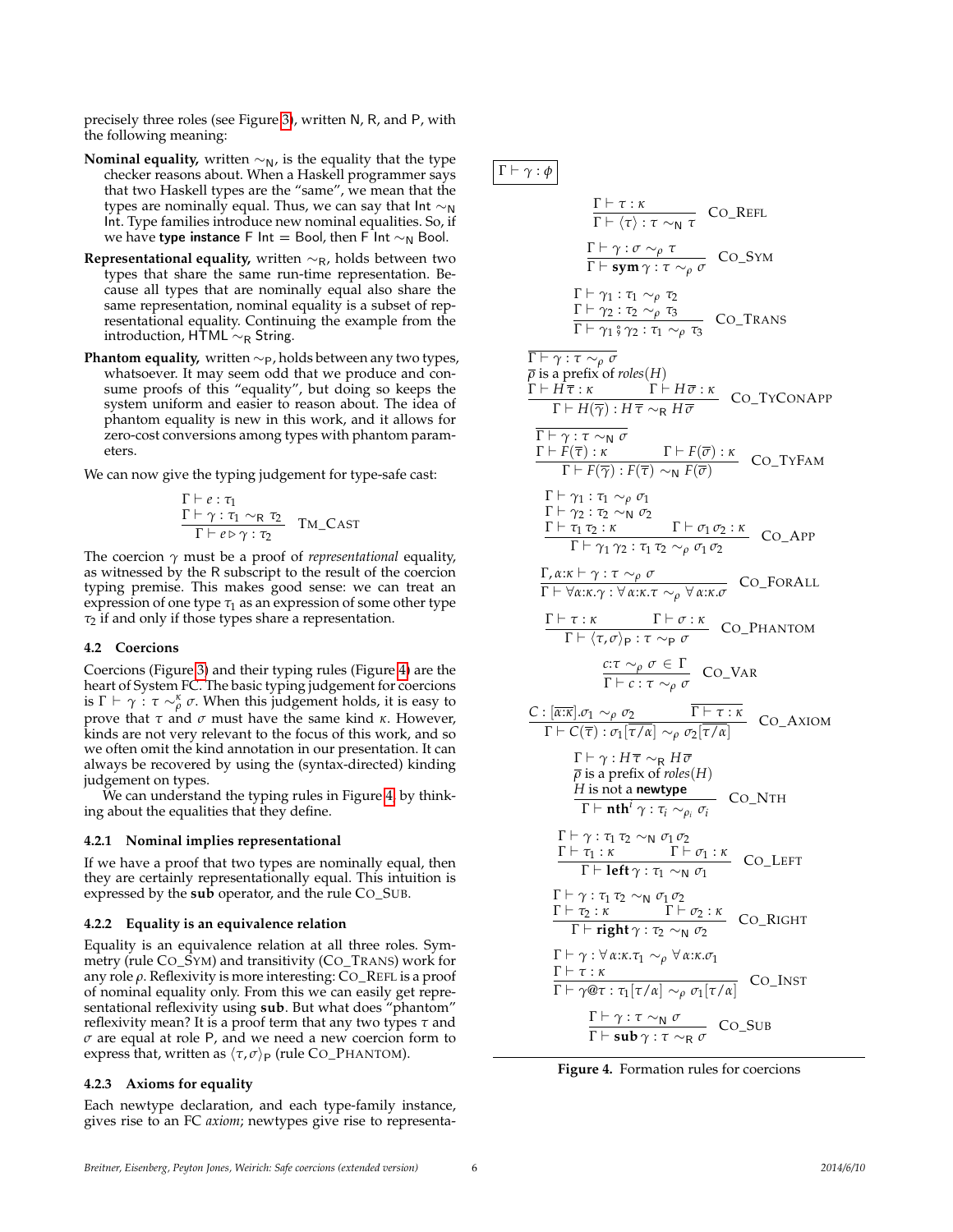precisely three roles (see Figure 3), written N, R, and P, with the following meaning:

**Nominal equality,** written $\sim_\mathsf{N}$, is the equality that the type checker reasons about. When a Haskell programmer says that two Haskell types are the "same", we mean that the types are nominally equal. Thus, we can say that $\mathsf{Int} \sim_\mathsf{N} \mathsf{Int}$. Type families introduce new nominal equalities. So, if we have **type instance** $\mathsf{F\ Int} = \mathsf{Bool}$, then $\mathsf{F\ Int} \sim_\mathsf{N} \mathsf{Bool}$.

**Representational equality,** written $\sim_\mathsf{R}$, holds between two types that share the same run-time representation. Because all types that are nominally equal also share the same representation, nominal equality is a subset of representational equality. Continuing the example from the introduction, $\mathsf{HTML} \sim_\mathsf{R} \mathsf{String}$.

**Phantom equality,** written $\sim_\mathsf{P}$, holds between any two types, whatsoever. It may seem odd that we produce and consume proofs of this "equality", but doing so keeps the system uniform and easier to reason about. The idea of phantom equality is new in this work, and it allows for zero-cost conversions among types with phantom parameters.

We can now give the typing judgement for type-safe cast:

$$\frac{\Gamma \vdash e : \tau_1 \qquad \Gamma \vdash \gamma : \tau_1 \sim_\mathsf{R} \tau_2}{\Gamma \vdash e \triangleright \gamma : \tau_2} \quad \text{TM\_CAST}$$

The coercion $\gamma$ must be a proof of *representational* equality, as witnessed by the R subscript to the result of the coercion typing premise. This makes good sense: we can treat an expression of one type $\tau_1$ as an expression of some other type $\tau_2$ if and only if those types share a representation.

### 4.2 Coercions

Coercions (Figure 3) and their typing rules (Figure 4) are the heart of System FC. The basic typing judgement for coercions is $\Gamma \vdash \gamma : \tau \sim^\kappa_\rho \sigma$. When this judgement holds, it is easy to prove that $\tau$ and $\sigma$ must have the same kind $\kappa$. However, kinds are not very relevant to the focus of this work, and so we often omit the kind annotation in our presentation. It can always be recovered by using the (syntax-directed) kinding judgement on types.

We can understand the typing rules in Figure 4 by thinking about the equalities that they define.

#### 4.2.1 Nominal implies representational

If we have a proof that two types are nominally equal, then they are certainly representationally equal. This intuition is expressed by the **sub** operator, and the rule CO_SUB.

#### 4.2.2 Equality is an equivalence relation

Equality is an equivalence relation at all three roles. Symmetry (rule CO_SYM) and transitivity (CO_TRANS) work for any role $\rho$. Reflexivity is more interesting: CO_REFL is a proof of nominal equality only. From this we can easily get representational reflexivity using **sub**. But what does "phantom" reflexivity mean? It is a proof term that any two types $\tau$ and $\sigma$ are equal at role P, and we need a new coercion form to express that, written as $\langle \tau, \sigma \rangle_\mathsf{P}$ (rule CO_PHANTOM).

#### 4.2.3 Axioms for equality

Each newtype declaration, and each type-family instance, gives rise to an FC *axiom*; newtypes give rise to representa-

$\boxed{\Gamma \vdash \gamma : \phi}$

$$\frac{\Gamma \vdash \tau : \kappa}{\Gamma \vdash \langle \tau \rangle : \tau \sim_\mathsf{N} \tau} \quad \text{CO\_REFL}$$

$$\frac{\Gamma \vdash \gamma : \sigma \sim_\rho \tau}{\Gamma \vdash \mathbf{sym}\,\gamma : \tau \sim_\rho \sigma} \quad \text{CO\_SYM}$$

$$\frac{\Gamma \vdash \gamma_1 : \tau_1 \sim_\rho \tau_2 \qquad \Gamma \vdash \gamma_2 : \tau_2 \sim_\rho \tau_3}{\Gamma \vdash \gamma_1 \mathbin{;} \gamma_2 : \tau_1 \sim_\rho \tau_3} \quad \text{CO\_TRANS}$$

$$\frac{\overline{\Gamma \vdash \gamma : \tau \sim_\rho \sigma} \qquad \overline{\rho} \text{ is a prefix of } roles(H) \qquad \Gamma \vdash H\,\overline{\tau} : \kappa \qquad \Gamma \vdash H\,\overline{\sigma} : \kappa}{\Gamma \vdash H(\overline{\gamma}) : H\,\overline{\tau} \sim_\mathsf{R} H\,\overline{\sigma}} \quad \text{CO\_TYCONAPP}$$

$$\frac{\overline{\Gamma \vdash \gamma : \tau \sim_\mathsf{N} \sigma} \qquad \Gamma \vdash F(\overline{\tau}) : \kappa \qquad \Gamma \vdash F(\overline{\sigma}) : \kappa}{\Gamma \vdash F(\overline{\gamma}) : F(\overline{\tau}) \sim_\mathsf{N} F(\overline{\sigma})} \quad \text{CO\_TYFAM}$$

$$\frac{\Gamma \vdash \gamma_1 : \tau_1 \sim_\rho \sigma_1 \qquad \Gamma \vdash \gamma_2 : \tau_2 \sim_\mathsf{N} \sigma_2 \qquad \Gamma \vdash \tau_1\,\tau_2 : \kappa \qquad \Gamma \vdash \sigma_1\,\sigma_2 : \kappa}{\Gamma \vdash \gamma_1\,\gamma_2 : \tau_1\,\tau_2 \sim_\rho \sigma_1\,\sigma_2} \quad \text{CO\_APP}$$

$$\frac{\Gamma, \alpha{:}\kappa \vdash \gamma : \tau \sim_\rho \sigma}{\Gamma \vdash \forall \alpha{:}\kappa.\gamma : \forall \alpha{:}\kappa.\tau \sim_\rho \forall \alpha{:}\kappa.\sigma} \quad \text{CO\_FORALL}$$

$$\frac{\Gamma \vdash \tau : \kappa \qquad \Gamma \vdash \sigma : \kappa}{\Gamma \vdash \langle \tau, \sigma \rangle_\mathsf{P} : \tau \sim_\mathsf{P} \sigma} \quad \text{CO\_PHANTOM}$$

$$\frac{c{:}\tau \sim_\rho \sigma \in \Gamma}{\Gamma \vdash c : \tau \sim_\rho \sigma} \quad \text{CO\_VAR}$$

$$\frac{C : [\overline{\alpha{:}\kappa}].\sigma_1 \sim_\rho \sigma_2 \qquad \overline{\Gamma \vdash \tau : \kappa}}{\Gamma \vdash C(\overline{\tau}) : \sigma_1[\overline{\tau/\alpha}] \sim_\rho \sigma_2[\overline{\tau/\alpha}]} \quad \text{CO\_AXIOM}$$

$$\frac{\Gamma \vdash \gamma : H\,\overline{\tau} \sim_\mathsf{R} H\,\overline{\sigma} \qquad \overline{\rho} \text{ is a prefix of } roles(H) \qquad H \text{ is not a } \mathbf{newtype}}{\Gamma \vdash \mathbf{nth}^i\,\gamma : \tau_i \sim_{\rho_i} \sigma_i} \quad \text{CO\_NTH}$$

$$\frac{\Gamma \vdash \gamma : \tau_1\,\tau_2 \sim_\mathsf{N} \sigma_1\,\sigma_2 \qquad \Gamma \vdash \tau_1 : \kappa \qquad \Gamma \vdash \sigma_1 : \kappa}{\Gamma \vdash \mathbf{left}\,\gamma : \tau_1 \sim_\mathsf{N} \sigma_1} \quad \text{CO\_LEFT}$$

$$\frac{\Gamma \vdash \gamma : \tau_1\,\tau_2 \sim_\mathsf{N} \sigma_1\,\sigma_2 \qquad \Gamma \vdash \tau_2 : \kappa \qquad \Gamma \vdash \sigma_2 : \kappa}{\Gamma \vdash \mathbf{right}\,\gamma : \tau_2 \sim_\mathsf{N} \sigma_2} \quad \text{CO\_RIGHT}$$

$$\frac{\Gamma \vdash \gamma : \forall \alpha{:}\kappa.\tau_1 \sim_\rho \forall \alpha{:}\kappa.\sigma_1 \qquad \Gamma \vdash \tau : \kappa}{\Gamma \vdash \gamma@\tau : \tau_1[\tau/\alpha] \sim_\rho \sigma_1[\tau/\alpha]} \quad \text{CO\_INST}$$

$$\frac{\Gamma \vdash \gamma : \tau \sim_\mathsf{N} \sigma}{\Gamma \vdash \mathbf{sub}\,\gamma : \tau \sim_\mathsf{R} \sigma} \quad \text{CO\_SUB}$$

**Figure 4.** Formation rules for coercions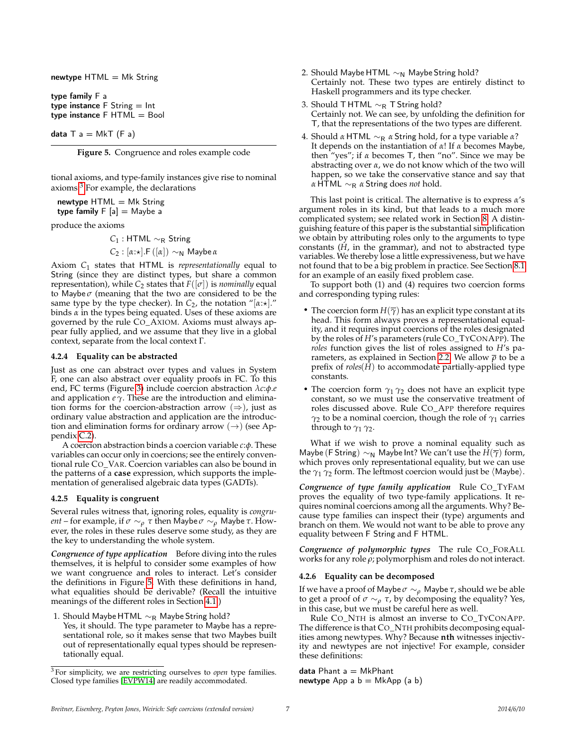```
newtype HTML = Mk String

type family F a
type instance F String = Int
type instance F HTML = Bool

data T a = MkT (F a)
```

**Figure 5.** Congruence and roles example code

tional axioms, and type-family instances give rise to nominal axioms.[3] For example, the declarations

```
newtype HTML = Mk String
type family F [a] = Maybe a
```

produce the axioms

$$C_1 : \mathsf{HTML} \sim_{\mathsf{R}} \mathsf{String}$$
$$C_2 : [\alpha{:}\star].\mathsf{F}\,([\alpha]) \sim_{\mathsf{N}} \mathsf{Maybe}\,\alpha$$

Axiom $C_1$ states that HTML is *representationally* equal to String (since they are distinct types, but share a common representation), while $C_2$ states that $F([\sigma])$ is *nominally* equal to $\mathsf{Maybe}\,\sigma$ (meaning that the two are considered to be the same type by the type checker). In $C_2$, the notation "$[\alpha{:}\star]$." binds $\alpha$ in the types being equated. Uses of these axioms are governed by the rule Co_Axiom. Axioms must always appear fully applied, and we assume that they live in a global context, separate from the local context Γ.

#### 4.2.4 Equality can be abstracted

Just as one can abstract over types and values in System F, one can also abstract over equality proofs in FC. To this end, FC terms (Figure 3) include coercion abstraction $\lambda c{:}\phi.e$ and application $e\,\gamma$. These are the introduction and elimination forms for the coercion-abstraction arrow ($\Rightarrow$), just as ordinary value abstraction and application are the introduction and elimination forms for ordinary arrow ($\rightarrow$) (see Appendix C.2).

A coercion abstraction binds a coercion variable $c{:}\phi$. These variables can occur only in coercions; see the entirely conventional rule Co_Var. Coercion variables can also be bound in the patterns of a **case** expression, which supports the implementation of generalised algebraic data types (GADTs).

#### 4.2.5 Equality is congruent

Several rules witness that, ignoring roles, equality is *congruent* – for example, if $\sigma \sim_\rho \tau$ then $\mathsf{Maybe}\,\sigma \sim_\rho \mathsf{Maybe}\,\tau$. However, the roles in these rules deserve some study, as they are the key to understanding the whole system.

***Congruence of type application*** Before diving into the rules themselves, it is helpful to consider some examples of how we want congruence and roles to interact. Let's consider the definitions in Figure 5. With these definitions in hand, what equalities should be derivable? (Recall the intuitive meanings of the different roles in Section 4.1.)

1. Should $\mathsf{Maybe\,HTML} \sim_{\mathsf{R}} \mathsf{Maybe\,String}$ hold?
   Yes, it should. The type parameter to Maybe has a representational role, so it makes sense that two Maybes built out of representationally equal types should be representationally equal.
2. Should $\mathsf{Maybe\,HTML} \sim_{\mathsf{N}} \mathsf{Maybe\,String}$ hold?
   Certainly not. These two types are entirely distinct to Haskell programmers and its type checker.
3. Should $\mathsf{T\,HTML} \sim_{\mathsf{R}} \mathsf{T\,String}$ hold?
   Certainly not. We can see, by unfolding the definition for T, that the representations of the two types are different.
4. Should $\alpha\,\mathsf{HTML} \sim_{\mathsf{R}} \alpha\,\mathsf{String}$ hold, for a type variable $\alpha$?
   It depends on the instantiation of $\alpha$! If $\alpha$ becomes Maybe, then "yes"; if $\alpha$ becomes T, then "no". Since we may be abstracting over $\alpha$, we do not know which of the two will happen, so we take the conservative stance and say that $\alpha\,\mathsf{HTML} \sim_{\mathsf{R}} \alpha\,\mathsf{String}$ does *not* hold.

This last point is critical. The alternative is to express $\alpha$'s argument roles in its kind, but that leads to a much more complicated system; see related work in Section 8. A distinguishing feature of this paper is the substantial simplification we obtain by attributing roles only to the arguments to type constants ($H$, in the grammar), and not to abstracted type variables. We thereby lose a little expressiveness, but we have not found that to be a big problem in practice. See Section 8.1 for an example of an easily fixed problem case.

To support both (1) and (4) requires two coercion forms and corresponding typing rules:

- The coercion form $H(\overline{\gamma})$ has an explicit type constant at its head. This form always proves a representational equality, and it requires input coercions of the roles designated by the roles of $H$'s parameters (rule Co_TyConApp). The *roles* function gives the list of roles assigned to $H$'s parameters, as explained in Section 2.2. We allow $\overline{\rho}$ to be a prefix of $roles(H)$ to accommodate partially-applied type constants.
- The coercion form $\gamma_1\,\gamma_2$ does not have an explicit type constant, so we must use the conservative treatment of roles discussed above. Rule Co_App therefore requires $\gamma_2$ to be a nominal coercion, though the role of $\gamma_1$ carries through to $\gamma_1\,\gamma_2$.

What if we wish to prove a nominal equality such as $\mathsf{Maybe\,(F\,String)} \sim_{\mathsf{N}} \mathsf{Maybe\,Int}$? We can't use the $H(\overline{\gamma})$ form, which proves only representational equality, but we can use the $\gamma_1\,\gamma_2$ form. The leftmost coercion would just be $\langle\mathsf{Maybe}\rangle$.

***Congruence of type family application*** Rule Co_TyFam proves the equality of two type-family applications. It requires nominal coercions among all the arguments. Why? Because type families can inspect their (type) arguments and branch on them. We would not want to be able to prove any equality between F String and F HTML.

***Congruence of polymorphic types*** The rule Co_ForAll works for any role $\rho$; polymorphism and roles do not interact.

#### 4.2.6 Equality can be decomposed

If we have a proof of $\mathsf{Maybe}\,\sigma \sim_\rho \mathsf{Maybe}\,\tau$, should we be able to get a proof of $\sigma \sim_\rho \tau$, by decomposing the equality? Yes, in this case, but we must be careful here as well.

Rule Co_Nth is almost an inverse to Co_TyConApp. The difference is that Co_Nth prohibits decomposing equalities among newtypes. Why? Because **nth** witnesses injectivity and newtypes are not injective! For example, consider these definitions:

```
data Phant a = MkPhant
newtype App a b = MkApp (a b)
```

[3] For simplicity, we are restricting ourselves to *open* type families. Closed type families [EVPW14] are readily accommodated.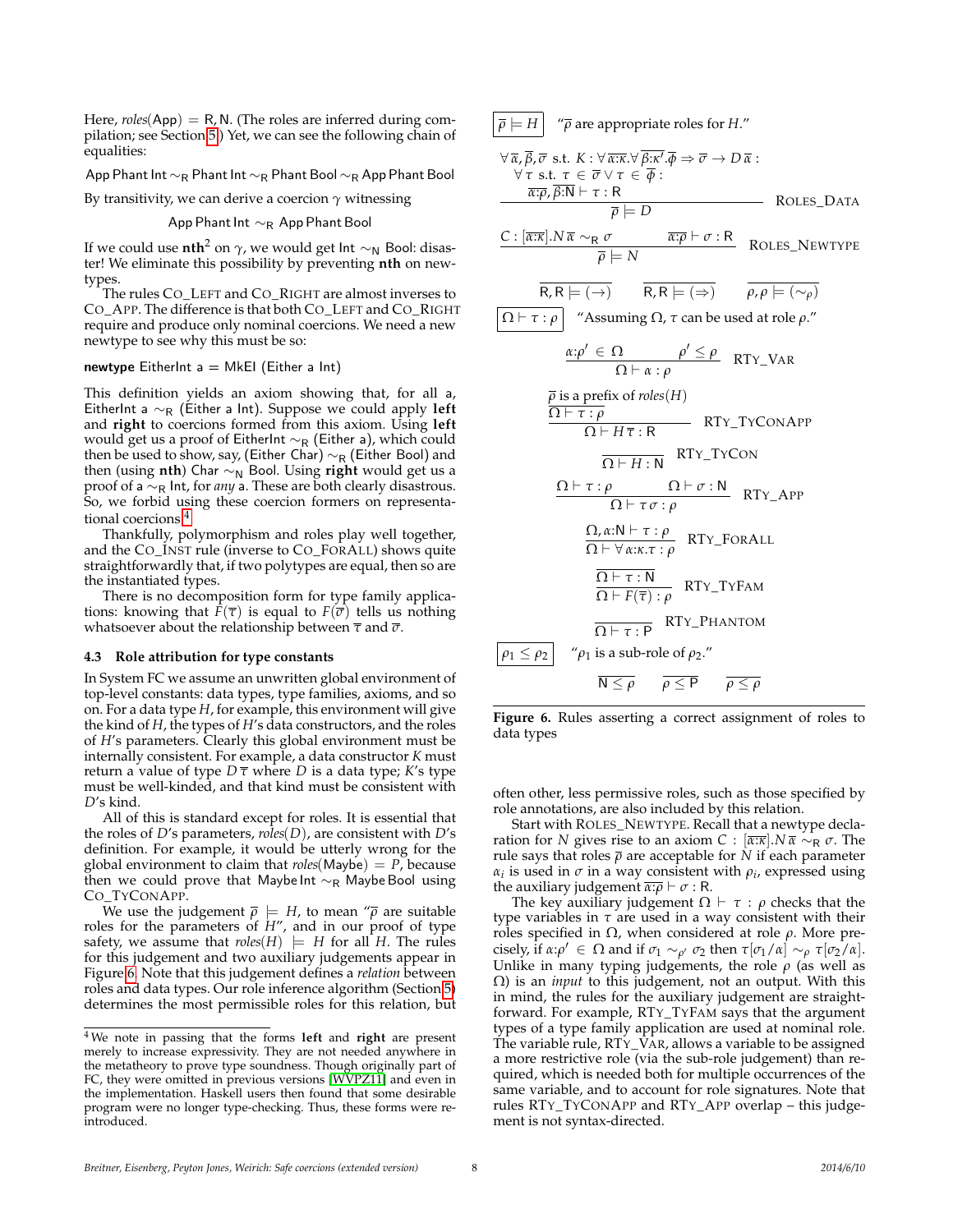Here, $roles(\mathsf{App}) = \mathsf{R}, \mathsf{N}$. (The roles are inferred during compilation; see Section 5.) Yet, we can see the following chain of equalities:

$$\mathsf{App\ Phant\ Int} \sim_\mathsf{R} \mathsf{Phant\ Int} \sim_\mathsf{R} \mathsf{Phant\ Bool} \sim_\mathsf{R} \mathsf{App\ Phant\ Bool}$$

By transitivity, we can derive a coercion $\gamma$ witnessing

$$\mathsf{App\ Phant\ Int} \sim_\mathsf{R} \mathsf{App\ Phant\ Bool}$$

If we could use $\mathbf{nth}^2$ on $\gamma$, we would get $\mathsf{Int} \sim_\mathsf{N} \mathsf{Bool}$: disaster! We eliminate this possibility by preventing **nth** on newtypes.

The rules CO_LEFT and CO_RIGHT are almost inverses to CO_APP. The difference is that both CO_LEFT and CO_RIGHT require and produce only nominal coercions. We need a new newtype to see why this must be so:

```
newtype EitherInt a = MkEI (Either a Int)
```

This definition yields an axiom showing that, for all $\mathsf{a}$, $\mathsf{EitherInt\ a} \sim_\mathsf{R} (\mathsf{Either\ a\ Int})$. Suppose we could apply **left** and **right** to coercions formed from this axiom. Using **left** would get us a proof of $\mathsf{EitherInt} \sim_\mathsf{R} (\mathsf{Either\ a})$, which could then be used to show, say, $(\mathsf{Either\ Char}) \sim_\mathsf{R} (\mathsf{Either\ Bool})$ and then (using **nth**) $\mathsf{Char} \sim_\mathsf{N} \mathsf{Bool}$. Using **right** would get us a proof of $\mathsf{a} \sim_\mathsf{R} \mathsf{Int}$, for *any* $\mathsf{a}$. These are both clearly disastrous. So, we forbid using these coercion formers on representational coercions.[4]

Thankfully, polymorphism and roles play well together, and the CO_INST rule (inverse to CO_FORALL) shows quite straightforwardly that, if two polytypes are equal, then so are the instantiated types.

There is no decomposition form for type family applications: knowing that $F(\overline{\tau})$ is equal to $F(\overline{\sigma})$ tells us nothing whatsoever about the relationship between $\overline{\tau}$ and $\overline{\sigma}$.

### 4.3 Role attribution for type constants

In System FC we assume an unwritten global environment of top-level constants: data types, type families, axioms, and so on. For a data type $H$, for example, this environment will give the kind of $H$, the types of $H$'s data constructors, and the roles of $H$'s parameters. Clearly this global environment must be internally consistent. For example, a data constructor $K$ must return a value of type $D\,\overline{\tau}$ where $D$ is a data type; $K$'s type must be well-kinded, and that kind must be consistent with $D$'s kind.

All of this is standard except for roles. It is essential that the roles of $D$'s parameters, $roles(D)$, are consistent with $D$'s definition. For example, it would be utterly wrong for the global environment to claim that $roles(\mathsf{Maybe}) = P$, because then we could prove that $\mathsf{Maybe\ Int} \sim_\mathsf{R} \mathsf{Maybe\ Bool}$ using CO_TYCONAPP.

We use the judgement $\overline{\rho} \models H$, to mean "$\overline{\rho}$ are suitable roles for the parameters of $H$", and in our proof of type safety, we assume that $roles(H) \models H$ for all $H$. The rules for this judgement and two auxiliary judgements appear in Figure 6. Note that this judgement defines a *relation* between roles and data types. Our role inference algorithm (Section 5) determines the most permissive roles for this relation, but often other, less permissive roles, such as those specified by role annotations, are also included by this relation.

$\boxed{\overline{\rho} \models H}$ "$\overline{\rho}$ are appropriate roles for $H$."

$$\frac{\begin{array}{l}\forall \overline{\alpha}, \overline{\beta}, \overline{\sigma} \text{ s.t. } K : \forall \overline{\alpha{:}\kappa}. \forall \overline{\beta{:}\kappa'}. \overline{\phi} \Rightarrow \overline{\sigma} \to D\,\overline{\alpha} : \\ \quad \forall \tau \text{ s.t. } \tau \in \overline{\sigma} \vee \tau \in \overline{\phi} : \\ \quad \overline{\alpha{:}\rho}, \overline{\beta{:}\mathsf{N}} \vdash \tau : \mathsf{R}\end{array}}{\overline{\rho} \models D} \quad \text{ROLES\_DATA}$$

$$\frac{C : [\overline{\alpha{:}\kappa}].N\,\overline{\alpha} \sim_\mathsf{R} \sigma \qquad \overline{\alpha{:}\rho} \vdash \sigma : \mathsf{R}}{\overline{\rho} \models N} \quad \text{ROLES\_NEWTYPE}$$

$$\overline{\mathsf{R}, \mathsf{R} \models (\to)} \qquad \overline{\mathsf{R}, \mathsf{R} \models (\Rightarrow)} \qquad \overline{\rho, \rho \models (\sim_\rho)}$$

$\boxed{\Omega \vdash \tau : \rho}$ "Assuming $\Omega$, $\tau$ can be used at role $\rho$."

$$\frac{\alpha{:}\rho' \in \Omega \qquad \rho' \leq \rho}{\Omega \vdash \alpha : \rho} \quad \text{RTY\_VAR}$$

$$\frac{\begin{array}{c}\overline{\rho} \text{ is a prefix of } roles(H) \\ \overline{\Omega \vdash \tau : \rho}\end{array}}{\Omega \vdash H\,\overline{\tau} : \mathsf{R}} \quad \text{RTY\_TYCONAPP}$$

$$\overline{\Omega \vdash H : \mathsf{N}} \quad \text{RTY\_TYCON}$$

$$\frac{\Omega \vdash \tau : \rho \qquad \Omega \vdash \sigma : \mathsf{N}}{\Omega \vdash \tau\,\sigma : \rho} \quad \text{RTY\_APP}$$

$$\frac{\Omega, \alpha{:}\mathsf{N} \vdash \tau : \rho}{\Omega \vdash \forall\,\alpha{:}\kappa.\tau : \rho} \quad \text{RTY\_FORALL}$$

$$\frac{\overline{\Omega \vdash \tau : \mathsf{N}}}{\Omega \vdash F(\overline{\tau}) : \rho} \quad \text{RTY\_TYFAM}$$

$$\overline{\Omega \vdash \tau : \mathsf{P}} \quad \text{RTY\_PHANTOM}$$

$\boxed{\rho_1 \leq \rho_2}$ "$\rho_1$ is a sub-role of $\rho_2$."

$$\overline{\mathsf{N} \leq \rho} \qquad \overline{\rho \leq \mathsf{P}} \qquad \overline{\rho \leq \rho}$$

**Figure 6.** Rules asserting a correct assignment of roles to data types

Start with ROLES_NEWTYPE. Recall that a newtype declaration for $N$ gives rise to an axiom $C : [\overline{\alpha{:}\kappa}].N\,\overline{\alpha} \sim_\mathsf{R} \sigma$. The rule says that roles $\overline{\rho}$ are acceptable for $N$ if each parameter $\alpha_i$ is used in $\sigma$ in a way consistent with $\rho_i$, expressed using the auxiliary judgement $\overline{\alpha{:}\rho} \vdash \sigma : \mathsf{R}$.

The key auxiliary judgement $\Omega \vdash \tau : \rho$ checks that the type variables in $\tau$ are used in a way consistent with their roles specified in $\Omega$, when considered at role $\rho$. More precisely, if $\alpha{:}\rho' \in \Omega$ and if $\sigma_1 \sim_{\rho'} \sigma_2$ then $\tau[\sigma_1/\alpha] \sim_\rho \tau[\sigma_2/\alpha]$. Unlike in many typing judgements, the role $\rho$ (as well as $\Omega$) is an *input* to this judgement, not an output. With this in mind, the rules for the auxiliary judgement are straightforward. For example, RTY_TYFAM says that the argument types of a type family application are used at nominal role. The variable rule, RTY_VAR, allows a variable to be assigned a more restrictive role (via the sub-role judgement) than required, which is needed both for multiple occurrences of the same variable, and to account for role signatures. Note that rules RTY_TYCONAPP and RTY_APP overlap – this judgement is not syntax-directed.

[4] We note in passing that the forms **left** and **right** are present merely to increase expressivity. They are not needed anywhere in the metatheory to prove type soundness. Though originally part of FC, they were omitted in previous versions [WVPZ11] and even in the implementation. Haskell users then found that some desirable program were no longer type-checking. Thus, these forms were reintroduced.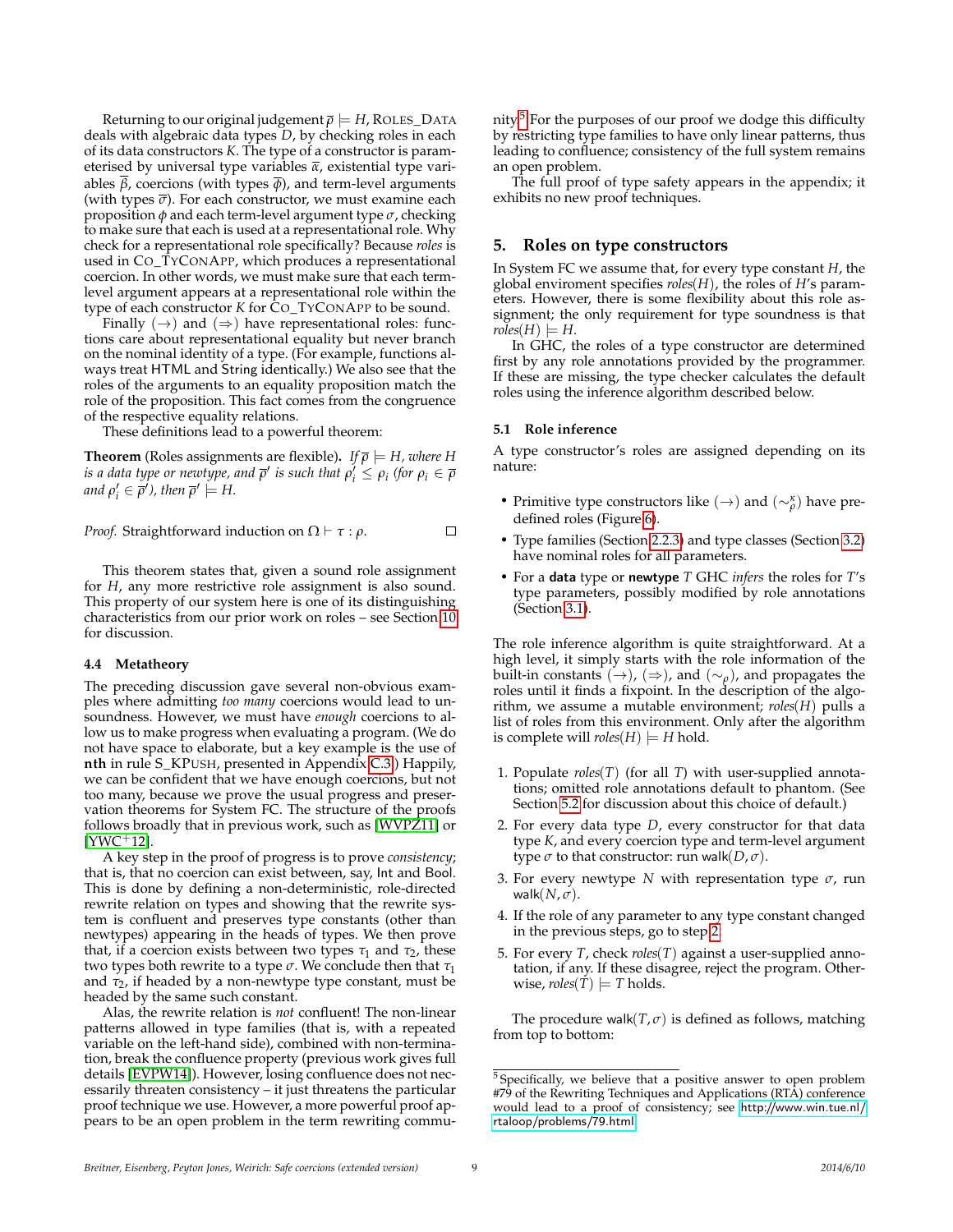Returning to our original judgement $\overline{\rho} \models H$, ROLES_DATA deals with algebraic data types $D$, by checking roles in each of its data constructors $K$. The type of a constructor is parameterised by universal type variables $\overline{\alpha}$, existential type variables $\overline{\beta}$, coercions (with types $\overline{\phi}$), and term-level arguments (with types $\overline{\sigma}$). For each constructor, we must examine each proposition $\phi$ and each term-level argument type $\sigma$, checking to make sure that each is used at a representational role. Why check for a representational role specifically? Because *roles* is used in CO_TYCONAPP, which produces a representational coercion. In other words, we must make sure that each term-level argument appears at a representational role within the type of each constructor $K$ for CO_TYCONAPP to be sound.

Finally $(\rightarrow)$ and $(\Rightarrow)$ have representational roles: functions care about representational equality but never branch on the nominal identity of a type. (For example, functions always treat HTML and String identically.) We also see that the roles of the arguments to an equality proposition match the role of the proposition. This fact comes from the congruence of the respective equality relations.

These definitions lead to a powerful theorem:

**Theorem** (Roles assignments are flexible)**.** *If $\overline{\rho} \models H$, where $H$ is a data type or newtype, and $\overline{\rho}'$ is such that $\rho_i' \leq \rho_i$ (for $\rho_i \in \overline{\rho}$ and $\rho_i' \in \overline{\rho}'$), then $\overline{\rho}' \models H$.*

*Proof.* Straightforward induction on $\Omega \vdash \tau : \rho$. □

This theorem states that, given a sound role assignment for $H$, any more restrictive role assignment is also sound. This property of our system here is one of its distinguishing characteristics from our prior work on roles – see Section 10 for discussion.

### 4.4 Metatheory

The preceding discussion gave several non-obvious examples where admitting *too many* coercions would lead to unsoundness. However, we must have *enough* coercions to allow us to make progress when evaluating a program. (We do not have space to elaborate, but a key example is the use of **nth** in rule S_KPUSH, presented in Appendix C.3.) Happily, we can be confident that we have enough coercions, but not too many, because we prove the usual progress and preservation theorems for System FC. The structure of the proofs follows broadly that in previous work, such as [WVPZ11] or [YWC+12].

A key step in the proof of progress is to prove *consistency*; that is, that no coercion can exist between, say, Int and Bool. This is done by defining a non-deterministic, role-directed rewrite relation on types and showing that the rewrite system is confluent and preserves type constants (other than newtypes) appearing in the heads of types. We then prove that, if a coercion exists between two types $\tau_1$ and $\tau_2$, these two types both rewrite to a type $\sigma$. We conclude then that $\tau_1$ and $\tau_2$, if headed by a non-newtype type constant, must be headed by the same such constant.

Alas, the rewrite relation is *not* confluent! The non-linear patterns allowed in type families (that is, with a repeated variable on the left-hand side), combined with non-termination, break the confluence property (previous work gives full details [EVPW14]). However, losing confluence does not necessarily threaten consistency – it just threatens the particular proof technique we use. However, a more powerful proof appears to be an open problem in the term rewriting community.[5] For the purposes of our proof we dodge this difficulty by restricting type families to have only linear patterns, thus leading to confluence; consistency of the full system remains an open problem.

The full proof of type safety appears in the appendix; it exhibits no new proof techniques.

## 5. Roles on type constructors

In System FC we assume that, for every type constant $H$, the global enviroment specifies *roles*$(H)$, the roles of $H$'s parameters. However, there is some flexibility about this role assignment; the only requirement for type soundness is that *roles*$(H) \models H$.

In GHC, the roles of a type constructor are determined first by any role annotations provided by the programmer. If these are missing, the type checker calculates the default roles using the inference algorithm described below.

### 5.1 Role inference

A type constructor's roles are assigned depending on its nature:

- Primitive type constructors like $(\rightarrow)$ and $(\sim_\rho^\kappa)$ have predefined roles (Figure 6).
- Type families (Section 2.2.3) and type classes (Section 3.2) have nominal roles for all parameters.
- For a **data** type or **newtype** $T$ GHC *infers* the roles for $T$'s type parameters, possibly modified by role annotations (Section 3.1).

The role inference algorithm is quite straightforward. At a high level, it simply starts with the role information of the built-in constants $(\rightarrow)$, $(\Rightarrow)$, and $(\sim_\rho)$, and propagates the roles until it finds a fixpoint. In the description of the algorithm, we assume a mutable environment; *roles*$(H)$ pulls a list of roles from this environment. Only after the algorithm is complete will *roles*$(H) \models H$ hold.

1. Populate *roles*$(T)$ (for all $T$) with user-supplied annotations; omitted role annotations default to phantom. (See Section 5.2 for discussion about this choice of default.)
2. For every data type $D$, every constructor for that data type $K$, and every coercion type and term-level argument type $\sigma$ to that constructor: run $\mathsf{walk}(D, \sigma)$.
3. For every newtype $N$ with representation type $\sigma$, run $\mathsf{walk}(N, \sigma)$.
4. If the role of any parameter to any type constant changed in the previous steps, go to step 2.
5. For every $T$, check *roles*$(T)$ against a user-supplied annotation, if any. If these disagree, reject the program. Otherwise, *roles*$(T) \models T$ holds.

The procedure $\mathsf{walk}(T, \sigma)$ is defined as follows, matching from top to bottom:

[5] Specifically, we believe that a positive answer to open problem #79 of the Rewriting Techniques and Applications (RTA) conference would lead to a proof of consistency; see http://www.win.tue.nl/rtaloop/problems/79.html.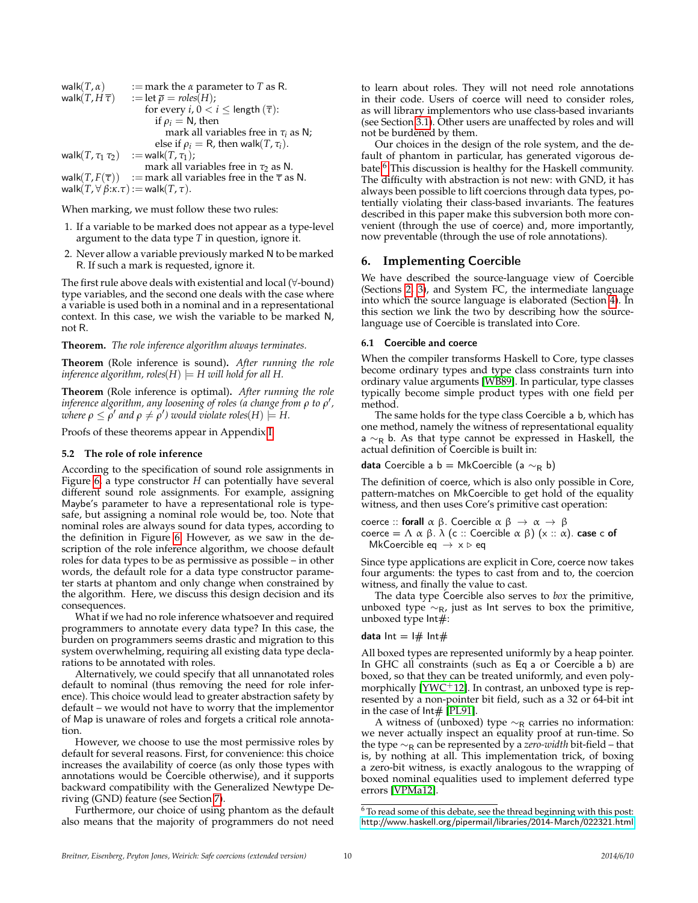$$
\begin{array}{ll}
\mathsf{walk}(T, \alpha) & := \text{mark the } \alpha \text{ parameter to } T \text{ as } \mathsf{R}. \\
\mathsf{walk}(T, H\,\overline{\tau}) & := \text{let } \overline{\rho} = \mathit{roles}(H); \\
& \quad \text{for every } i, 0 < i \leq \text{length}(\overline{\tau}): \\
& \quad\quad \text{if } \rho_i = \mathsf{N}, \text{ then} \\
& \quad\quad\quad \text{mark all variables free in } \tau_i \text{ as } \mathsf{N}; \\
& \quad\quad \text{else if } \rho_i = \mathsf{R}, \text{ then } \mathsf{walk}(T, \tau_i). \\
\mathsf{walk}(T, \tau_1\,\tau_2) & := \mathsf{walk}(T, \tau_1); \\
& \quad \text{mark all variables free in } \tau_2 \text{ as } \mathsf{N}. \\
\mathsf{walk}(T, F(\overline{\tau})) & := \text{mark all variables free in the } \overline{\tau} \text{ as } \mathsf{N}. \\
\mathsf{walk}(T, \forall\,\beta{:}\kappa.\tau) & := \mathsf{walk}(T, \tau).
\end{array}
$$

When marking, we must follow these two rules:

1. If a variable to be marked does not appear as a type-level argument to the data type $T$ in question, ignore it.
2. Never allow a variable previously marked N to be marked R. If such a mark is requested, ignore it.

The first rule above deals with existential and local ($\forall$-bound) type variables, and the second one deals with the case where a variable is used both in a nominal and in a representational context. In this case, we wish the variable to be marked N, not R.

**Theorem.** *The role inference algorithm always terminates.*

**Theorem** (Role inference is sound)**.** *After running the role inference algorithm, $roles(H) \models H$ will hold for all $H$.*

**Theorem** (Role inference is optimal)**.** *After running the role inference algorithm, any loosening of roles (a change from $\rho$ to $\rho'$, where $\rho \leq \rho'$ and $\rho \neq \rho'$) would violate $roles(H) \models H$.*

Proofs of these theorems appear in Appendix I.

### 5.2 The role of role inference

According to the specification of sound role assignments in Figure 6, a type constructor $H$ can potentially have several different sound role assignments. For example, assigning Maybe's parameter to have a representational role is type-safe, but assigning a nominal role would be, too. Note that nominal roles are always sound for data types, according to the definition in Figure 6. However, as we saw in the description of the role inference algorithm, we choose default roles for data types to be as permissive as possible – in other words, the default role for a data type constructor parameter starts at phantom and only change when constrained by the algorithm. Here, we discuss this design decision and its consequences.

What if we had no role inference whatsoever and required programmers to annotate every data type? In this case, the burden on programmers seems drastic and migration to this system overwhelming, requiring all existing data type declarations to be annotated with roles.

Alternatively, we could specify that all unannotated roles default to nominal (thus removing the need for role inference). This choice would lead to greater abstraction safety by default – we would not have to worry that the implementor of Map is unaware of roles and forgets a critical role annotation.

However, we choose to use the most permissive roles by default for several reasons. First, for convenience: this choice increases the availability of coerce (as only those types with annotations would be Coercible otherwise), and it supports backward compatibility with the Generalized Newtype Deriving (GND) feature (see Section 7).

Furthermore, our choice of using phantom as the default also means that the majority of programmers do not need to learn about roles. They will not need role annotations in their code. Users of coerce will need to consider roles, as will library implementors who use class-based invariants (see Section 3.1). Other users are unaffected by roles and will not be burdened by them.

Our choices in the design of the role system, and the default of phantom in particular, has generated vigorous debate.[6] This discussion is healthy for the Haskell community. The difficulty with abstraction is not new: with GND, it has always been possible to lift coercions through data types, potentially violating their class-based invariants. The features described in this paper make this subversion both more convenient (through the use of coerce) and, more importantly, now preventable (through the use of role annotations).

## 6. Implementing Coercible

We have described the source-language view of Coercible (Sections 2, 3), and System FC, the intermediate language into which the source language is elaborated (Section 4). In this section we link the two by describing how the source-language use of Coercible is translated into Core.

### 6.1 Coercible and coerce

When the compiler transforms Haskell to Core, type classes become ordinary types and type class constraints turn into ordinary value arguments [WB89]. In particular, type classes typically become simple product types with one field per method.

The same holds for the type class Coercible a b, which has one method, namely the witness of representational equality a $\sim_\mathsf{R}$ b. As that type cannot be expressed in Haskell, the actual definition of Coercible is built in:

```
data Coercible a b = MkCoercible (a ~R b)
```

The definition of coerce, which is also only possible in Core, pattern-matches on MkCoercible to get hold of the equality witness, and then uses Core's primitive cast operation:

```
coerce :: forall α β. Coercible α β → α → β
coerce = Λ α β. λ (c :: Coercible α β) (x :: α). case c of
  MkCoercible eq → x ▷ eq
```

Since type applications are explicit in Core, coerce now takes four arguments: the types to cast from and to, the coercion witness, and finally the value to cast.

The data type Coercible also serves to *box* the primitive, unboxed type $\sim_\mathsf{R}$, just as Int serves to box the primitive, unboxed type Int#:

```
data Int = I# Int#
```

All boxed types are represented uniformly by a heap pointer. In GHC all constraints (such as Eq a or Coercible a b) are boxed, so that they can be treated uniformly, and even polymorphically [YWC+12]. In contrast, an unboxed type is represented by a non-pointer bit field, such as a 32 or 64-bit int in the case of Int# [PL91].

A witness of (unboxed) type $\sim_\mathsf{R}$ carries no information: we never actually inspect an equality proof at run-time. So the type $\sim_\mathsf{R}$ can be represented by a *zero-width* bit-field – that is, by nothing at all. This implementation trick, of boxing a zero-bit witness, is exactly analogous to the wrapping of boxed nominal equalities used to implement deferred type errors [VPMa12].

[6] To read some of this debate, see the thread beginning with this post: http://www.haskell.org/pipermail/libraries/2014-March/022321.html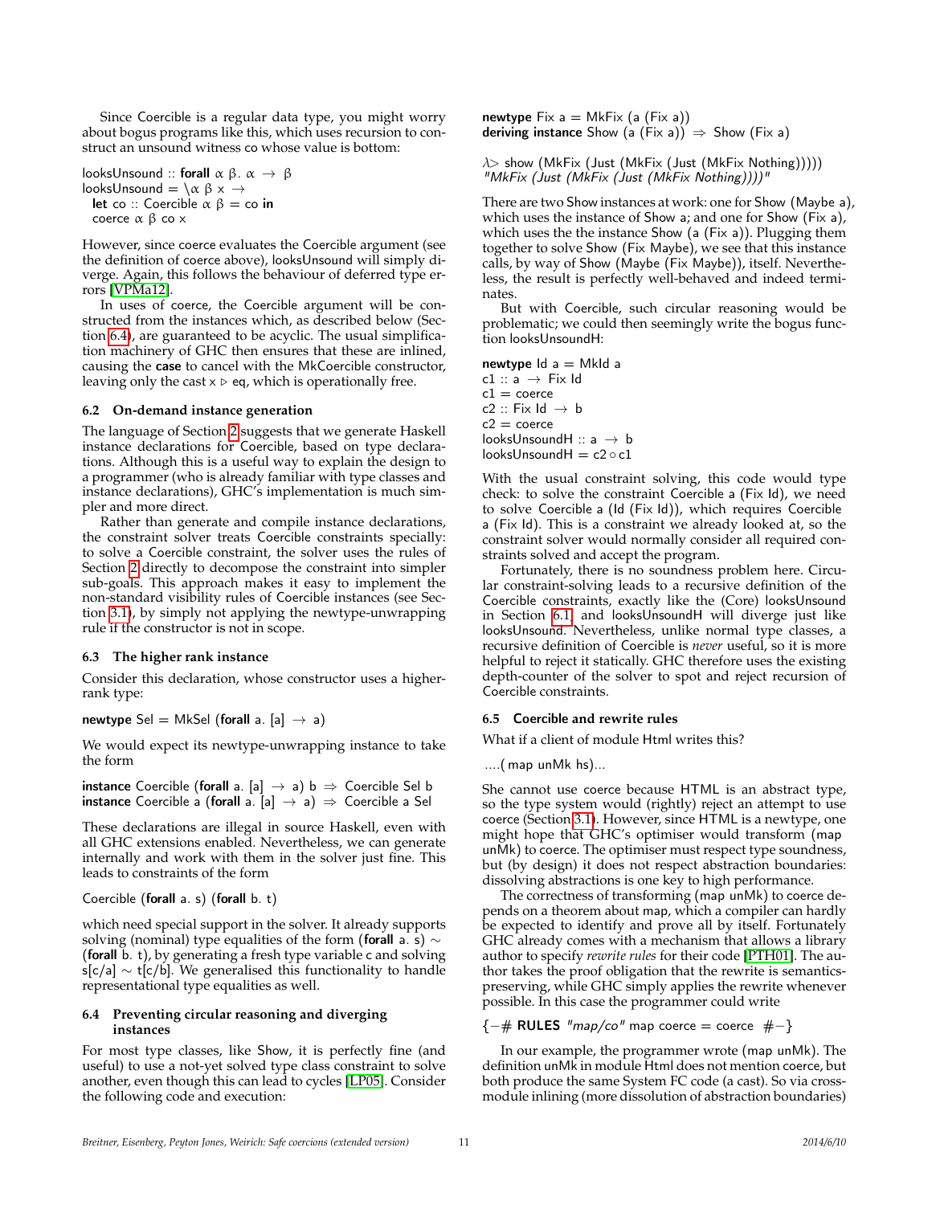Since Coercible is a regular data type, you might worry about bogus programs like this, which uses recursion to construct an unsound witness co whose value is bottom:

```
looksUnsound :: forall α β. α → β
looksUnsound = \α β x →
  let co :: Coercible α β = co in
  coerce α β co x
```

However, since coerce evaluates the Coercible argument (see the definition of coerce above), looksUnsound will simply diverge. Again, this follows the behaviour of deferred type errors [VPMa12].

In uses of coerce, the Coercible argument will be constructed from the instances which, as described below (Section 6.4), are guaranteed to be acyclic. The usual simplification machinery of GHC then ensures that these are inlined, causing the **case** to cancel with the MkCoercible constructor, leaving only the cast x ▷ eq, which is operationally free.

### 6.2 On-demand instance generation

The language of Section 2 suggests that we generate Haskell instance declarations for Coercible, based on type declarations. Although this is a useful way to explain the design to a programmer (who is already familiar with type classes and instance declarations), GHC's implementation is much simpler and more direct.

Rather than generate and compile instance declarations, the constraint solver treats Coercible constraints specially: to solve a Coercible constraint, the solver uses the rules of Section 2 directly to decompose the constraint into simpler sub-goals. This approach makes it easy to implement the non-standard visibility rules of Coercible instances (see Section 3.1), by simply not applying the newtype-unwrapping rule if the constructor is not in scope.

### 6.3 The higher rank instance

Consider this declaration, whose constructor uses a higher-rank type:

```
newtype Sel = MkSel (forall a. [a] → a)
```

We would expect its newtype-unwrapping instance to take the form

```
instance Coercible (forall a. [a] → a) b ⇒ Coercible Sel b
instance Coercible a (forall a. [a] → a) ⇒ Coercible a Sel
```

These declarations are illegal in source Haskell, even with all GHC extensions enabled. Nevertheless, we can generate internally and work with them in the solver just fine. This leads to constraints of the form

Coercible (**forall** a. s) (**forall** b. t)

which need special support in the solver. It already supports solving (nominal) type equalities of the form (**forall** a. s) ∼ (**forall** b. t), by generating a fresh type variable c and solving s[c/a] ∼ t[c/b]. We generalised this functionality to handle representational type equalities as well.

### 6.4 Preventing circular reasoning and diverging instances

For most type classes, like Show, it is perfectly fine (and useful) to use a not-yet solved type class constraint to solve another, even though this can lead to cycles [LP05]. Consider the following code and execution:

```
newtype Fix a = MkFix (a (Fix a))
deriving instance Show (a (Fix a)) ⇒ Show (Fix a)

λ> show (MkFix (Just (MkFix (Just (MkFix Nothing)))))
"MkFix (Just (MkFix (Just (MkFix Nothing))))"
```

There are two Show instances at work: one for Show (Maybe a), which uses the instance of Show a; and one for Show (Fix a), which uses the the instance Show (a (Fix a)). Plugging them together to solve Show (Fix Maybe), we see that this instance calls, by way of Show (Maybe (Fix Maybe)), itself. Nevertheless, the result is perfectly well-behaved and indeed terminates.

But with Coercible, such circular reasoning would be problematic; we could then seemingly write the bogus function looksUnsoundH:

```
newtype Id a = MkId a
c1 :: a → Fix Id
c1 = coerce
c2 :: Fix Id → b
c2 = coerce
looksUnsoundH :: a → b
looksUnsoundH = c2 ◦ c1
```

With the usual constraint solving, this code would type check: to solve the constraint Coercible a (Fix Id), we need to solve Coercible a (Id (Fix Id)), which requires Coercible a (Fix Id). This is a constraint we already looked at, so the constraint solver would normally consider all required constraints solved and accept the program.

Fortunately, there is no soundness problem here. Circular constraint-solving leads to a recursive definition of the Coercible constraints, exactly like the (Core) looksUnsound in Section 6.1 and looksUnsoundH will diverge just like looksUnsound. Nevertheless, unlike normal type classes, a recursive definition of Coercible is *never* useful, so it is more helpful to reject it statically. GHC therefore uses the existing depth-counter of the solver to spot and reject recursion of Coercible constraints.

### 6.5 Coercible and rewrite rules

What if a client of module Html writes this?

```
....( map unMk hs)...
```

She cannot use coerce because HTML is an abstract type, so the type system would (rightly) reject an attempt to use coerce (Section 3.1). However, since HTML is a newtype, one might hope that GHC's optimiser would transform (map unMk) to coerce. The optimiser must respect type soundness, but (by design) it does not respect abstraction boundaries: dissolving abstractions is one key to high performance.

The correctness of transforming (map unMk) to coerce depends on a theorem about map, which a compiler can hardly be expected to identify and prove all by itself. Fortunately GHC already comes with a mechanism that allows a library author to specify *rewrite rules* for their code [PTH01]. The author takes the proof obligation that the rewrite is semantics-preserving, while GHC simply applies the rewrite whenever possible. In this case the programmer could write

```
{-# RULES "map/co" map coerce = coerce #-}
```

In our example, the programmer wrote (map unMk). The definition unMk in module Html does not mention coerce, but both produce the same System FC code (a cast). So via cross-module inlining (more dissolution of abstraction boundaries)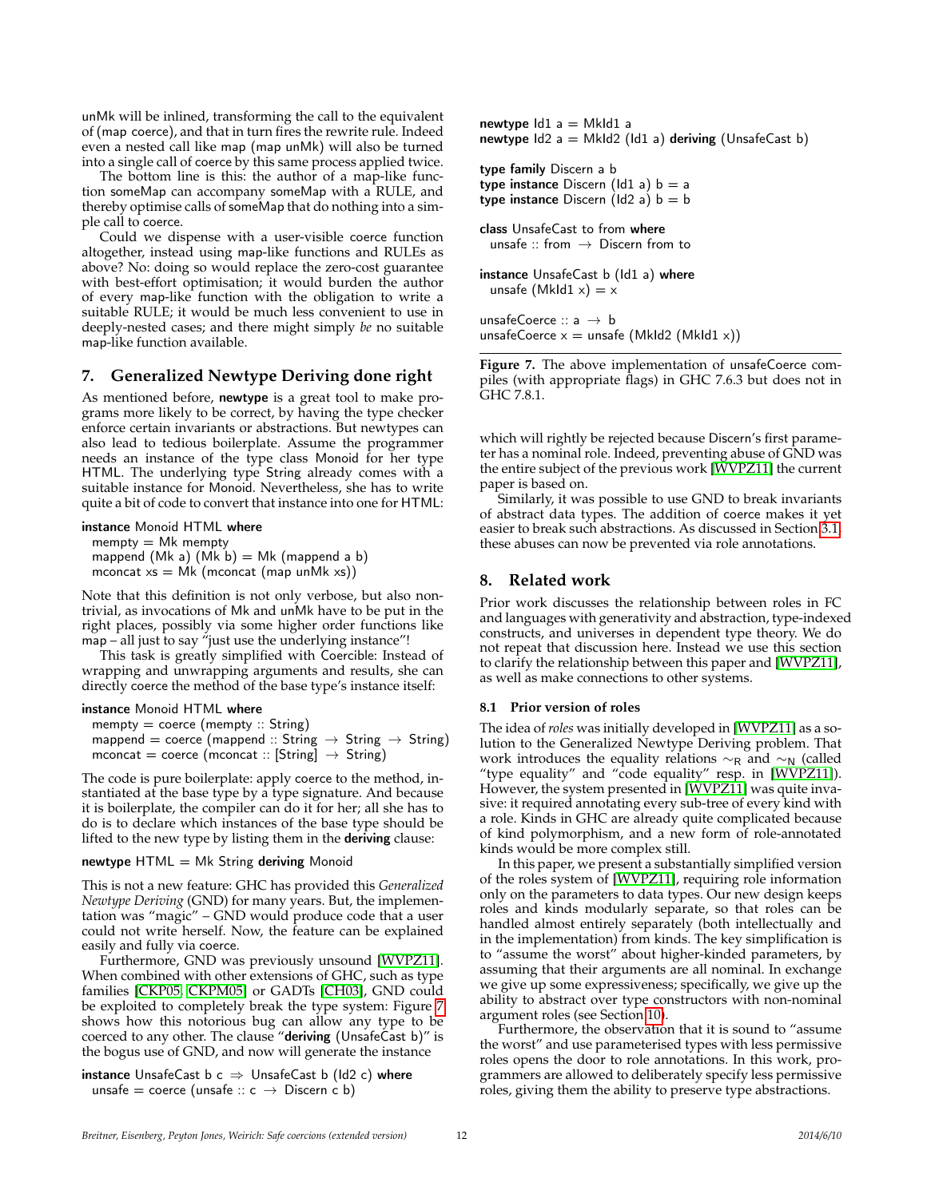unMk will be inlined, transforming the call to the equivalent of (map coerce), and that in turn fires the rewrite rule. Indeed even a nested call like map (map unMk) will also be turned into a single call of coerce by this same process applied twice.

The bottom line is this: the author of a map-like function someMap can accompany someMap with a RULE, and thereby optimise calls of someMap that do nothing into a simple call to coerce.

Could we dispense with a user-visible coerce function altogether, instead using map-like functions and RULEs as above? No: doing so would replace the zero-cost guarantee with best-effort optimisation; it would burden the author of every map-like function with the obligation to write a suitable RULE; it would be much less convenient to use in deeply-nested cases; and there might simply *be* no suitable map-like function available.

## 7. Generalized Newtype Deriving done right

As mentioned before, **newtype** is a great tool to make programs more likely to be correct, by having the type checker enforce certain invariants or abstractions. But newtypes can also lead to tedious boilerplate. Assume the programmer needs an instance of the type class Monoid for her type HTML. The underlying type String already comes with a suitable instance for Monoid. Nevertheless, she has to write quite a bit of code to convert that instance into one for HTML:

```
instance Monoid HTML where
  mempty = Mk mempty
  mappend (Mk a) (Mk b) = Mk (mappend a b)
  mconcat xs = Mk (mconcat (map unMk xs))
```

Note that this definition is not only verbose, but also nontrivial, as invocations of Mk and unMk have to be put in the right places, possibly via some higher order functions like map – all just to say "just use the underlying instance"!

This task is greatly simplified with Coercible: Instead of wrapping and unwrapping arguments and results, she can directly coerce the method of the base type's instance itself:

```
instance Monoid HTML where
  mempty = coerce (mempty :: String)
  mappend = coerce (mappend :: String → String → String)
  mconcat = coerce (mconcat :: [String] → String)
```

The code is pure boilerplate: apply coerce to the method, instantiated at the base type by a type signature. And because it is boilerplate, the compiler can do it for her; all she has to do is to declare which instances of the base type should be lifted to the new type by listing them in the **deriving** clause:

```
newtype HTML = Mk String deriving Monoid
```

This is not a new feature: GHC has provided this *Generalized Newtype Deriving* (GND) for many years. But, the implementation was "magic" – GND would produce code that a user could not write herself. Now, the feature can be explained easily and fully via coerce.

Furthermore, GND was previously unsound [WVPZ11]. When combined with other extensions of GHC, such as type families [CKP05, CKPM05] or GADTs [CH03], GND could be exploited to completely break the type system: Figure 7 shows how this notorious bug can allow any type to be coerced to any other. The clause "**deriving** (UnsafeCast b)" is the bogus use of GND, and now will generate the instance

```
instance UnsafeCast b c ⇒ UnsafeCast b (Id2 c) where
  unsafe = coerce (unsafe :: c → Discern c b)
```

```
newtype Id1 a = MkId1 a
newtype Id2 a = MkId2 (Id1 a) deriving (UnsafeCast b)

type family Discern a b
type instance Discern (Id1 a) b = a
type instance Discern (Id2 a) b = b

class UnsafeCast to from where
  unsafe :: from → Discern from to

instance UnsafeCast b (Id1 a) where
  unsafe (MkId1 x) = x

unsafeCoerce :: a → b
unsafeCoerce x = unsafe (MkId2 (MkId1 x))
```

**Figure 7.** The above implementation of unsafeCoerce compiles (with appropriate flags) in GHC 7.6.3 but does not in GHC 7.8.1.

which will rightly be rejected because Discern's first parameter has a nominal role. Indeed, preventing abuse of GND was the entire subject of the previous work [WVPZ11] the current paper is based on.

Similarly, it was possible to use GND to break invariants of abstract data types. The addition of coerce makes it yet easier to break such abstractions. As discussed in Section 3.1, these abuses can now be prevented via role annotations.

## 8. Related work

Prior work discusses the relationship between roles in FC and languages with generativity and abstraction, type-indexed constructs, and universes in dependent type theory. We do not repeat that discussion here. Instead we use this section to clarify the relationship between this paper and [WVPZ11], as well as make connections to other systems.

### 8.1 Prior version of roles

The idea of *roles* was initially developed in [WVPZ11] as a solution to the Generalized Newtype Deriving problem. That work introduces the equality relations $\sim_R$ and $\sim_N$ (called "type equality" and "code equality" resp. in [WVPZ11]). However, the system presented in [WVPZ11] was quite invasive: it required annotating every sub-tree of every kind with a role. Kinds in GHC are already quite complicated because of kind polymorphism, and a new form of role-annotated kinds would be more complex still.

In this paper, we present a substantially simplified version of the roles system of [WVPZ11], requiring role information only on the parameters to data types. Our new design keeps roles and kinds modularly separate, so that roles can be handled almost entirely separately (both intellectually and in the implementation) from kinds. The key simplification is to "assume the worst" about higher-kinded parameters, by assuming that their arguments are all nominal. In exchange we give up some expressiveness; specifically, we give up the ability to abstract over type constructors with non-nominal argument roles (see Section 10).

Furthermore, the observation that it is sound to "assume the worst" and use parameterised types with less permissive roles opens the door to role annotations. In this work, programmers are allowed to deliberately specify less permissive roles, giving them the ability to preserve type abstractions.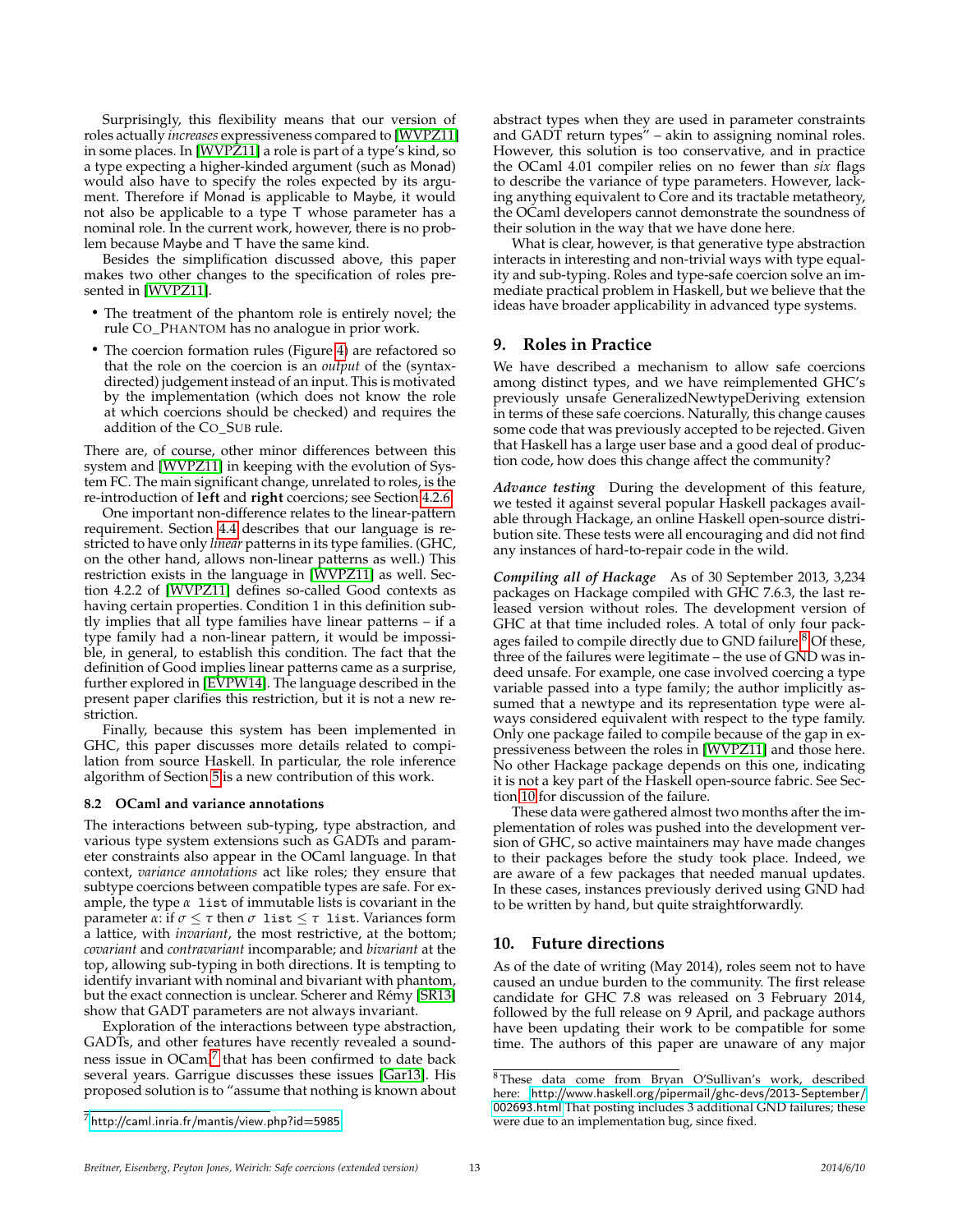Surprisingly, this flexibility means that our version of roles actually *increases* expressiveness compared to [WVPZ11] in some places. In [WVPZ11] a role is part of a type's kind, so a type expecting a higher-kinded argument (such as Monad) would also have to specify the roles expected by its argument. Therefore if Monad is applicable to Maybe, it would not also be applicable to a type T whose parameter has a nominal role. In the current work, however, there is no problem because Maybe and T have the same kind.

Besides the simplification discussed above, this paper makes two other changes to the specification of roles presented in [WVPZ11].

- The treatment of the phantom role is entirely novel; the rule CO_PHANTOM has no analogue in prior work.
- The coercion formation rules (Figure 4) are refactored so that the role on the coercion is an *output* of the (syntax-directed) judgement instead of an input. This is motivated by the implementation (which does not know the role at which coercions should be checked) and requires the addition of the CO_SUB rule.

There are, of course, other minor differences between this system and [WVPZ11] in keeping with the evolution of System FC. The main significant change, unrelated to roles, is the re-introduction of **left** and **right** coercions; see Section 4.2.6.

One important non-difference relates to the linear-pattern requirement. Section 4.4 describes that our language is restricted to have only *linear* patterns in its type families. (GHC, on the other hand, allows non-linear patterns as well.) This restriction exists in the language in [WVPZ11] as well. Section 4.2.2 of [WVPZ11] defines so-called Good contexts as having certain properties. Condition 1 in this definition subtly implies that all type families have linear patterns – if a type family had a non-linear pattern, it would be impossible, in general, to establish this condition. The fact that the definition of Good implies linear patterns came as a surprise, further explored in [EVPW14]. The language described in the present paper clarifies this restriction, but it is not a new restriction.

Finally, because this system has been implemented in GHC, this paper discusses more details related to compilation from source Haskell. In particular, the role inference algorithm of Section 5 is a new contribution of this work.

### 8.2 OCaml and variance annotations

The interactions between sub-typing, type abstraction, and various type system extensions such as GADTs and parameter constraints also appear in the OCaml language. In that context, *variance annotations* act like roles; they ensure that subtype coercions between compatible types are safe. For example, the type $\alpha$ `list` of immutable lists is covariant in the parameter $\alpha$: if $\sigma \le \tau$ then $\sigma$ `list` $\le \tau$ `list`. Variances form a lattice, with *invariant*, the most restrictive, at the bottom; *covariant* and *contravariant* incomparable; and *bivariant* at the top, allowing sub-typing in both directions. It is tempting to identify invariant with nominal and bivariant with phantom, but the exact connection is unclear. Scherer and Rémy [SR13] show that GADT parameters are not always invariant.

Exploration of the interactions between type abstraction, GADTs, and other features have recently revealed a soundness issue in OCaml[7] that has been confirmed to date back several years. Garrigue discusses these issues [Gar13]. His proposed solution is to "assume that nothing is known about abstract types when they are used in parameter constraints and GADT return types" – akin to assigning nominal roles. However, this solution is too conservative, and in practice the OCaml 4.01 compiler relies on no fewer than *six* flags to describe the variance of type parameters. However, lacking anything equivalent to Core and its tractable metatheory, the OCaml developers cannot demonstrate the soundness of their solution in the way that we have done here.

What is clear, however, is that generative type abstraction interacts in interesting and non-trivial ways with type equality and sub-typing. Roles and type-safe coercion solve an immediate practical problem in Haskell, but we believe that the ideas have broader applicability in advanced type systems.

[7] http://caml.inria.fr/mantis/view.php?id=5985

## 9. Roles in Practice

We have described a mechanism to allow safe coercions among distinct types, and we have reimplemented GHC's previously unsafe GeneralizedNewtypeDeriving extension in terms of these safe coercions. Naturally, this change causes some code that was previously accepted to be rejected. Given that Haskell has a large user base and a good deal of production code, how does this change affect the community?

***Advance testing*** During the development of this feature, we tested it against several popular Haskell packages available through Hackage, an online Haskell open-source distribution site. These tests were all encouraging and did not find any instances of hard-to-repair code in the wild.

***Compiling all of Hackage*** As of 30 September 2013, 3,234 packages on Hackage compiled with GHC 7.6.3, the last released version without roles. The development version of GHC at that time included roles. A total of only four packages failed to compile directly due to GND failure.[8] Of these, three of the failures were legitimate – the use of GND was indeed unsafe. For example, one case involved coercing a type variable passed into a type family; the author implicitly assumed that a newtype and its representation type were always considered equivalent with respect to the type family. Only one package failed to compile because of the gap in expressiveness between the roles in [WVPZ11] and those here. No other Hackage package depends on this one, indicating it is not a key part of the Haskell open-source fabric. See Section 10 for discussion of the failure.

These data were gathered almost two months after the implementation of roles was pushed into the development version of GHC, so active maintainers may have made changes to their packages before the study took place. Indeed, we are aware of a few packages that needed manual updates. In these cases, instances previously derived using GND had to be written by hand, but quite straightforwardly.

## 10. Future directions

As of the date of writing (May 2014), roles seem not to have caused an undue burden to the community. The first release candidate for GHC 7.8 was released on 3 February 2014, followed by the full release on 9 April, and package authors have been updating their work to be compatible for some time. The authors of this paper are unaware of any major

[8] These data come from Bryan O'Sullivan's work, described here: http://www.haskell.org/pipermail/ghc-devs/2013-September/002693.html That posting includes 3 additional GND failures; these were due to an implementation bug, since fixed.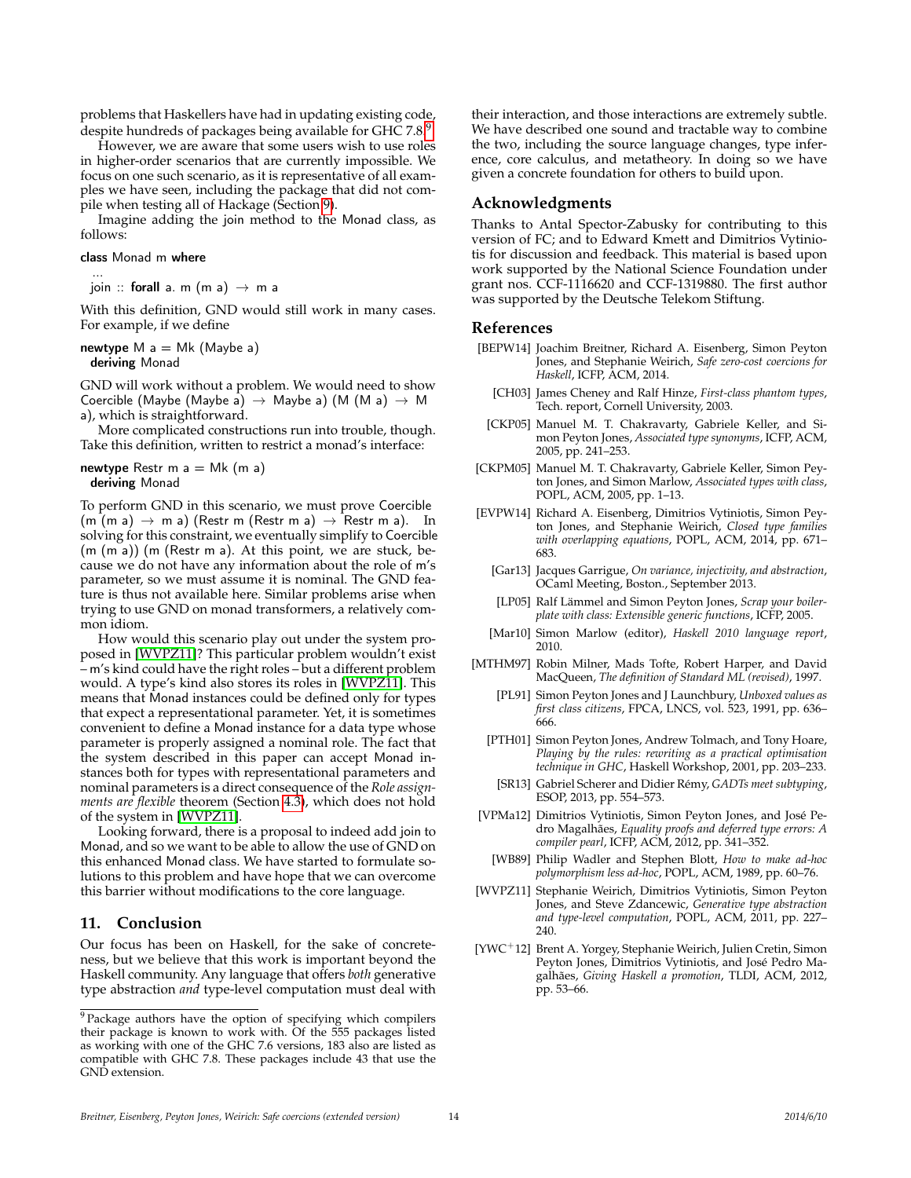problems that Haskellers have had in updating existing code, despite hundreds of packages being available for GHC 7.8.[9]

However, we are aware that some users wish to use roles in higher-order scenarios that are currently impossible. We focus on one such scenario, as it is representative of all examples we have seen, including the package that did not compile when testing all of Hackage (Section 9).

Imagine adding the join method to the Monad class, as follows:

```
class Monad m where
  ...
  join :: forall a. m (m a) → m a
```

With this definition, GND would still work in many cases. For example, if we define

```
newtype M a = Mk (Maybe a)
  deriving Monad
```

GND will work without a problem. We would need to show Coercible (Maybe (Maybe a) → Maybe a) (M (M a) → M a), which is straightforward.

More complicated constructions run into trouble, though. Take this definition, written to restrict a monad's interface:

```
newtype Restr m a = Mk (m a)
  deriving Monad
```

To perform GND in this scenario, we must prove Coercible (m (m a) → m a) (Restr m (Restr m a) → Restr m a). In solving for this constraint, we eventually simplify to Coercible (m (m a)) (m (Restr m a). At this point, we are stuck, because we do not have any information about the role of m's parameter, so we must assume it is nominal. The GND feature is thus not available here. Similar problems arise when trying to use GND on monad transformers, a relatively common idiom.

How would this scenario play out under the system proposed in [WVPZ11]? This particular problem wouldn't exist – m's kind could have the right roles – but a different problem would. A type's kind also stores its roles in [WVPZ11]. This means that Monad instances could be defined only for types that expect a representational parameter. Yet, it is sometimes convenient to define a Monad instance for a data type whose parameter is properly assigned a nominal role. The fact that the system described in this paper can accept Monad instances both for types with representational parameters and nominal parameters is a direct consequence of the *Role assignments are flexible* theorem (Section 4.3), which does not hold of the system in [WVPZ11].

Looking forward, there is a proposal to indeed add join to Monad, and so we want to be able to allow the use of GND on this enhanced Monad class. We have started to formulate solutions to this problem and have hope that we can overcome this barrier without modifications to the core language.

## 11. Conclusion

Our focus has been on Haskell, for the sake of concreteness, but we believe that this work is important beyond the Haskell community. Any language that offers *both* generative type abstraction *and* type-level computation must deal with their interaction, and those interactions are extremely subtle. We have described one sound and tractable way to combine the two, including the source language changes, type inference, core calculus, and metatheory. In doing so we have given a concrete foundation for others to build upon.

## Acknowledgments

Thanks to Antal Spector-Zabusky for contributing to this version of FC; and to Edward Kmett and Dimitrios Vytiniotis for discussion and feedback. This material is based upon work supported by the National Science Foundation under grant nos. CCF-1116620 and CCF-1319880. The first author was supported by the Deutsche Telekom Stiftung.

## References

[BEPW14] Joachim Breitner, Richard A. Eisenberg, Simon Peyton Jones, and Stephanie Weirich, *Safe zero-cost coercions for Haskell*, ICFP, ACM, 2014.

[CH03] James Cheney and Ralf Hinze, *First-class phantom types*, Tech. report, Cornell University, 2003.

[CKP05] Manuel M. T. Chakravarty, Gabriele Keller, and Simon Peyton Jones, *Associated type synonyms*, ICFP, ACM, 2005, pp. 241–253.

[CKPM05] Manuel M. T. Chakravarty, Gabriele Keller, Simon Peyton Jones, and Simon Marlow, *Associated types with class*, POPL, ACM, 2005, pp. 1–13.

[EVPW14] Richard A. Eisenberg, Dimitrios Vytiniotis, Simon Peyton Jones, and Stephanie Weirich, *Closed type families with overlapping equations*, POPL, ACM, 2014, pp. 671–683.

[Gar13] Jacques Garrigue, *On variance, injectivity, and abstraction*, OCaml Meeting, Boston., September 2013.

[LP05] Ralf Lämmel and Simon Peyton Jones, *Scrap your boilerplate with class: Extensible generic functions*, ICFP, 2005.

[Mar10] Simon Marlow (editor), *Haskell 2010 language report*, 2010.

[MTHM97] Robin Milner, Mads Tofte, Robert Harper, and David MacQueen, *The definition of Standard ML (revised)*, 1997.

[PL91] Simon Peyton Jones and J Launchbury, *Unboxed values as first class citizens*, FPCA, LNCS, vol. 523, 1991, pp. 636–666.

[PTH01] Simon Peyton Jones, Andrew Tolmach, and Tony Hoare, *Playing by the rules: rewriting as a practical optimisation technique in GHC*, Haskell Workshop, 2001, pp. 203–233.

[SR13] Gabriel Scherer and Didier Rémy, *GADTs meet subtyping*, ESOP, 2013, pp. 554–573.

[VPMa12] Dimitrios Vytiniotis, Simon Peyton Jones, and José Pedro Magalhães, *Equality proofs and deferred type errors: A compiler pearl*, ICFP, ACM, 2012, pp. 341–352.

[WB89] Philip Wadler and Stephen Blott, *How to make ad-hoc polymorphism less ad-hoc*, POPL, ACM, 1989, pp. 60–76.

[WVPZ11] Stephanie Weirich, Dimitrios Vytiniotis, Simon Peyton Jones, and Steve Zdancewic, *Generative type abstraction and type-level computation*, POPL, ACM, 2011, pp. 227–240.

[YWC+12] Brent A. Yorgey, Stephanie Weirich, Julien Cretin, Simon Peyton Jones, Dimitrios Vytiniotis, and José Pedro Magalhães, *Giving Haskell a promotion*, TLDI, ACM, 2012, pp. 53–66.

[9] Package authors have the option of specifying which compilers their package is known to work with. Of the 555 packages listed as working with one of the GHC 7.6 versions, 183 also are listed as compatible with GHC 7.8. These packages include 43 that use the GND extension.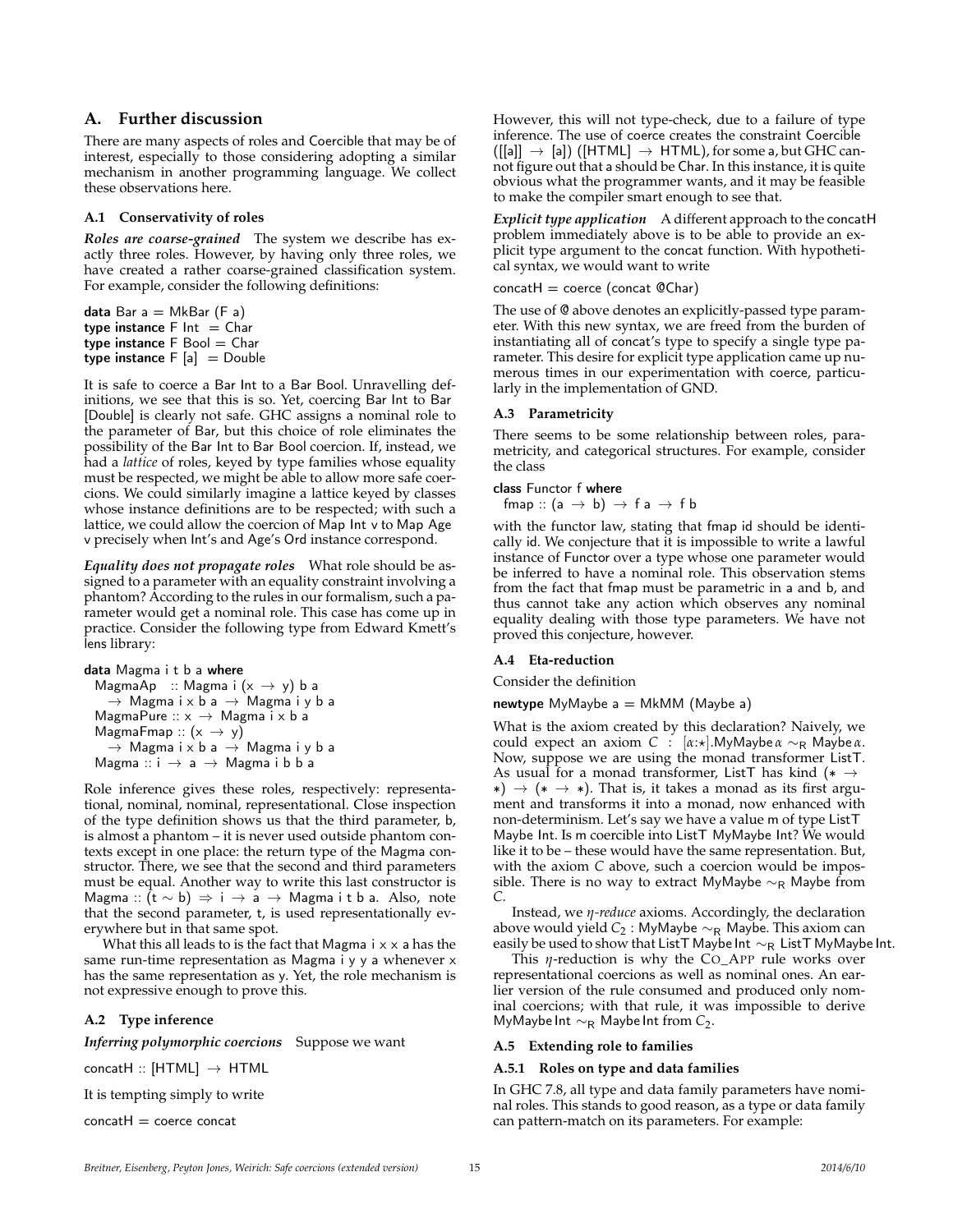## A. Further discussion

There are many aspects of roles and Coercible that may be of interest, especially to those considering adopting a similar mechanism in another programming language. We collect these observations here.

### A.1 Conservativity of roles

***Roles are coarse-grained*** The system we describe has exactly three roles. However, by having only three roles, we have created a rather coarse-grained classification system. For example, consider the following definitions:

```
data Bar a = MkBar (F a)
type instance F Int  = Char
type instance F Bool = Char
type instance F [a]  = Double
```

It is safe to coerce a Bar Int to a Bar Bool. Unravelling definitions, we see that this is so. Yet, coercing Bar Int to Bar [Double] is clearly not safe. GHC assigns a nominal role to the parameter of Bar, but this choice of role eliminates the possibility of the Bar Int to Bar Bool coercion. If, instead, we had a *lattice* of roles, keyed by type families whose equality must be respected, we might be able to allow more safe coercions. We could similarly imagine a lattice keyed by classes whose instance definitions are to be respected; with such a lattice, we could allow the coercion of Map Int v to Map Age v precisely when Int's and Age's Ord instance correspond.

***Equality does not propagate roles*** What role should be assigned to a parameter with an equality constraint involving a phantom? According to the rules in our formalism, such a parameter would get a nominal role. This case has come up in practice. Consider the following type from Edward Kmett's lens library:

```
data Magma i t b a where
  MagmaAp   :: Magma i (x → y) b a
    → Magma i x b a → Magma i y b a
  MagmaPure :: x → Magma i x b a
  MagmaFmap :: (x → y)
    → Magma i x b a → Magma i y b a
  Magma :: i → a → Magma i b b a
```

Role inference gives these roles, respectively: representational, nominal, nominal, representational. Close inspection of the type definition shows us that the third parameter, b, is almost a phantom – it is never used outside phantom contexts except in one place: the return type of the Magma constructor. There, we see that the second and third parameters must be equal. Another way to write this last constructor is Magma :: (t ∼ b) ⇒ i → a → Magma i t b a. Also, note that the second parameter, t, is used representationally everywhere but in that same spot.

What this all leads to is the fact that Magma i x x a has the same run-time representation as Magma i y y a whenever x has the same representation as y. Yet, the role mechanism is not expressive enough to prove this.

### A.2 Type inference

***Inferring polymorphic coercions*** Suppose we want

```
concatH :: [HTML] → HTML
```

It is tempting simply to write

```
concatH = coerce concat
```

However, this will not type-check, due to a failure of type inference. The use of coerce creates the constraint Coercible ([[a]] → [a]) ([HTML] → HTML), for some a, but GHC cannot figure out that a should be Char. In this instance, it is quite obvious what the programmer wants, and it may be feasible to make the compiler smart enough to see that.

***Explicit type application*** A different approach to the concatH problem immediately above is to be able to provide an explicit type argument to the concat function. With hypothetical syntax, we would want to write

```
concatH = coerce (concat @Char)
```

The use of @ above denotes an explicitly-passed type parameter. With this new syntax, we are freed from the burden of instantiating all of concat's type to specify a single type parameter. This desire for explicit type application came up numerous times in our experimentation with coerce, particularly in the implementation of GND.

### A.3 Parametricity

There seems to be some relationship between roles, parametricity, and categorical structures. For example, consider the class

```
class Functor f where
  fmap :: (a → b) → f a → f b
```

with the functor law, stating that fmap id should be identically id. We conjecture that it is impossible to write a lawful instance of Functor over a type whose one parameter would be inferred to have a nominal role. This observation stems from the fact that fmap must be parametric in a and b, and thus cannot take any action which observes any nominal equality dealing with those type parameters. We have not proved this conjecture, however.

### A.4 Eta-reduction

Consider the definition

```
newtype MyMaybe a = MkMM (Maybe a)
```

What is the axiom created by this declaration? Naively, we could expect an axiom $C : [\alpha{:}\star].\mathsf{MyMaybe}\,\alpha \sim_{\mathsf{R}} \mathsf{Maybe}\,\alpha$. Now, suppose we are using the monad transformer ListT. As usual for a monad transformer, ListT has kind $(\star \to \star) \to (\star \to \star)$. That is, it takes a monad as its first argument and transforms it into a monad, now enhanced with non-determinism. Let's say we have a value m of type ListT Maybe Int. Is m coercible into ListT MyMaybe Int? We would like it to be – these would have the same representation. But, with the axiom $C$ above, such a coercion would be impossible. There is no way to extract MyMaybe $\sim_{\mathsf{R}}$ Maybe from $C$.

Instead, we *η-reduce* axioms. Accordingly, the declaration above would yield $C_2 : \mathsf{MyMaybe} \sim_{\mathsf{R}} \mathsf{Maybe}$. This axiom can easily be used to show that ListT Maybe Int $\sim_{\mathsf{R}}$ ListT MyMaybe Int.

This η-reduction is why the CO_APP rule works over representational coercions as well as nominal ones. An earlier version of the rule consumed and produced only nominal coercions; with that rule, it was impossible to derive MyMaybe Int $\sim_{\mathsf{R}}$ Maybe Int from $C_2$.

### A.5 Extending role to families

#### A.5.1 Roles on type and data families

In GHC 7.8, all type and data family parameters have nominal roles. This stands to good reason, as a type or data family can pattern-match on its parameters. For example: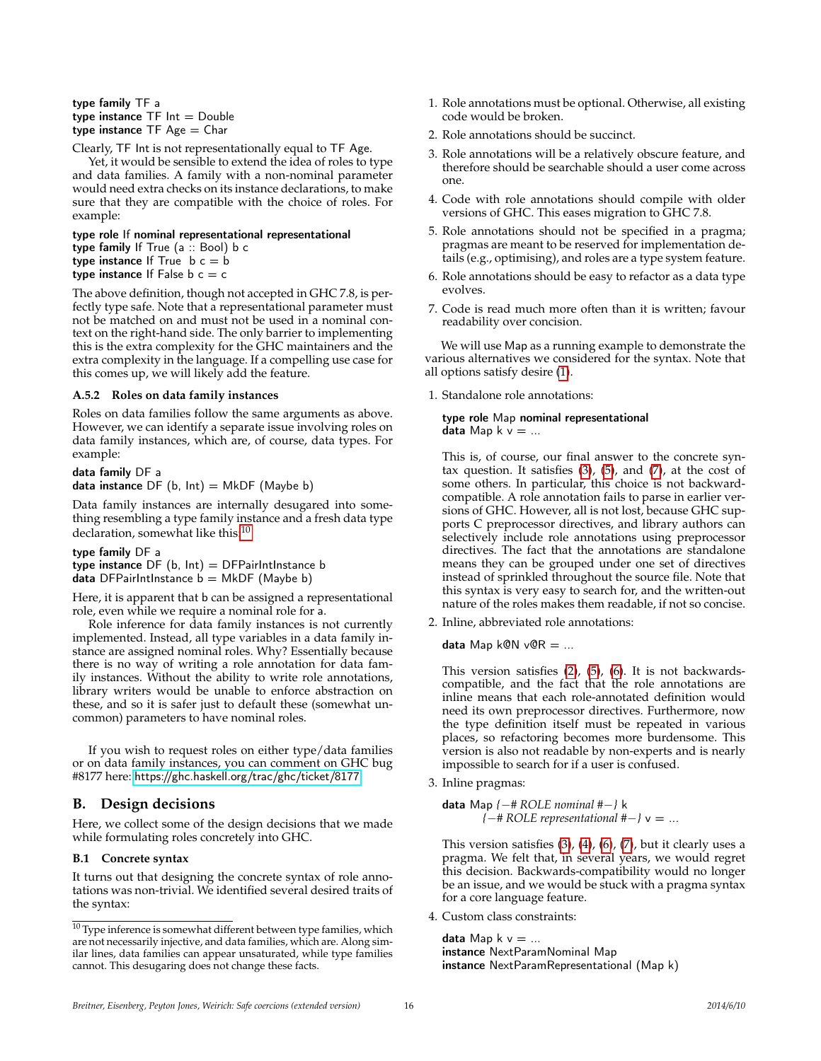```
type family TF a
type instance TF Int = Double
type instance TF Age = Char
```

Clearly, TF Int is not representationally equal to TF Age.

Yet, it would be sensible to extend the idea of roles to type and data families. A family with a non-nominal parameter would need extra checks on its instance declarations, to make sure that they are compatible with the choice of roles. For example:

```
type role If nominal representational representational
type family If True (a :: Bool) b c
type instance If True  b c = b
type instance If False b c = c
```

The above definition, though not accepted in GHC 7.8, is perfectly type safe. Note that a representational parameter must not be matched on and must not be used in a nominal context on the right-hand side. The only barrier to implementing this is the extra complexity for the GHC maintainers and the extra complexity in the language. If a compelling use case for this comes up, we will likely add the feature.

### A.5.2 Roles on data family instances

Roles on data families follow the same arguments as above. However, we can identify a separate issue involving roles on data family instances, which are, of course, data types. For example:

```
data family DF a
data instance DF (b, Int) = MkDF (Maybe b)
```

Data family instances are internally desugared into something resembling a type family instance and a fresh data type declaration, somewhat like this:[10]

```
type family DF a
type instance DF (b, Int) = DFPairIntInstance b
data DFPairIntInstance b = MkDF (Maybe b)
```

Here, it is apparent that b can be assigned a representational role, even while we require a nominal role for a.

Role inference for data family instances is not currently implemented. Instead, all type variables in a data family instance are assigned nominal roles. Why? Essentially because there is no way of writing a role annotation for data family instances. Without the ability to write role annotations, library writers would be unable to enforce abstraction on these, and so it is safer just to default these (somewhat uncommon) parameters to have nominal roles.

If you wish to request roles on either type/data families or on data family instances, you can comment on GHC bug #8177 here: https://ghc.haskell.org/trac/ghc/ticket/8177

## B. Design decisions

Here, we collect some of the design decisions that we made while formulating roles concretely into GHC.

### B.1 Concrete syntax

It turns out that designing the concrete syntax of role annotations was non-trivial. We identified several desired traits of the syntax:

1. Role annotations must be optional. Otherwise, all existing code would be broken.
2. Role annotations should be succinct.
3. Role annotations will be a relatively obscure feature, and therefore should be searchable should a user come across one.
4. Code with role annotations should compile with older versions of GHC. This eases migration to GHC 7.8.
5. Role annotations should not be specified in a pragma; pragmas are meant to be reserved for implementation details (e.g., optimising), and roles are a type system feature.
6. Role annotations should be easy to refactor as a data type evolves.
7. Code is read much more often than it is written; favour readability over concision.

We will use Map as a running example to demonstrate the various alternatives we considered for the syntax. Note that all options satisfy desire (1).

1. Standalone role annotations:

   ```
   type role Map nominal representational
   data Map k v = ...
   ```

   This is, of course, our final answer to the concrete syntax question. It satisfies (3), (5), and (7), at the cost of some others. In particular, this choice is not backward-compatible. A role annotation fails to parse in earlier versions of GHC. However, all is not lost, because GHC supports C preprocessor directives, and library authors can selectively include role annotations using preprocessor directives. The fact that the annotations are standalone means they can be grouped under one set of directives instead of sprinkled throughout the source file. Note that this syntax is very easy to search for, and the written-out nature of the roles makes them readable, if not so concise.

2. Inline, abbreviated role annotations:

   ```
   data Map k@N v@R = ...
   ```

   This version satisfies (2), (5), (6). It is not backwards-compatible, and the fact that the role annotations are inline means that each role-annotated definition would need its own preprocessor directives. Furthermore, now the type definition itself must be repeated in various places, so refactoring becomes more burdensome. This version is also not readable by non-experts and is nearly impossible to search for if a user is confused.

3. Inline pragmas:

   ```
   data Map {-# ROLE nominal #-} k
            {-# ROLE representational #-} v = ...
   ```

   This version satisfies (3), (4), (6), (7), but it clearly uses a pragma. We felt that, in several years, we would regret this decision. Backwards-compatibility would no longer be an issue, and we would be stuck with a pragma syntax for a core language feature.

4. Custom class constraints:

   ```
   data Map k v = ...
   instance NextParamNominal Map
   instance NextParamRepresentational (Map k)
   ```

[10] Type inference is somewhat different between type families, which are not necessarily injective, and data families, which are. Along similar lines, data families can appear unsaturated, while type families cannot. This desugaring does not change these facts.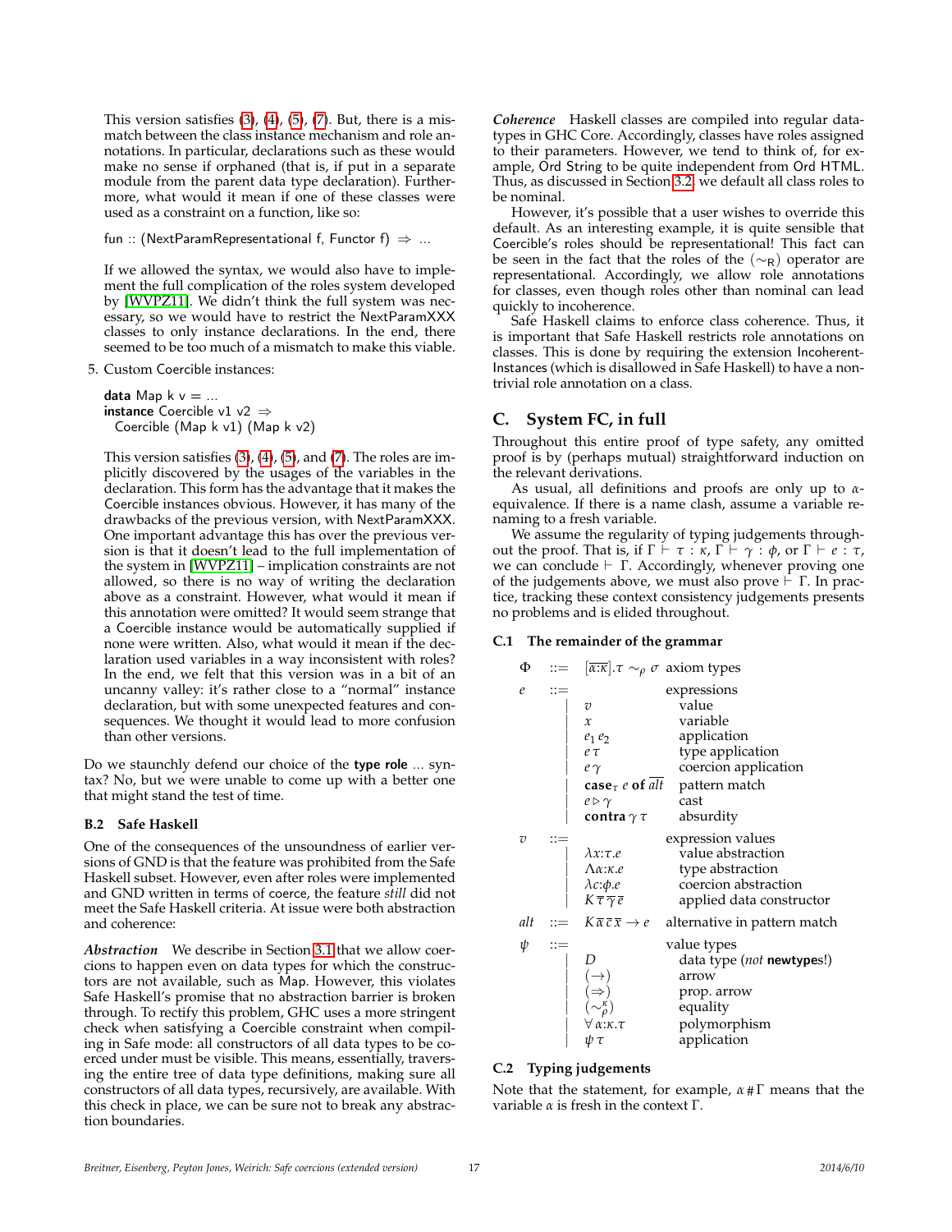This version satisfies (3), (4), (5), (7). But, there is a mismatch between the class instance mechanism and role annotations. In particular, declarations such as these would make no sense if orphaned (that is, if put in a separate module from the parent data type declaration). Furthermore, what would it mean if one of these classes were used as a constraint on a function, like so:

```
fun :: (NextParamRepresentational f, Functor f) ⇒ ...
```

If we allowed the syntax, we would also have to implement the full complication of the roles system developed by [WVPZ11]. We didn't think the full system was necessary, so we would have to restrict the NextParamXXX classes to only instance declarations. In the end, there seemed to be too much of a mismatch to make this viable.

5. Custom Coercible instances:

```
data Map k v = ...
instance Coercible v1 v2 ⇒
  Coercible (Map k v1) (Map k v2)
```

This version satisfies (3), (4), (5), and (7). The roles are implicitly discovered by the usages of the variables in the declaration. This form has the advantage that it makes the Coercible instances obvious. However, it has many of the drawbacks of the previous version, with NextParamXXX. One important advantage this has over the previous version is that it doesn't lead to the full implementation of the system in [WVPZ11] – implication constraints are not allowed, so there is no way of writing the declaration above as a constraint. However, what would it mean if this annotation were omitted? It would seem strange that a Coercible instance would be automatically supplied if none were written. Also, what would it mean if the declaration used variables in a way inconsistent with roles? In the end, we felt that this version was in a bit of an uncanny valley: it's rather close to a "normal" instance declaration, but with some unexpected features and consequences. We thought it would lead to more confusion than other versions.

Do we staunchly defend our choice of the **type role** ... syntax? No, but we were unable to come up with a better one that might stand the test of time.

### B.2 Safe Haskell

One of the consequences of the unsoundness of earlier versions of GND is that the feature was prohibited from the Safe Haskell subset. However, even after roles were implemented and GND written in terms of coerce, the feature *still* did not meet the Safe Haskell criteria. At issue were both abstraction and coherence:

***Abstraction*** We describe in Section 3.1 that we allow coercions to happen even on data types for which the constructors are not available, such as Map. However, this violates Safe Haskell's promise that no abstraction barrier is broken through. To rectify this problem, GHC uses a more stringent check when satisfying a Coercible constraint when compiling in Safe mode: all constructors of all data types to be coerced under must be visible. This means, essentially, traversing the entire tree of data type definitions, making sure all constructors of all data types, recursively, are available. With this check in place, we can be sure not to break any abstraction boundaries.

***Coherence*** Haskell classes are compiled into regular datatypes in GHC Core. Accordingly, classes have roles assigned to their parameters. However, we tend to think of, for example, Ord String to be quite independent from Ord HTML. Thus, as discussed in Section 3.2, we default all class roles to be nominal.

However, it's possible that a user wishes to override this default. As an interesting example, it is quite sensible that Coercible's roles should be representational! This fact can be seen in the fact that the roles of the $(\sim_{\mathsf{R}})$ operator are representational. Accordingly, we allow role annotations for classes, even though roles other than nominal can lead quickly to incoherence.

Safe Haskell claims to enforce class coherence. Thus, it is important that Safe Haskell restricts role annotations on classes. This is done by requiring the extension IncoherentInstances (which is disallowed in Safe Haskell) to have a non-trivial role annotation on a class.

## C. System FC, in full

Throughout this entire proof of type safety, any omitted proof is by (perhaps mutual) straightforward induction on the relevant derivations.

As usual, all definitions and proofs are only up to $\alpha$-equivalence. If there is a name clash, assume a variable renaming to a fresh variable.

We assume the regularity of typing judgements throughout the proof. That is, if $\Gamma \vdash \tau : \kappa$, $\Gamma \vdash \gamma : \phi$, or $\Gamma \vdash e : \tau$, we can conclude $\vdash \Gamma$. Accordingly, whenever proving one of the judgements above, we must also prove $\vdash \Gamma$. In practice, tracking these context consistency judgements presents no problems and is elided throughout.

### C.1 The remainder of the grammar

$$
\begin{array}{lcll}
\Phi & ::= & [\overline{\alpha{:}\kappa}].\tau \sim_\rho \sigma & \text{axiom types} \\
e & ::= & & \text{expressions} \\
 & | & v & \quad\text{value} \\
 & | & x & \quad\text{variable} \\
 & | & e_1\, e_2 & \quad\text{application} \\
 & | & e\, \tau & \quad\text{type application} \\
 & | & e\, \gamma & \quad\text{coercion application} \\
 & | & \mathbf{case}_\tau\; e\; \mathbf{of}\; \overline{alt} & \quad\text{pattern match} \\
 & | & e \triangleright \gamma & \quad\text{cast} \\
 & | & \mathbf{contra}\; \gamma\; \tau & \quad\text{absurdity} \\
v & ::= & & \text{expression values} \\
 & | & \lambda x{:}\tau.e & \quad\text{value abstraction} \\
 & | & \Lambda \alpha{:}\kappa.e & \quad\text{type abstraction} \\
 & | & \lambda c{:}\phi.e & \quad\text{coercion abstraction} \\
 & | & K\, \overline{\tau}\, \overline{\gamma}\, \overline{e} & \quad\text{applied data constructor} \\
alt & ::= & K\, \overline{\alpha}\, \overline{c}\, \overline{x} \to e & \text{alternative in pattern match} \\
\psi & ::= & & \text{value types} \\
 & | & D & \quad\text{data type (\textit{not} \textbf{newtype}s!)} \\
 & | & (\to) & \quad\text{arrow} \\
 & | & (\Rightarrow) & \quad\text{prop. arrow} \\
 & | & (\sim_\rho^\kappa) & \quad\text{equality} \\
 & | & \forall \alpha{:}\kappa.\tau & \quad\text{polymorphism} \\
 & | & \psi\, \tau & \quad\text{application}
\end{array}
$$

### C.2 Typing judgements

Note that the statement, for example, $\alpha \# \Gamma$ means that the variable $\alpha$ is fresh in the context $\Gamma$.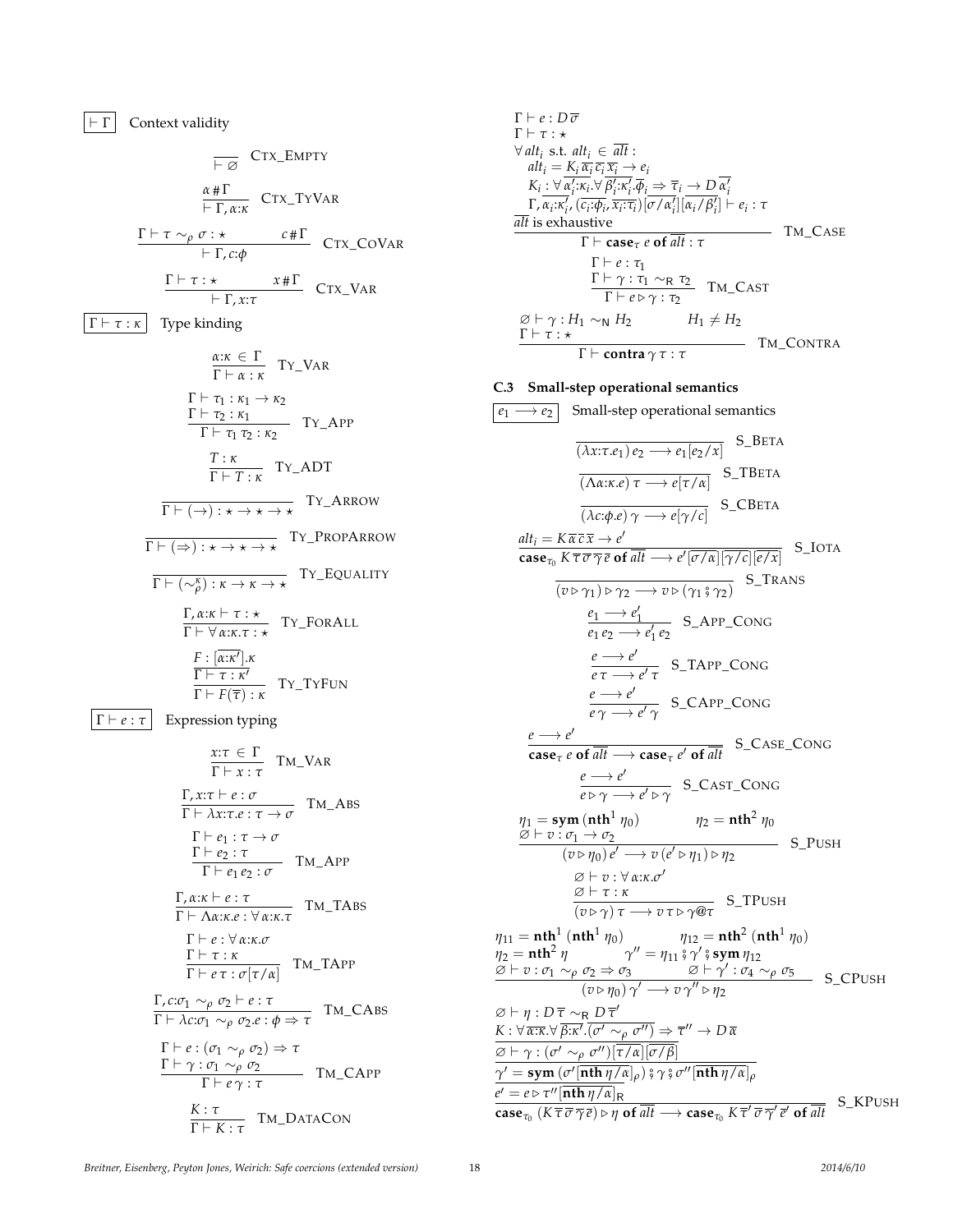$\boxed{\vdash \Gamma}$ Context validity

$$\frac{}{\vdash \varnothing} \quad \text{CTX\_EMPTY}$$

$$\frac{\alpha \# \Gamma}{\vdash \Gamma, \alpha{:}\kappa} \quad \text{CTX\_TYVAR}$$

$$\frac{\Gamma \vdash \tau \sim_\rho \sigma : \star \qquad c \# \Gamma}{\vdash \Gamma, c{:}\phi} \quad \text{CTX\_COVAR}$$

$$\frac{\Gamma \vdash \tau : \star \qquad x \# \Gamma}{\vdash \Gamma, x{:}\tau} \quad \text{CTX\_VAR}$$

$\boxed{\Gamma \vdash \tau : \kappa}$ Type kinding

$$\frac{\alpha{:}\kappa \in \Gamma}{\Gamma \vdash \alpha : \kappa} \quad \text{TY\_VAR}$$

$$\frac{\Gamma \vdash \tau_1 : \kappa_1 \to \kappa_2 \quad \Gamma \vdash \tau_2 : \kappa_1}{\Gamma \vdash \tau_1\, \tau_2 : \kappa_2} \quad \text{TY\_APP}$$

$$\frac{T : \kappa}{\Gamma \vdash T : \kappa} \quad \text{TY\_ADT}$$

$$\frac{}{\Gamma \vdash (\to) : \star \to \star \to \star} \quad \text{TY\_ARROW}$$

$$\frac{}{\Gamma \vdash (\Rightarrow) : \star \to \star \to \star} \quad \text{TY\_PROPARROW}$$

$$\frac{}{\Gamma \vdash (\sim_\rho^\kappa) : \kappa \to \kappa \to \star} \quad \text{TY\_EQUALITY}$$

$$\frac{\Gamma, \alpha{:}\kappa \vdash \tau : \star}{\Gamma \vdash \forall \alpha{:}\kappa.\tau : \star} \quad \text{TY\_FORALL}$$

$$\frac{F : [\overline{\alpha{:}\kappa'}].\kappa \quad \overline{\Gamma \vdash \tau : \kappa'}}{\Gamma \vdash F(\overline{\tau}) : \kappa} \quad \text{TY\_TYFUN}$$

$\boxed{\Gamma \vdash e : \tau}$ Expression typing

$$\frac{x{:}\tau \in \Gamma}{\Gamma \vdash x : \tau} \quad \text{TM\_VAR}$$

$$\frac{\Gamma, x{:}\tau \vdash e : \sigma}{\Gamma \vdash \lambda x{:}\tau.e : \tau \to \sigma} \quad \text{TM\_ABS}$$

$$\frac{\Gamma \vdash e_1 : \tau \to \sigma \quad \Gamma \vdash e_2 : \tau}{\Gamma \vdash e_1\, e_2 : \sigma} \quad \text{TM\_APP}$$

$$\frac{\Gamma, \alpha{:}\kappa \vdash e : \tau}{\Gamma \vdash \Lambda \alpha{:}\kappa.e : \forall \alpha{:}\kappa.\tau} \quad \text{TM\_TABS}$$

$$\frac{\Gamma \vdash e : \forall \alpha{:}\kappa.\sigma \quad \Gamma \vdash \tau : \kappa}{\Gamma \vdash e\, \tau : \sigma[\tau/\alpha]} \quad \text{TM\_TAPP}$$

$$\frac{\Gamma, c{:}\sigma_1 \sim_\rho \sigma_2 \vdash e : \tau}{\Gamma \vdash \lambda c{:}\sigma_1 \sim_\rho \sigma_2.e : \phi \Rightarrow \tau} \quad \text{TM\_CABS}$$

$$\frac{\Gamma \vdash e : (\sigma_1 \sim_\rho \sigma_2) \Rightarrow \tau \quad \Gamma \vdash \gamma : \sigma_1 \sim_\rho \sigma_2}{\Gamma \vdash e\, \gamma : \tau} \quad \text{TM\_CAPP}$$

$$\frac{K : \tau}{\Gamma \vdash K : \tau} \quad \text{TM\_DATACON}$$

$$\frac{\begin{array}{l}\Gamma \vdash e : D\,\overline{\sigma} \\ \Gamma \vdash \tau : \star \\ \forall\, alt_i \text{ s.t. } alt_i \in \overline{alt} : \\ \quad alt_i = K_i\, \overline{\alpha_i}\, \overline{c_i}\, \overline{x_i} \to e_i \\ \quad K_i : \forall\, \overline{\alpha_i'{:}\kappa_i}. \forall\, \overline{\beta_i'{:}\kappa_i'}. \overline{\phi_i} \Rightarrow \overline{\tau}_i \to D\, \overline{\alpha_i'} \\ \quad \Gamma, \overline{\alpha_i{:}\kappa_i'}, \overline{(c_i{:}\phi_i, x_i{:}\tau_i)}[\overline{\sigma/\alpha_i'}][\overline{\alpha_i/\beta_i'}] \vdash e_i : \tau \\ \overline{alt} \text{ is exhaustive}\end{array}}{\Gamma \vdash \mathbf{case}_\tau\; e\; \mathbf{of}\; \overline{alt} : \tau} \quad \text{TM\_CASE}$$

$$\frac{\Gamma \vdash e : \tau_1 \quad \Gamma \vdash \gamma : \tau_1 \sim_{\mathsf{R}} \tau_2}{\Gamma \vdash e \triangleright \gamma : \tau_2} \quad \text{TM\_CAST}$$

$$\frac{\varnothing \vdash \gamma : H_1 \sim_{\mathsf{N}} H_2 \qquad H_1 \neq H_2 \quad \Gamma \vdash \tau : \star}{\Gamma \vdash \mathbf{contra}\; \gamma\; \tau : \tau} \quad \text{TM\_CONTRA}$$

### C.3 Small-step operational semantics

$\boxed{e_1 \longrightarrow e_2}$ Small-step operational semantics

$$\frac{}{(\lambda x{:}\tau.e_1)\, e_2 \longrightarrow e_1[e_2/x]} \quad \text{S\_BETA}$$

$$\frac{}{(\Lambda \alpha{:}\kappa.e)\, \tau \longrightarrow e[\tau/\alpha]} \quad \text{S\_TBETA}$$

$$\frac{}{(\lambda c{:}\phi.e)\, \gamma \longrightarrow e[\gamma/c]} \quad \text{S\_CBETA}$$

$$\frac{alt_i = K\, \overline{\alpha}\, \overline{c}\, \overline{x} \to e'}{\mathbf{case}_{\tau_0}\; K\, \overline{\tau}\, \overline{\sigma}\, \overline{\gamma}\, \overline{e}\; \mathbf{of}\; \overline{alt} \longrightarrow e'[\overline{\sigma/\alpha}][\overline{\gamma/c}][\overline{e/x}]} \quad \text{S\_IOTA}$$

$$\frac{}{(v \triangleright \gamma_1) \triangleright \gamma_2 \longrightarrow v \triangleright (\gamma_1 \,⨾\, \gamma_2)} \quad \text{S\_TRANS}$$

$$\frac{e_1 \longrightarrow e_1'}{e_1\, e_2 \longrightarrow e_1'\, e_2} \quad \text{S\_APP\_CONG}$$

$$\frac{e \longrightarrow e'}{e\, \tau \longrightarrow e'\, \tau} \quad \text{S\_TAPP\_CONG}$$

$$\frac{e \longrightarrow e'}{e\, \gamma \longrightarrow e'\, \gamma} \quad \text{S\_CAPP\_CONG}$$

$$\frac{e \longrightarrow e'}{\mathbf{case}_\tau\; e\; \mathbf{of}\; \overline{alt} \longrightarrow \mathbf{case}_\tau\; e'\; \mathbf{of}\; \overline{alt}} \quad \text{S\_CASE\_CONG}$$

$$\frac{e \longrightarrow e'}{e \triangleright \gamma \longrightarrow e' \triangleright \gamma} \quad \text{S\_CAST\_CONG}$$

$$\frac{\eta_1 = \mathbf{sym}\,(\mathbf{nth}^1\, \eta_0) \qquad \eta_2 = \mathbf{nth}^2\, \eta_0 \quad \varnothing \vdash v : \sigma_1 \to \sigma_2}{(v \triangleright \eta_0)\, e' \longrightarrow v\, (e' \triangleright \eta_1) \triangleright \eta_2} \quad \text{S\_PUSH}$$

$$\frac{\varnothing \vdash v : \forall \alpha{:}\kappa.\sigma' \quad \varnothing \vdash \tau : \kappa}{(v \triangleright \gamma)\, \tau \longrightarrow v\, \tau \triangleright \gamma@\tau} \quad \text{S\_TPUSH}$$

$$\frac{\begin{array}{ll}\eta_{11} = \mathbf{nth}^1\,(\mathbf{nth}^1\, \eta_0) & \eta_{12} = \mathbf{nth}^2\,(\mathbf{nth}^1\, \eta_0) \\ \eta_2 = \mathbf{nth}^2\, \eta & \gamma'' = \eta_{11} \,⨾\, \gamma' \,⨾\, \mathbf{sym}\, \eta_{12} \\ \varnothing \vdash v : \sigma_1 \sim_\rho \sigma_2 \Rightarrow \sigma_3 & \varnothing \vdash \gamma' : \sigma_4 \sim_\rho \sigma_5\end{array}}{(v \triangleright \eta_0)\, \gamma' \longrightarrow v\, \gamma'' \triangleright \eta_2} \quad \text{S\_CPUSH}$$

$$\frac{\begin{array}{l}\varnothing \vdash \eta : D\, \overline{\tau} \sim_{\mathsf{R}} D\, \overline{\tau}' \\ K : \forall\, \overline{\alpha{:}\kappa}. \forall\, \overline{\beta{:}\kappa'}. \overline{(\sigma' \sim_\rho \sigma'')} \Rightarrow \overline{\tau}'' \to D\, \overline{\alpha} \\ \overline{\varnothing \vdash \gamma : (\sigma' \sim_\rho \sigma'')[\overline{\tau/\alpha}][\overline{\sigma/\beta}]} \\ \overline{\gamma' = \mathbf{sym}\,(\sigma'[\overline{\mathbf{nth}\, \eta/\alpha}]_\rho) \,⨾\, \gamma \,⨾\, \sigma''[\overline{\mathbf{nth}\, \eta/\alpha}]_\rho} \\ \overline{e' = e \triangleright \tau''[\overline{\mathbf{nth}\, \eta/\alpha}]_{\mathsf{R}}}\end{array}}{\mathbf{case}_{\tau_0}\; (K\, \overline{\tau}\, \overline{\sigma}\, \overline{\gamma}\, \overline{e}) \triangleright \eta\; \mathbf{of}\; \overline{alt} \longrightarrow \mathbf{case}_{\tau_0}\; K\, \overline{\tau}'\, \overline{\sigma}\, \overline{\gamma}'\, \overline{e}'\; \mathbf{of}\; \overline{alt}} \quad \text{S\_KPUSH}$$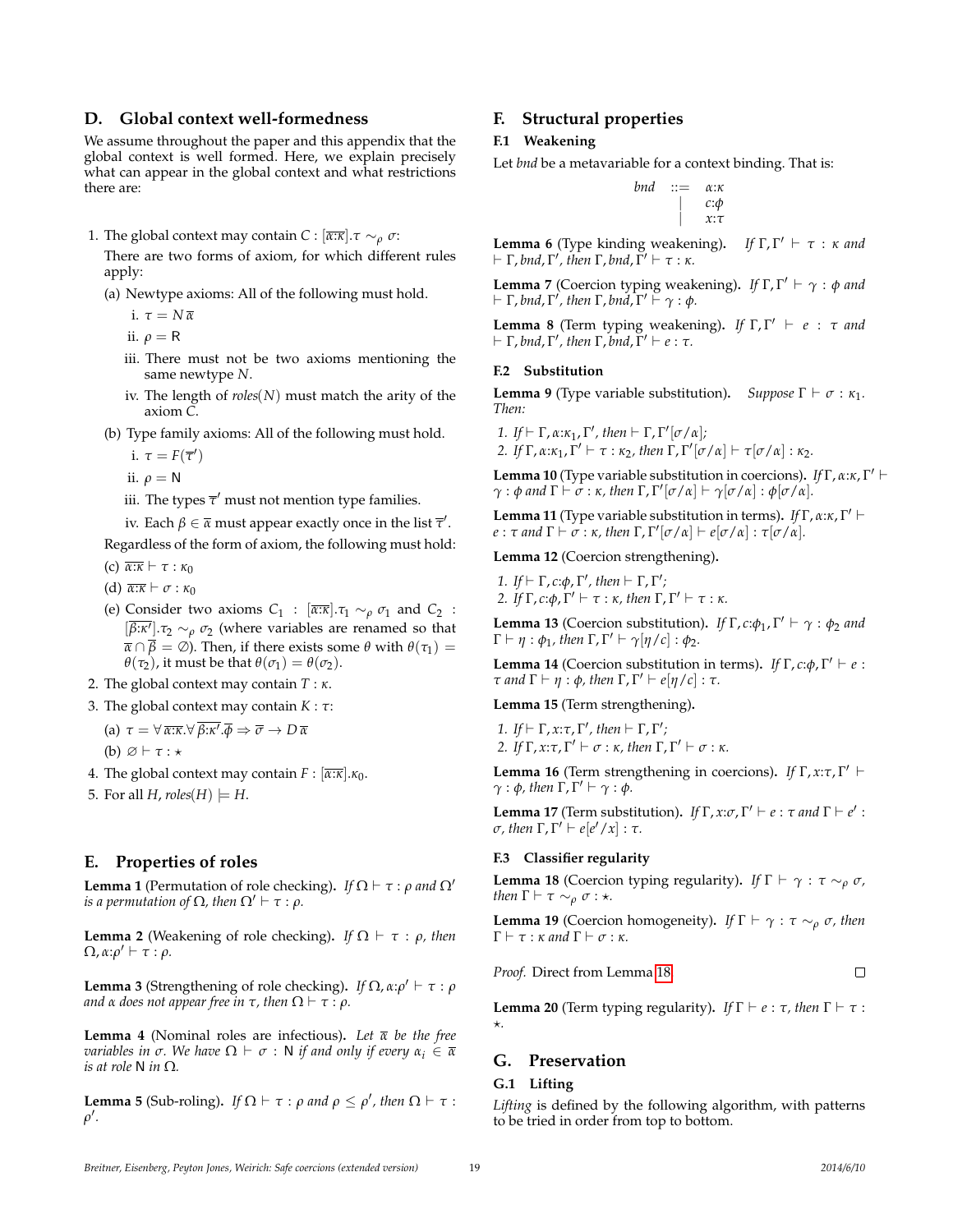## D. Global context well-formedness

We assume throughout the paper and this appendix that the global context is well formed. Here, we explain precisely what can appear in the global context and what restrictions there are:

1. The global context may contain $C : [\overline{\alpha{:}\kappa}].\tau \sim_\rho \sigma$:

   There are two forms of axiom, for which different rules apply:

   (a) Newtype axioms: All of the following must hold.

      i. $\tau = N\,\overline{\alpha}$

      ii. $\rho = \mathsf{R}$

      iii. There must not be two axioms mentioning the same newtype $N$.

      iv. The length of $roles(N)$ must match the arity of the axiom $C$.

   (b) Type family axioms: All of the following must hold.

      i. $\tau = F(\overline{\tau}')$

      ii. $\rho = \mathsf{N}$

      iii. The types $\overline{\tau}'$ must not mention type families.

      iv. Each $\beta \in \overline{\alpha}$ must appear exactly once in the list $\overline{\tau}'$.

   Regardless of the form of axiom, the following must hold:

   (c) $\overline{\alpha{:}\kappa} \vdash \tau : \kappa_0$

   (d) $\overline{\alpha{:}\kappa} \vdash \sigma : \kappa_0$

   (e) Consider two axioms $C_1 : [\overline{\alpha{:}\kappa}].\tau_1 \sim_\rho \sigma_1$ and $C_2 : [\overline{\beta{:}\kappa'}].\tau_2 \sim_\rho \sigma_2$ (where variables are renamed so that $\overline{\alpha} \cap \overline{\beta} = \emptyset$). Then, if there exists some $\theta$ with $\theta(\tau_1) = \theta(\tau_2)$, it must be that $\theta(\sigma_1) = \theta(\sigma_2)$.

2. The global context may contain $T : \kappa$.

3. The global context may contain $K : \tau$:

   (a) $\tau = \forall\,\overline{\alpha{:}\kappa}.\forall\,\overline{\beta{:}\kappa'}.\overline{\phi} \Rightarrow \overline{\sigma} \to D\,\overline{\alpha}$

   (b) $\varnothing \vdash \tau : \star$

4. The global context may contain $F : [\overline{\alpha{:}\kappa}].\kappa_0$.

5. For all $H$, $roles(H) \models H$.

## E. Properties of roles

**Lemma 1** (Permutation of role checking). *If $\Omega \vdash \tau : \rho$ and $\Omega'$ is a permutation of $\Omega$, then $\Omega' \vdash \tau : \rho$.*

**Lemma 2** (Weakening of role checking). *If $\Omega \vdash \tau : \rho$, then $\Omega, \alpha{:}\rho' \vdash \tau : \rho$.*

**Lemma 3** (Strengthening of role checking). *If $\Omega, \alpha{:}\rho' \vdash \tau : \rho$ and $\alpha$ does not appear free in $\tau$, then $\Omega \vdash \tau : \rho$.*

**Lemma 4** (Nominal roles are infectious). *Let $\overline{\alpha}$ be the free variables in $\sigma$. We have $\Omega \vdash \sigma : \mathsf{N}$ if and only if every $\alpha_i \in \overline{\alpha}$ is at role $\mathsf{N}$ in $\Omega$.*

**Lemma 5** (Sub-roling). *If $\Omega \vdash \tau : \rho$ and $\rho \leq \rho'$, then $\Omega \vdash \tau : \rho'$.*

## F. Structural properties

### F.1 Weakening

Let *bnd* be a metavariable for a context binding. That is:

$$
\begin{array}{rcl}
bnd & ::= & \alpha{:}\kappa \\
& | & c{:}\phi \\
& | & x{:}\tau
\end{array}
$$

**Lemma 6** (Type kinding weakening). *If $\Gamma, \Gamma' \vdash \tau : \kappa$ and $\vdash \Gamma, bnd, \Gamma'$, then $\Gamma, bnd, \Gamma' \vdash \tau : \kappa$.*

**Lemma 7** (Coercion typing weakening). *If $\Gamma, \Gamma' \vdash \gamma : \phi$ and $\vdash \Gamma, bnd, \Gamma'$, then $\Gamma, bnd, \Gamma' \vdash \gamma : \phi$.*

**Lemma 8** (Term typing weakening). *If $\Gamma, \Gamma' \vdash e : \tau$ and $\vdash \Gamma, bnd, \Gamma'$, then $\Gamma, bnd, \Gamma' \vdash e : \tau$.*

### F.2 Substitution

**Lemma 9** (Type variable substitution). *Suppose $\Gamma \vdash \sigma : \kappa_1$. Then:*

1. *If $\vdash \Gamma, \alpha{:}\kappa_1, \Gamma'$, then $\vdash \Gamma, \Gamma'[\sigma/\alpha]$;*
2. *If $\Gamma, \alpha{:}\kappa_1, \Gamma' \vdash \tau : \kappa_2$, then $\Gamma, \Gamma'[\sigma/\alpha] \vdash \tau[\sigma/\alpha] : \kappa_2$.*

**Lemma 10** (Type variable substitution in coercions). *If $\Gamma, \alpha{:}\kappa, \Gamma' \vdash \gamma : \phi$ and $\Gamma \vdash \sigma : \kappa$, then $\Gamma, \Gamma'[\sigma/\alpha] \vdash \gamma[\sigma/\alpha] : \phi[\sigma/\alpha]$.*

**Lemma 11** (Type variable substitution in terms). *If $\Gamma, \alpha{:}\kappa, \Gamma' \vdash e : \tau$ and $\Gamma \vdash \sigma : \kappa$, then $\Gamma, \Gamma'[\sigma/\alpha] \vdash e[\sigma/\alpha] : \tau[\sigma/\alpha]$.*

**Lemma 12** (Coercion strengthening).

1. *If $\vdash \Gamma, c{:}\phi, \Gamma'$, then $\vdash \Gamma, \Gamma'$;*
2. *If $\Gamma, c{:}\phi, \Gamma' \vdash \tau : \kappa$, then $\Gamma, \Gamma' \vdash \tau : \kappa$.*

**Lemma 13** (Coercion substitution). *If $\Gamma, c{:}\phi_1, \Gamma' \vdash \gamma : \phi_2$ and $\Gamma \vdash \eta : \phi_1$, then $\Gamma, \Gamma' \vdash \gamma[\eta/c] : \phi_2$.*

**Lemma 14** (Coercion substitution in terms). *If $\Gamma, c{:}\phi, \Gamma' \vdash e : \tau$ and $\Gamma \vdash \eta : \phi$, then $\Gamma, \Gamma' \vdash e[\eta/c] : \tau$.*

**Lemma 15** (Term strengthening).

1. *If $\vdash \Gamma, x{:}\tau, \Gamma'$, then $\vdash \Gamma, \Gamma'$;*
2. *If $\Gamma, x{:}\tau, \Gamma' \vdash \sigma : \kappa$, then $\Gamma, \Gamma' \vdash \sigma : \kappa$.*

**Lemma 16** (Term strengthening in coercions). *If $\Gamma, x{:}\tau, \Gamma' \vdash \gamma : \phi$, then $\Gamma, \Gamma' \vdash \gamma : \phi$.*

**Lemma 17** (Term substitution). *If $\Gamma, x{:}\sigma, \Gamma' \vdash e : \tau$ and $\Gamma \vdash e' : \sigma$, then $\Gamma, \Gamma' \vdash e[e'/x] : \tau$.*

### F.3 Classifier regularity

**Lemma 18** (Coercion typing regularity). *If $\Gamma \vdash \gamma : \tau \sim_\rho \sigma$, then $\Gamma \vdash \tau \sim_\rho \sigma : \star$.*

**Lemma 19** (Coercion homogeneity). *If $\Gamma \vdash \gamma : \tau \sim_\rho \sigma$, then $\Gamma \vdash \tau : \kappa$ and $\Gamma \vdash \sigma : \kappa$.*

*Proof.* Direct from Lemma 18. □

**Lemma 20** (Term typing regularity). *If $\Gamma \vdash e : \tau$, then $\Gamma \vdash \tau : \star$.*

## G. Preservation

### G.1 Lifting

*Lifting* is defined by the following algorithm, with patterns to be tried in order from top to bottom.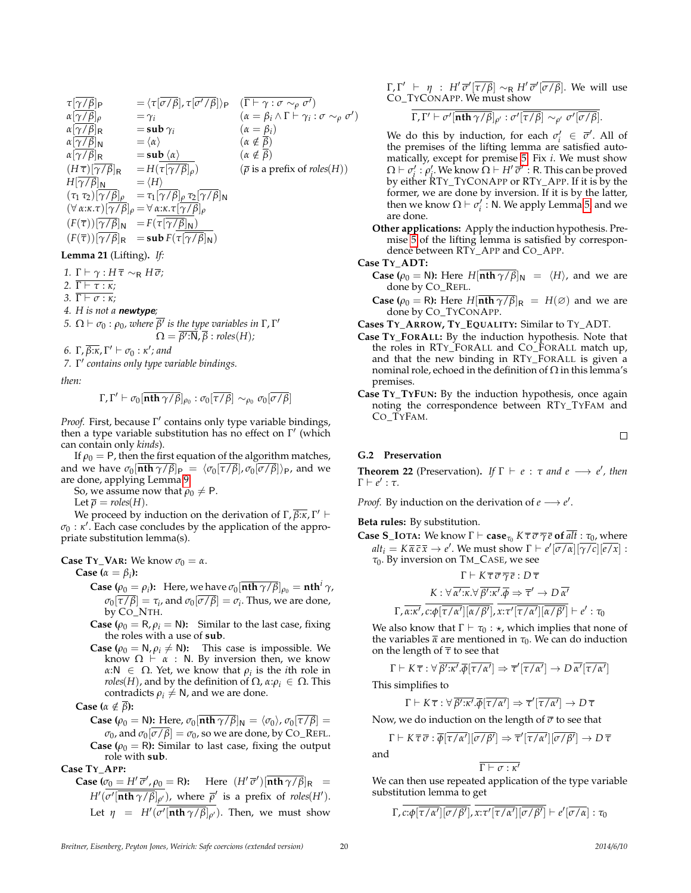$$
\begin{array}{lll}
\tau[\overline{\gamma/\beta}]_{\mathsf{P}} & = \langle \tau[\overline{\sigma/\beta}], \tau[\overline{\sigma'/\beta}]\rangle_{\mathsf{P}} & (\overline{\Gamma \vdash \gamma : \sigma \sim_\rho \sigma'}) \\
\alpha[\overline{\gamma/\beta}]_\rho & = \gamma_i & (\alpha = \beta_i \wedge \Gamma \vdash \gamma_i : \sigma \sim_\rho \sigma') \\
\alpha[\overline{\gamma/\beta}]_{\mathsf{R}} & = \mathbf{sub}\,\gamma_i & (\alpha = \beta_i) \\
\alpha[\overline{\gamma/\beta}]_{\mathsf{N}} & = \langle \alpha \rangle & (\alpha \notin \overline{\beta}) \\
\alpha[\overline{\gamma/\beta}]_{\mathsf{R}} & = \mathbf{sub}\,\langle \alpha \rangle & (\alpha \notin \overline{\beta}) \\
(H\,\overline{\tau})[\overline{\gamma/\beta}]_{\mathsf{R}} & = H(\overline{\tau[\overline{\gamma/\beta}]_\rho}) & (\overline{\rho} \text{ is a prefix of } roles(H)) \\
H[\overline{\gamma/\beta}]_{\mathsf{N}} & = \langle H \rangle & \\
(\tau_1\,\tau_2)[\overline{\gamma/\beta}]_\rho & = \tau_1[\overline{\gamma/\beta}]_\rho\;\tau_2[\overline{\gamma/\beta}]_{\mathsf{N}} & \\
(\forall\,\alpha{:}\kappa.\tau)[\overline{\gamma/\beta}]_\rho & = \forall\,\alpha{:}\kappa.\tau[\overline{\gamma/\beta}]_\rho & \\
(F(\overline{\tau}))[\overline{\gamma/\beta}]_{\mathsf{N}} & = F(\overline{\tau[\overline{\gamma/\beta}]_{\mathsf{N}}}) & \\
(F(\overline{\tau}))[\overline{\gamma/\beta}]_{\mathsf{R}} & = \mathbf{sub}\,F(\overline{\tau[\overline{\gamma/\beta}]_{\mathsf{N}}}) &
\end{array}
$$

**Lemma 21** (Lifting). *If:*

1. $\Gamma \vdash \gamma : H\,\overline{\tau} \sim_{\mathsf{R}} H\,\overline{\sigma}$;
2. $\overline{\Gamma \vdash \tau : \kappa}$;
3. $\overline{\Gamma \vdash \sigma : \kappa}$;
4. *$H$ is not a* **newtype**;
5. $\Omega \vdash \sigma_0 : \rho_0$, *where $\overline{\beta'}$ is the type variables in $\Gamma, \Gamma'$*
$$\Omega = \overline{\beta'{:}\mathsf{N}}, \overline{\beta : roles(H)};$$
6. $\Gamma, \overline{\beta{:}\kappa}, \Gamma' \vdash \sigma_0 : \kappa'$; *and*
7. *$\Gamma'$ contains only type variable bindings.*

*then:*

$$\Gamma, \Gamma' \vdash \sigma_0[\overline{\mathbf{nth}\,\gamma/\beta}]_{\rho_0} : \sigma_0[\overline{\tau/\beta}] \sim_{\rho_0} \sigma_0[\overline{\sigma/\beta}]$$

*Proof.* First, because $\Gamma'$ contains only type variable bindings, then a type variable substitution has no effect on $\Gamma'$ (which can contain only *kinds*).

If $\rho_0 = \mathsf{P}$, then the first equation of the algorithm matches, and we have $\sigma_0[\overline{\mathbf{nth}\,\gamma/\beta}]_{\mathsf{P}} = \langle \sigma_0[\overline{\tau/\beta}], \sigma_0[\overline{\sigma/\beta}]\rangle_{\mathsf{P}}$, and we are done, applying Lemma 9.

So, we assume now that $\rho_0 \neq \mathsf{P}$.

Let $\overline{\rho} = roles(H)$.

We proceed by induction on the derivation of $\Gamma, \overline{\beta{:}\kappa}, \Gamma' \vdash \sigma_0 : \kappa'$. Each case concludes by the application of the appropriate substitution lemma(s).

**Case** Ty_Var: We know $\sigma_0 = \alpha$.

**Case** ($\alpha = \beta_i$):

**Case** ($\rho_0 = \rho_i$): Here, we have $\sigma_0[\overline{\mathbf{nth}\,\gamma/\beta}]_{\rho_0} = \mathbf{nth}^i\,\gamma$, $\sigma_0[\overline{\tau/\beta}] = \tau_i$, and $\sigma_0[\overline{\sigma/\beta}] = \sigma_i$. Thus, we are done, by Co_Nth.

**Case** ($\rho_0 = \mathsf{R}, \rho_i = \mathsf{N}$): Similar to the last case, fixing the roles with a use of **sub**.

**Case** ($\rho_0 = \mathsf{N}, \rho_i \neq \mathsf{N}$): This case is impossible. We know $\Omega \vdash \alpha : \mathsf{N}$. By inversion then, we know $\alpha{:}\mathsf{N} \in \Omega$. Yet, we know that $\rho_i$ is the $i$th role in $roles(H)$, and by the definition of $\Omega$, $\alpha{:}\rho_i \in \Omega$. This contradicts $\rho_i \neq \mathsf{N}$, and we are done.

**Case** ($\alpha \notin \overline{\beta}$):

**Case** ($\rho_0 = \mathsf{N}$): Here, $\sigma_0[\overline{\mathbf{nth}\,\gamma/\beta}]_{\mathsf{N}} = \langle \sigma_0 \rangle$, $\sigma_0[\overline{\tau/\beta}] = \sigma_0$, and $\sigma_0[\overline{\sigma/\beta}] = \sigma_0$, so we are done, by Co_Refl.

**Case** ($\rho_0 = \mathsf{R}$): Similar to last case, fixing the output role with **sub**.

**Case** Ty_App:

**Case** ($\sigma_0 = H'\,\overline{\sigma'}, \rho_0 = \mathsf{R}$): Here $(H'\,\overline{\sigma'})[\overline{\mathbf{nth}\,\gamma/\beta}]_{\mathsf{R}} = H'(\overline{\sigma'[\overline{\mathbf{nth}\,\gamma/\beta}]_{\rho'}})$, where $\overline{\rho'}$ is a prefix of $roles(H')$. Let $\eta = H'(\overline{\sigma'[\overline{\mathbf{nth}\,\gamma/\beta}]_{\rho'}})$. Then, we must show $\Gamma, \Gamma' \vdash \eta : H'\,\overline{\sigma'}[\overline{\tau/\beta}] \sim_{\mathsf{R}} H'\,\overline{\sigma'}[\overline{\sigma/\beta}]$. We will use Co_TyConApp. We must show

$$\overline{\Gamma, \Gamma' \vdash \sigma'[\overline{\mathbf{nth}\,\gamma/\beta}]_{\rho'} : \sigma'[\overline{\tau/\beta}] \sim_{\rho'} \sigma'[\overline{\sigma/\beta}]}.$$

We do this by induction, for each $\sigma'_i \in \overline{\sigma'}$. All of the premises of the lifting lemma are satisfied automatically, except for premise 5. Fix $i$. We must show $\Omega \vdash \sigma'_i : \rho'_i$. We know $\Omega \vdash H'\,\overline{\sigma'} : \mathsf{R}$. This can be proved by either RTy_TyConApp or RTy_App. If it is by the former, we are done by inversion. If it is by the latter, then we know $\Omega \vdash \sigma'_i : \mathsf{N}$. We apply Lemma 5 and we are done.

**Other applications:** Apply the induction hypothesis. Premise 5 of the lifting lemma is satisfied by correspondence between RTy_App and Co_App.

**Case** Ty_ADT:

**Case** ($\rho_0 = \mathsf{N}$): Here $H[\overline{\mathbf{nth}\,\gamma/\beta}]_{\mathsf{N}} = \langle H \rangle$, and we are done by Co_Refl.

**Case** ($\rho_0 = \mathsf{R}$): Here $H[\overline{\mathbf{nth}\,\gamma/\beta}]_{\mathsf{R}} = H(\varnothing)$ and we are done by Co_TyConApp.

**Cases** Ty_Arrow, Ty_Equality: Similar to Ty_ADT.

**Case** Ty_ForAll: By the induction hypothesis. Note that the roles in RTy_ForAll and Co_ForAll match up, and that the new binding in RTy_ForAll is given a nominal role, echoed in the definition of $\Omega$ in this lemma's premises.

**Case** Ty_TyFun: By the induction hypothesis, once again noting the correspondence between RTy_TyFam and Co_TyFam. $\square$

## G.2 Preservation

**Theorem 22** (Preservation). *If $\Gamma \vdash e : \tau$ and $e \longrightarrow e'$, then $\Gamma \vdash e' : \tau$.*

*Proof.* By induction on the derivation of $e \longrightarrow e'$.

**Beta rules:** By substitution.

**Case** S_Iota: We know $\Gamma \vdash \mathbf{case}_{\tau_0}\,K\,\overline{\tau}\,\overline{\sigma}\,\overline{\gamma}\,\overline{e}\;\mathbf{of}\;\overline{alt} : \tau_0$, where $alt_i = K\,\overline{\alpha}\,\overline{c}\,\overline{x} \to e'$. We must show $\Gamma \vdash e'[\overline{\sigma/\alpha}][\overline{\gamma/c}][\overline{e/x}] : \tau_0$. By inversion on Tm_Case, we see

$$\Gamma \vdash K\,\overline{\tau}\,\overline{\sigma}\,\overline{\gamma}\,\overline{e} : D\,\overline{\tau}$$

$$K : \forall\,\overline{\alpha'{:}\kappa}.\forall\,\overline{\beta'{:}\kappa'}.\overline{\phi} \Rightarrow \overline{\tau'} \to D\,\overline{\alpha'}$$

$$\Gamma, \overline{\alpha{:}\kappa'}, \overline{c{:}\phi[\overline{\tau/\alpha'}][\overline{\alpha/\beta'}]}, \overline{x{:}\tau'[\overline{\tau/\alpha'}][\overline{\alpha/\beta'}]} \vdash e' : \tau_0$$

We also know that $\Gamma \vdash \tau_0 : \star$, which implies that none of the variables $\overline{\alpha}$ are mentioned in $\tau_0$. We can do induction on the length of $\overline{\tau}$ to see that

$$\Gamma \vdash K\,\overline{\tau} : \forall\,\overline{\beta'{:}\kappa'}.\overline{\phi}[\overline{\tau/\alpha'}] \Rightarrow \overline{\tau'}[\overline{\tau/\alpha'}] \to D\,\overline{\alpha'}[\overline{\tau/\alpha'}]$$

This simplifies to

$$\Gamma \vdash K\,\overline{\tau} : \forall\,\overline{\beta'{:}\kappa'}.\overline{\phi}[\overline{\tau/\alpha'}] \Rightarrow \overline{\tau'}[\overline{\tau/\alpha'}] \to D\,\overline{\tau}$$

Now, we do induction on the length of $\overline{\sigma}$ to see that

$$\Gamma \vdash K\,\overline{\tau}\,\overline{\sigma} : \overline{\phi}[\overline{\tau/\alpha'}][\overline{\sigma/\beta'}] \Rightarrow \overline{\tau'}[\overline{\tau/\alpha'}][\overline{\sigma/\beta'}] \to D\,\overline{\tau}$$

and

$$\overline{\Gamma \vdash \sigma : \kappa'}$$

We can then use repeated application of the type variable substitution lemma to get

$$\Gamma, \overline{c{:}\phi[\overline{\tau/\alpha'}][\overline{\sigma/\beta'}]}, \overline{x{:}\tau'[\overline{\tau/\alpha'}][\overline{\sigma/\beta'}]} \vdash e'[\overline{\sigma/\alpha}] : \tau_0$$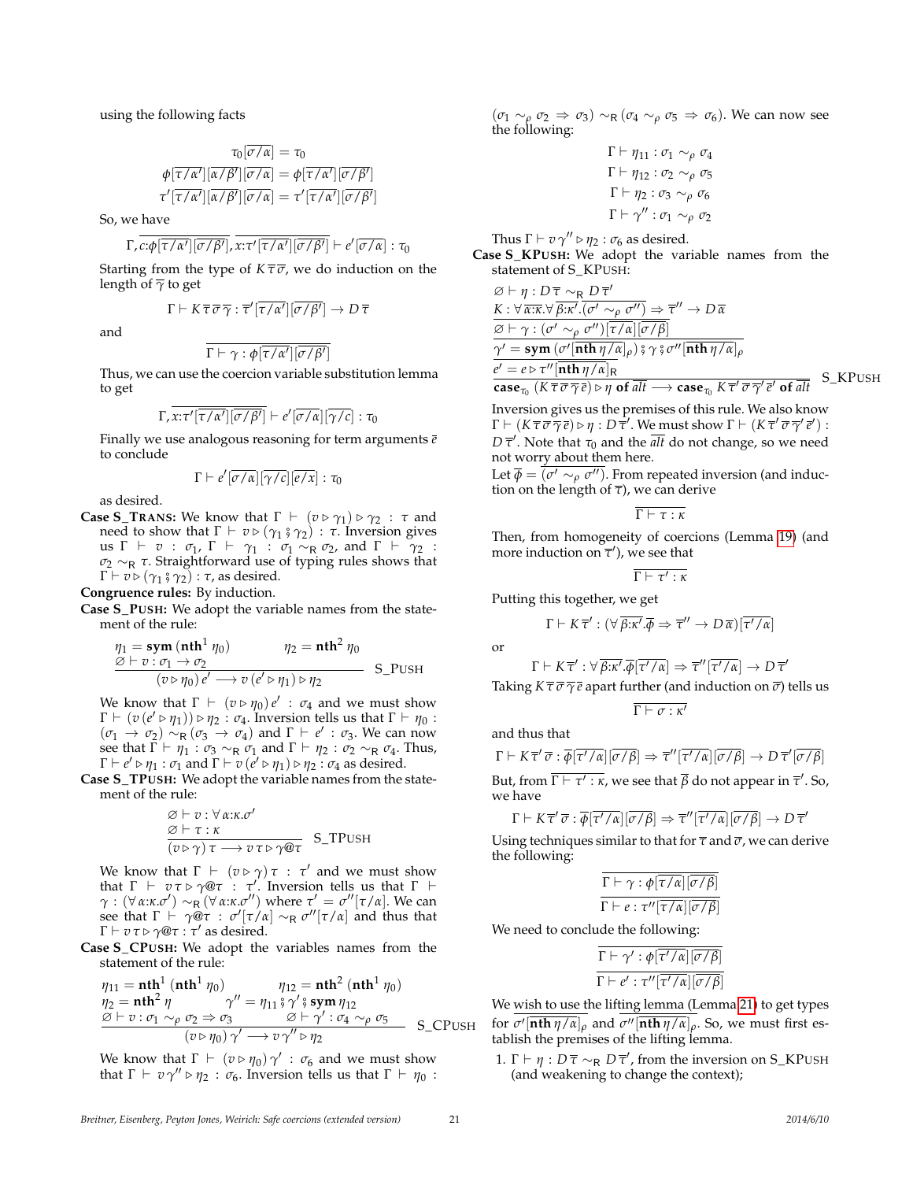using the following facts

$$\tau_0[\overline{\sigma/\alpha}] = \tau_0$$
$$\phi[\overline{\tau/\alpha'}][\overline{\alpha/\beta'}][\overline{\sigma/\alpha}] = \phi[\overline{\tau/\alpha'}][\overline{\sigma/\beta'}]$$
$$\tau'[\overline{\tau/\alpha'}][\overline{\alpha/\beta'}][\overline{\sigma/\alpha}] = \tau'[\overline{\tau/\alpha'}][\overline{\sigma/\beta'}]$$

So, we have

$$\Gamma, \overline{c{:}\phi[\overline{\tau/\alpha'}][\overline{\sigma/\beta'}]}, \overline{x{:}\tau'[\overline{\tau/\alpha'}][\overline{\sigma/\beta'}]} \vdash e'[\overline{\sigma/\alpha}] : \tau_0$$

Starting from the type of $K\,\overline{\tau}\,\overline{\sigma}$, we do induction on the length of $\overline{\gamma}$ to get

$$\Gamma \vdash K\,\overline{\tau}\,\overline{\sigma}\,\overline{\gamma} : \overline{\tau'[\overline{\tau/\alpha'}][\overline{\sigma/\beta'}]} \to D\,\overline{\tau}$$

and

$$\overline{\Gamma \vdash \gamma : \phi[\overline{\tau/\alpha'}][\overline{\sigma/\beta'}]}$$

Thus, we can use the coercion variable substitution lemma to get

$$\Gamma, \overline{x{:}\tau'[\overline{\tau/\alpha'}][\overline{\sigma/\beta'}]} \vdash e'[\overline{\sigma/\alpha}][\overline{\gamma/c}] : \tau_0$$

Finally we use analogous reasoning for term arguments $\overline{e}$ to conclude

$$\Gamma \vdash e'[\overline{\sigma/\alpha}][\overline{\gamma/c}][\overline{e/x}] : \tau_0$$

as desired.

**Case S_TRANS:** We know that $\Gamma \vdash (v \triangleright \gamma_1) \triangleright \gamma_2 : \tau$ and need to show that $\Gamma \vdash v \triangleright (\gamma_1 \,{}_{9}^{\circ}\, \gamma_2) : \tau$. Inversion gives us $\Gamma \vdash v : \sigma_1$, $\Gamma \vdash \gamma_1 : \sigma_1 \sim_{\mathsf{R}} \sigma_2$, and $\Gamma \vdash \gamma_2 : \sigma_2 \sim_{\mathsf{R}} \tau$. Straightforward use of typing rules shows that $\Gamma \vdash v \triangleright (\gamma_1 \,{}_{9}^{\circ}\, \gamma_2) : \tau$, as desired.

**Congruence rules:** By induction.

**Case S_PUSH:** We adopt the variable names from the statement of the rule:

$$\frac{\eta_1 = \mathbf{sym}\,(\mathbf{nth}^1\,\eta_0) \qquad \eta_2 = \mathbf{nth}^2\,\eta_0 \qquad \varnothing \vdash v : \sigma_1 \to \sigma_2}{(v \triangleright \eta_0)\,e' \longrightarrow v\,(e' \triangleright \eta_1) \triangleright \eta_2}\ \text{S\_PUSH}$$

We know that $\Gamma \vdash (v \triangleright \eta_0)\,e' : \sigma_4$ and we must show $\Gamma \vdash (v\,(e' \triangleright \eta_1)) \triangleright \eta_2 : \sigma_4$. Inversion tells us that $\Gamma \vdash \eta_0 : (\sigma_1 \to \sigma_2) \sim_{\mathsf{R}} (\sigma_3 \to \sigma_4)$ and $\Gamma \vdash e' : \sigma_3$. We can now see that $\Gamma \vdash \eta_1 : \sigma_3 \sim_{\mathsf{R}} \sigma_1$ and $\Gamma \vdash \eta_2 : \sigma_2 \sim_{\mathsf{R}} \sigma_4$. Thus, $\Gamma \vdash e' \triangleright \eta_1 : \sigma_1$ and $\Gamma \vdash v\,(e' \triangleright \eta_1) \triangleright \eta_2 : \sigma_4$ as desired.

**Case S_TPUSH:** We adopt the variable names from the statement of the rule:

$$\frac{\varnothing \vdash v : \forall \alpha{:}\kappa.\sigma' \qquad \varnothing \vdash \tau : \kappa}{(v \triangleright \gamma)\,\tau \longrightarrow v\,\tau \triangleright \gamma@\tau}\ \text{S\_TPUSH}$$

We know that $\Gamma \vdash (v \triangleright \gamma)\,\tau : \tau'$ and we must show that $\Gamma \vdash v\,\tau \triangleright \gamma@\tau : \tau'$. Inversion tells us that $\Gamma \vdash \gamma : (\forall \alpha{:}\kappa.\sigma') \sim_{\mathsf{R}} (\forall \alpha{:}\kappa.\sigma'')$ where $\tau' = \sigma''[\tau/\alpha]$. We can see that $\Gamma \vdash \gamma@\tau : \sigma'[\tau/\alpha] \sim_{\mathsf{R}} \sigma''[\tau/\alpha]$ and thus that $\Gamma \vdash v\,\tau \triangleright \gamma@\tau : \tau'$ as desired.

**Case S_CPUSH:** We adopt the variables names from the statement of the rule:

$$\frac{\begin{array}{ll}\eta_{11} = \mathbf{nth}^1\,(\mathbf{nth}^1\,\eta_0) & \eta_{12} = \mathbf{nth}^2\,(\mathbf{nth}^1\,\eta_0) \\ \eta_2 = \mathbf{nth}^2\,\eta & \gamma'' = \eta_{11} \,{}_{9}^{\circ}\, \gamma' \,{}_{9}^{\circ}\, \mathbf{sym}\,\eta_{12} \\ \varnothing \vdash v : \sigma_1 \sim_\rho \sigma_2 \Rightarrow \sigma_3 & \varnothing \vdash \gamma' : \sigma_4 \sim_\rho \sigma_5\end{array}}{(v \triangleright \eta_0)\,\gamma' \longrightarrow v\,\gamma'' \triangleright \eta_2}\ \text{S\_CPUSH}$$

We know that $\Gamma \vdash (v \triangleright \eta_0)\,\gamma' : \sigma_6$ and we must show that $\Gamma \vdash v\,\gamma'' \triangleright \eta_2 : \sigma_6$. Inversion tells us that $\Gamma \vdash \eta_0 : (\sigma_1 \sim_\rho \sigma_2 \Rightarrow \sigma_3) \sim_{\mathsf{R}} (\sigma_4 \sim_\rho \sigma_5 \Rightarrow \sigma_6)$. We can now see the following:

$$\Gamma \vdash \eta_{11} : \sigma_1 \sim_\rho \sigma_4$$
$$\Gamma \vdash \eta_{12} : \sigma_2 \sim_\rho \sigma_5$$
$$\Gamma \vdash \eta_2 : \sigma_3 \sim_\rho \sigma_6$$
$$\Gamma \vdash \gamma'' : \sigma_1 \sim_\rho \sigma_2$$

Thus $\Gamma \vdash v\,\gamma'' \triangleright \eta_2 : \sigma_6$ as desired.

**Case S_KPUSH:** We adopt the variable names from the statement of S_KPUSH:

$$\frac{\begin{array}{l}\varnothing \vdash \eta : D\,\overline{\tau} \sim_{\mathsf{R}} D\,\overline{\tau}' \\ K : \forall \overline{\alpha{:}\kappa}.\forall \overline{\beta{:}\kappa'}.\overline{(\sigma' \sim_\rho \sigma'')} \Rightarrow \overline{\tau}'' \to D\,\overline{\alpha} \\ \overline{\varnothing \vdash \gamma : (\sigma' \sim_\rho \sigma'')[\overline{\tau/\alpha}][\overline{\sigma/\beta}]} \\ \overline{\gamma' = \mathbf{sym}\,(\sigma'[\overline{\mathbf{nth}\,\eta/\alpha}]_\rho) \,{}_{9}^{\circ}\, \gamma \,{}_{9}^{\circ}\, \sigma''[\overline{\mathbf{nth}\,\eta/\alpha}]_\rho} \\ \overline{e' = e \triangleright \tau''[\overline{\mathbf{nth}\,\eta/\alpha}]_{\mathsf{R}}}\end{array}}{\mathbf{case}_{\tau_0}\,(K\,\overline{\tau}\,\overline{\sigma}\,\overline{\gamma}\,\overline{e}) \triangleright \eta\ \mathbf{of}\ \overline{alt} \longrightarrow \mathbf{case}_{\tau_0}\,K\,\overline{\tau}'\,\overline{\sigma}\,\overline{\gamma}'\,\overline{e}'\ \mathbf{of}\ \overline{alt}}\ \text{S\_KPUSH}$$

Inversion gives us the premises of this rule. We also know $\Gamma \vdash (K\,\overline{\tau}\,\overline{\sigma}\,\overline{\gamma}\,\overline{e}) \triangleright \eta : D\,\overline{\tau}'$. We must show $\Gamma \vdash (K\,\overline{\tau}'\,\overline{\sigma}\,\overline{\gamma}'\,\overline{e}') : D\,\overline{\tau}'$. Note that $\tau_0$ and the $\overline{alt}$ do not change, so we need not worry about them here.

Let $\overline{\phi} = \overline{(\sigma' \sim_\rho \sigma'')}$. From repeated inversion (and induction on the length of $\overline{\tau}$), we can derive

$$\overline{\Gamma \vdash \tau : \kappa}$$

Then, from homogeneity of coercions (Lemma 19) (and more induction on $\overline{\tau}'$), we see that

$$\overline{\Gamma \vdash \tau' : \kappa}$$

Putting this together, we get

$$\Gamma \vdash K\,\overline{\tau}' : (\forall \overline{\beta{:}\kappa'}.\overline{\phi} \Rightarrow \overline{\tau}'' \to D\,\overline{\alpha})[\overline{\tau'/\alpha}]$$

or

$$\Gamma \vdash K\,\overline{\tau}' : \forall \overline{\beta{:}\kappa'}.\overline{\phi}[\overline{\tau'/\alpha}] \Rightarrow \overline{\tau}''[\overline{\tau'/\alpha}] \to D\,\overline{\tau}'$$

Taking $K\,\overline{\tau}\,\overline{\sigma}\,\overline{\gamma}\,\overline{e}$ apart further (and induction on $\overline{\sigma}$) tells us

$$\overline{\Gamma \vdash \sigma : \kappa'}$$

and thus that

$$\Gamma \vdash K\,\overline{\tau}'\,\overline{\sigma} : \overline{\phi}[\overline{\tau'/\alpha}][\overline{\sigma/\beta}] \Rightarrow \overline{\tau}''[\overline{\tau'/\alpha}][\overline{\sigma/\beta}] \to D\,\overline{\tau}'[\overline{\sigma/\beta}]$$

But, from $\overline{\Gamma \vdash \tau' : \kappa}$, we see that $\overline{\beta}$ do not appear in $\overline{\tau}'$. So, we have

$$\Gamma \vdash K\,\overline{\tau}'\,\overline{\sigma} : \overline{\phi}[\overline{\tau'/\alpha}][\overline{\sigma/\beta}] \Rightarrow \overline{\tau}''[\overline{\tau'/\alpha}][\overline{\sigma/\beta}] \to D\,\overline{\tau}'$$

Using techniques similar to that for $\overline{\tau}$ and $\overline{\sigma}$, we can derive the following:

$$\overline{\Gamma \vdash \gamma : \phi[\overline{\tau/\alpha}][\overline{\sigma/\beta}]}$$
$$\overline{\Gamma \vdash e : \tau''[\overline{\tau/\alpha}][\overline{\sigma/\beta}]}$$

We need to conclude the following:

$$\overline{\Gamma \vdash \gamma' : \phi[\overline{\tau'/\alpha}][\overline{\sigma/\beta}]}$$
$$\overline{\Gamma \vdash e' : \tau''[\overline{\tau'/\alpha}][\overline{\sigma/\beta}]}$$

We wish to use the lifting lemma (Lemma 21) to get types for $\sigma'[\overline{\mathbf{nth}\,\eta/\alpha}]_\rho$ and $\sigma''[\overline{\mathbf{nth}\,\eta/\alpha}]_\rho$. So, we must first establish the premises of the lifting lemma.

1. $\Gamma \vdash \eta : D\,\overline{\tau} \sim_{\mathsf{R}} D\,\overline{\tau}'$, from the inversion on S_KPUSH (and weakening to change the context);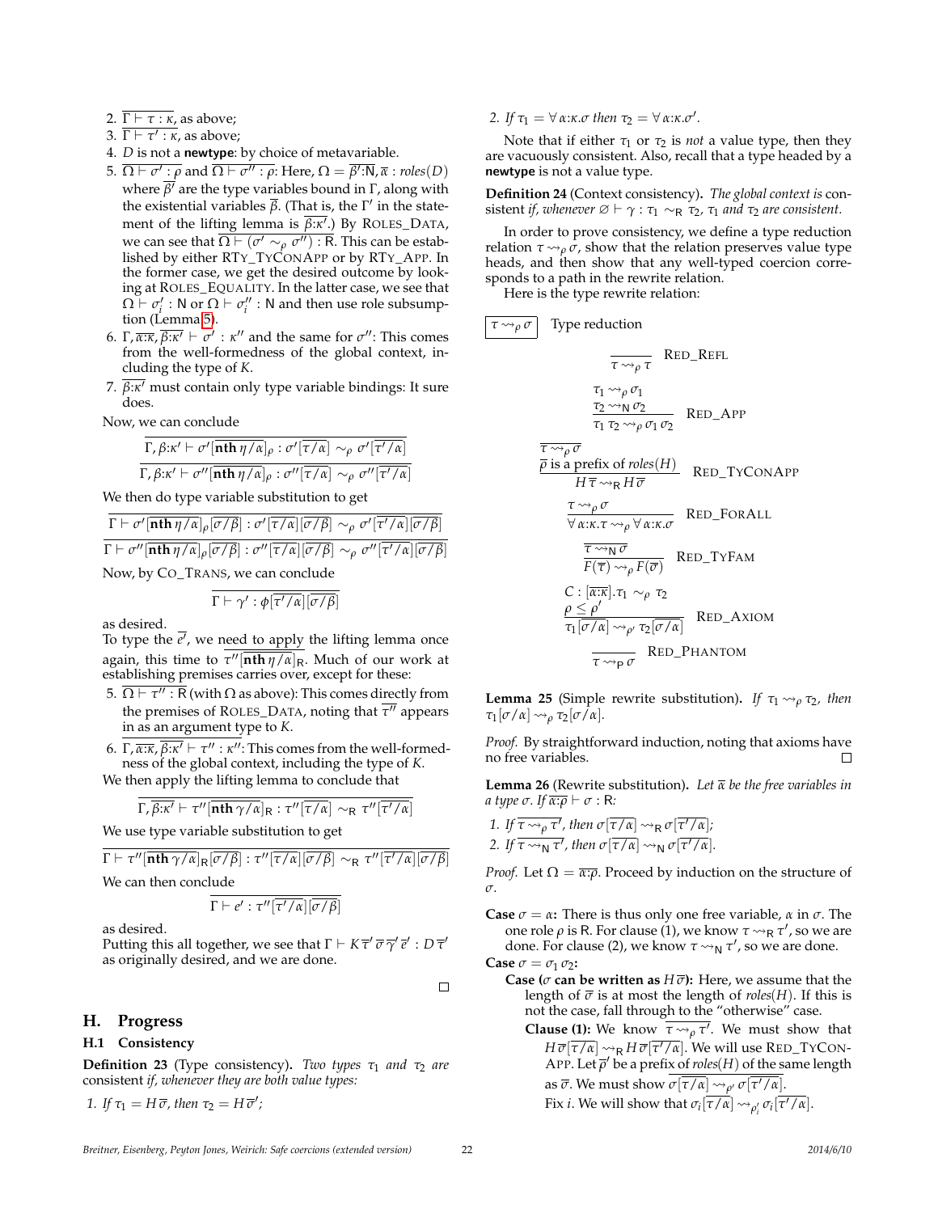2. $\overline{\Gamma \vdash \tau : \kappa}$, as above;
3. $\overline{\Gamma \vdash \tau' : \kappa}$, as above;
4. $D$ is not a **newtype**: by choice of metavariable.
5. $\overline{\Omega \vdash \sigma' : \rho}$ and $\overline{\Omega \vdash \sigma'' : \rho}$: Here, $\Omega = \overline{\beta'}{:}\mathsf{N}, \overline{\alpha} : roles(D)$ where $\overline{\beta'}$ are the type variables bound in $\Gamma$, along with the existential variables $\overline{\beta}$. (That is, the $\Gamma'$ in the statement of the lifting lemma is $\overline{\beta{:}\kappa'}$.) By ROLES_DATA, we can see that $\overline{\Omega \vdash (\sigma' \sim_\rho \sigma'') : \mathsf{R}}$. This can be established by either RTY_TYCONAPP or by RTY_APP. In the former case, we get the desired outcome by looking at ROLES_EQUALITY. In the latter case, we see that $\Omega \vdash \sigma'_i : \mathsf{N}$ or $\Omega \vdash \sigma''_i : \mathsf{N}$ and then use role subsumption (Lemma 5).
6. $\Gamma, \overline{\alpha{:}\kappa}, \overline{\beta{:}\kappa'} \vdash \sigma' : \kappa''$ and the same for $\sigma''$: This comes from the well-formedness of the global context, including the type of $K$.
7. $\overline{\beta{:}\kappa'}$ must contain only type variable bindings: It sure does.

Now, we can conclude

$$\overline{\Gamma, \beta{:}\kappa' \vdash \sigma'[\overline{\mathbf{nth}\,\eta/\alpha}]_\rho : \sigma'[\overline{\tau/\alpha}] \sim_\rho \sigma'[\overline{\tau'/\alpha}]}$$
$$\overline{\Gamma, \beta{:}\kappa' \vdash \sigma''[\overline{\mathbf{nth}\,\eta/\alpha}]_\rho : \sigma''[\overline{\tau/\alpha}] \sim_\rho \sigma''[\overline{\tau'/\alpha}]}$$

We then do type variable substitution to get

$$\overline{\Gamma \vdash \sigma'[\overline{\mathbf{nth}\,\eta/\alpha}]_\rho[\overline{\sigma/\beta}] : \sigma'[\overline{\tau/\alpha}][\overline{\sigma/\beta}] \sim_\rho \sigma'[\overline{\tau'/\alpha}][\overline{\sigma/\beta}]}$$
$$\overline{\Gamma \vdash \sigma''[\overline{\mathbf{nth}\,\eta/\alpha}]_\rho[\overline{\sigma/\beta}] : \sigma''[\overline{\tau/\alpha}][\overline{\sigma/\beta}] \sim_\rho \sigma''[\overline{\tau'/\alpha}][\overline{\sigma/\beta}]}$$

Now, by CO_TRANS, we can conclude

$$\overline{\Gamma \vdash \gamma' : \phi[\overline{\tau'/\alpha}][\overline{\sigma/\beta}]}$$

as desired.

To type the $\overline{e'}$, we need to apply the lifting lemma once again, this time to $\overline{\tau''[\overline{\mathbf{nth}\,\eta/\alpha}]_\mathsf{R}}$. Much of our work at establishing premises carries over, except for these:

5. $\overline{\Omega \vdash \tau'' : \mathsf{R}}$ (with $\Omega$ as above): This comes directly from the premises of ROLES_DATA, noting that $\overline{\tau''}$ appears in as an argument type to $K$.
6. $\overline{\Gamma, \overline{\alpha{:}\kappa}, \overline{\beta{:}\kappa'} \vdash \tau'' : \kappa''}$: This comes from the well-formedness of the global context, including the type of $K$.

We then apply the lifting lemma to conclude that

$$\overline{\Gamma, \overline{\beta{:}\kappa'} \vdash \tau''[\overline{\mathbf{nth}\,\gamma/\alpha}]_\mathsf{R} : \tau''[\overline{\tau/\alpha}] \sim_\mathsf{R} \tau''[\overline{\tau'/\alpha}]}$$

We use type variable substitution to get

$$\overline{\Gamma \vdash \tau''[\overline{\mathbf{nth}\,\gamma/\alpha}]_\mathsf{R}[\overline{\sigma/\beta}] : \tau''[\overline{\tau/\alpha}][\overline{\sigma/\beta}] \sim_\mathsf{R} \tau''[\overline{\tau'/\alpha}][\overline{\sigma/\beta}]}$$

We can then conclude

$$\overline{\Gamma \vdash e' : \tau''[\overline{\tau'/\alpha}][\overline{\sigma/\beta}]}$$

as desired.

Putting this all together, we see that $\Gamma \vdash K\,\overline{\tau'}\,\overline{\sigma}\,\overline{\gamma'}\,\overline{e'} : D\,\overline{\tau'}$ as originally desired, and we are done. $\square$

## H. Progress

### H.1 Consistency

**Definition 23** (Type consistency). *Two types $\tau_1$ and $\tau_2$ are* consistent *if, whenever they are both value types:*

1. *If $\tau_1 = H\,\overline{\sigma}$, then $\tau_2 = H\,\overline{\sigma}'$;*
2. *If $\tau_1 = \forall\,\alpha{:}\kappa.\sigma$ then $\tau_2 = \forall\,\alpha{:}\kappa.\sigma'$.*

Note that if either $\tau_1$ or $\tau_2$ is *not* a value type, then they are vacuously consistent. Also, recall that a type headed by a **newtype** is not a value type.

**Definition 24** (Context consistency). *The global context is* consistent *if, whenever $\varnothing \vdash \gamma : \tau_1 \sim_\mathsf{R} \tau_2$, $\tau_1$ and $\tau_2$ are consistent.*

In order to prove consistency, we define a type reduction relation $\tau \rightsquigarrow_\rho \sigma$, show that the relation preserves value type heads, and then show that any well-typed coercion corresponds to a path in the rewrite relation.

Here is the type rewrite relation:

$\boxed{\tau \rightsquigarrow_\rho \sigma}$ Type reduction

$$\frac{}{\tau \rightsquigarrow_\rho \tau}\ \text{RED\_REFL}$$

$$\frac{\tau_1 \rightsquigarrow_\rho \sigma_1 \quad \tau_2 \rightsquigarrow_\mathsf{N} \sigma_2}{\tau_1\,\tau_2 \rightsquigarrow_\rho \sigma_1\,\sigma_2}\ \text{RED\_APP}$$

$$\frac{\overline{\tau \rightsquigarrow_\rho \sigma} \quad \overline{\rho} \text{ is a prefix of } roles(H)}{H\,\overline{\tau} \rightsquigarrow_\mathsf{R} H\,\overline{\sigma}}\ \text{RED\_TYCONAPP}$$

$$\frac{\tau \rightsquigarrow_\rho \sigma}{\forall\,\alpha{:}\kappa.\tau \rightsquigarrow_\rho \forall\,\alpha{:}\kappa.\sigma}\ \text{RED\_FORALL}$$

$$\frac{\overline{\tau \rightsquigarrow_\mathsf{N} \sigma}}{F(\overline{\tau}) \rightsquigarrow_\rho F(\overline{\sigma})}\ \text{RED\_TYFAM}$$

$$\frac{C : [\overline{\alpha{:}\kappa}].\tau_1 \sim_\rho \tau_2 \quad \rho \leq \rho'}{\tau_1[\overline{\sigma/\alpha}] \rightsquigarrow_{\rho'} \tau_2[\overline{\sigma/\alpha}]}\ \text{RED\_AXIOM}$$

$$\frac{}{\tau \rightsquigarrow_\mathsf{P} \sigma}\ \text{RED\_PHANTOM}$$

**Lemma 25** (Simple rewrite substitution). *If $\tau_1 \rightsquigarrow_\rho \tau_2$, then $\tau_1[\sigma/\alpha] \rightsquigarrow_\rho \tau_2[\sigma/\alpha]$.*

*Proof.* By straightforward induction, noting that axioms have no free variables. $\square$

**Lemma 26** (Rewrite substitution). *Let $\overline{\alpha}$ be the free variables in a type $\sigma$. If $\overline{\alpha{:}\rho} \vdash \sigma : \mathsf{R}$:*

1. *If $\overline{\tau \rightsquigarrow_\rho \tau'}$, then $\sigma[\overline{\tau/\alpha}] \rightsquigarrow_\mathsf{R} \sigma[\overline{\tau'/\alpha}]$;*
2. *If $\overline{\tau \rightsquigarrow_\mathsf{N} \tau'}$, then $\sigma[\overline{\tau/\alpha}] \rightsquigarrow_\mathsf{N} \sigma[\overline{\tau'/\alpha}]$.*

*Proof.* Let $\Omega = \overline{\alpha{:}\rho}$. Proceed by induction on the structure of $\sigma$.

**Case $\sigma = \alpha$:** There is thus only one free variable, $\alpha$ in $\sigma$. The one role $\rho$ is $\mathsf{R}$. For clause (1), we know $\tau \rightsquigarrow_\mathsf{R} \tau'$, so we are done. For clause (2), we know $\tau \rightsquigarrow_\mathsf{N} \tau'$, so we are done.

**Case $\sigma = \sigma_1\,\sigma_2$:**

**Case ($\sigma$ can be written as $H\,\overline{\sigma}$):** Here, we assume that the length of $\overline{\sigma}$ is at most the length of $roles(H)$. If this is not the case, fall through to the "otherwise" case.

**Clause (1):** We know $\overline{\tau \rightsquigarrow_\rho \tau'}$. We must show that $H\,\overline{\sigma}[\overline{\tau/\alpha}] \rightsquigarrow_\mathsf{R} H\,\overline{\sigma}[\overline{\tau'/\alpha}]$. We will use RED_TYCONAPP. Let $\overline{\rho}'$ be a prefix of $roles(H)$ of the same length as $\overline{\sigma}$. We must show $\overline{\sigma[\overline{\tau/\alpha}] \rightsquigarrow_{\rho'} \sigma[\overline{\tau'/\alpha}]}$.

Fix $i$. We will show that $\sigma_i[\overline{\tau/\alpha}] \rightsquigarrow_{\rho'_i} \sigma_i[\overline{\tau'/\alpha}]$.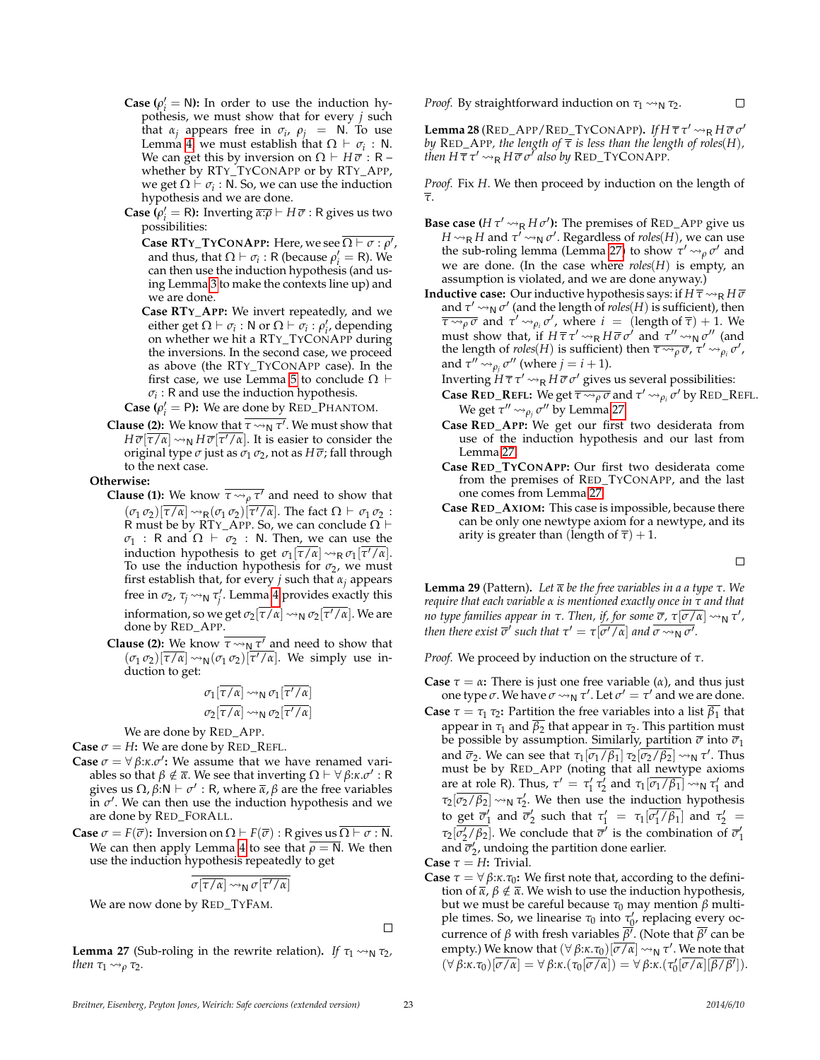**Case ($\rho'_i = \mathsf{N}$):** In order to use the induction hypothesis, we must show that for every $j$ such that $\alpha_j$ appears free in $\sigma_i$, $\rho_j = \mathsf{N}$. To use Lemma 4, we must establish that $\Omega \vdash \sigma_i : \mathsf{N}$. We can get this by inversion on $\Omega \vdash H\,\overline{\sigma} : \mathsf{R}$ – whether by RTY_TYCONAPP or by RTY_APP, we get $\Omega \vdash \sigma_i : \mathsf{N}$. So, we can use the induction hypothesis and we are done.

**Case ($\rho'_i = \mathsf{R}$):** Inverting $\overline{\alpha{:}\rho} \vdash H\,\overline{\sigma} : \mathsf{R}$ gives us two possibilities:

**Case RTY_TYCONAPP:** Here, we see $\overline{\Omega \vdash \sigma : \rho'}$, and thus, that $\Omega \vdash \sigma_i : \mathsf{R}$ (because $\rho'_i = \mathsf{R}$). We can then use the induction hypothesis (and using Lemma 3 to make the contexts line up) and we are done.

**Case RTY_APP:** We invert repeatedly, and we either get $\Omega \vdash \sigma_i : \mathsf{N}$ or $\Omega \vdash \sigma_i : \rho'_i$, depending on whether we hit a RTY_TYCONAPP during the inversions. In the second case, we proceed as above (the RTY_TYCONAPP case). In the first case, we use Lemma 5 to conclude $\Omega \vdash \sigma_i : \mathsf{R}$ and use the induction hypothesis.

**Case ($\rho'_i = \mathsf{P}$):** We are done by RED_PHANTOM.

**Clause (2):** We know that $\overline{\tau \rightsquigarrow_{\mathsf{N}} \tau'}$. We must show that $H\,\overline{\sigma}[\overline{\tau/\alpha}] \rightsquigarrow_{\mathsf{N}} H\,\overline{\sigma}[\overline{\tau'/\alpha}]$. It is easier to consider the original type $\sigma$ just as $\sigma_1\,\sigma_2$, not as $H\,\overline{\sigma}$; fall through to the next case.

**Otherwise:**

**Clause (1):** We know $\overline{\tau \rightsquigarrow_{\rho} \tau'}$ and need to show that $(\sigma_1\,\sigma_2)[\overline{\tau/\alpha}] \rightsquigarrow_{\mathsf{R}} (\sigma_1\,\sigma_2)[\overline{\tau'/\alpha}]$. The fact $\Omega \vdash \sigma_1\,\sigma_2 : \mathsf{R}$ must be by RTY_APP. So, we can conclude $\Omega \vdash \sigma_1 : \mathsf{R}$ and $\Omega \vdash \sigma_2 : \mathsf{N}$. Then, we can use the induction hypothesis to get $\sigma_1[\overline{\tau/\alpha}] \rightsquigarrow_{\mathsf{R}} \sigma_1[\overline{\tau'/\alpha}]$. To use the induction hypothesis for $\sigma_2$, we must first establish that, for every $j$ such that $\alpha_j$ appears free in $\sigma_2$, $\tau_j \rightsquigarrow_{\mathsf{N}} \tau'_j$. Lemma 4 provides exactly this information, so we get $\sigma_2[\overline{\tau/\alpha}] \rightsquigarrow_{\mathsf{N}} \sigma_2[\overline{\tau'/\alpha}]$. We are done by RED_APP.

**Clause (2):** We know $\overline{\tau \rightsquigarrow_{\mathsf{N}} \tau'}$ and need to show that $(\sigma_1\,\sigma_2)[\overline{\tau/\alpha}] \rightsquigarrow_{\mathsf{N}} (\sigma_1\,\sigma_2)[\overline{\tau'/\alpha}]$. We simply use induction to get:

$$\sigma_1[\overline{\tau/\alpha}] \rightsquigarrow_{\mathsf{N}} \sigma_1[\overline{\tau'/\alpha}]$$
$$\sigma_2[\overline{\tau/\alpha}] \rightsquigarrow_{\mathsf{N}} \sigma_2[\overline{\tau'/\alpha}]$$

We are done by RED_APP.

**Case $\sigma = H$:** We are done by RED_REFL.

**Case $\sigma = \forall\,\beta{:}\kappa.\sigma'$:** We assume that we have renamed variables so that $\beta \notin \overline{\alpha}$. We see that inverting $\Omega \vdash \forall\,\beta{:}\kappa.\sigma' : \mathsf{R}$ gives us $\Omega, \beta{:}\mathsf{N} \vdash \sigma' : \mathsf{R}$, where $\overline{\alpha}, \beta$ are the free variables in $\sigma'$. We can then use the induction hypothesis and we are done by RED_FORALL.

**Case $\sigma = F(\overline{\sigma})$:** Inversion on $\Omega \vdash F(\overline{\sigma}) : \mathsf{R}$ gives us $\overline{\Omega \vdash \sigma : \mathsf{N}}$. We can then apply Lemma 4 to see that $\overline{\rho = \mathsf{N}}$. We then use the induction hypothesis repeatedly to get

$$\overline{\sigma[\overline{\tau/\alpha}] \rightsquigarrow_{\mathsf{N}} \sigma[\overline{\tau'/\alpha}]}$$

We are now done by RED_TYFAM. $\square$

**Lemma 27** (Sub-roling in the rewrite relation). *If $\tau_1 \rightsquigarrow_{\mathsf{N}} \tau_2$, then $\tau_1 \rightsquigarrow_{\rho} \tau_2$.*

*Proof.* By straightforward induction on $\tau_1 \rightsquigarrow_{\mathsf{N}} \tau_2$. $\square$

**Lemma 28** (RED_APP/RED_TYCONAPP). *If $H\,\overline{\tau}\,\tau' \rightsquigarrow_{\mathsf{R}} H\,\overline{\sigma}\,\sigma'$ by RED_APP, the length of $\overline{\tau}$ is less than the length of roles($H$), then $H\,\overline{\tau}\,\tau' \rightsquigarrow_{\mathsf{R}} H\,\overline{\sigma}\,\sigma'$ also by RED_TYCONAPP.*

*Proof.* Fix $H$. We then proceed by induction on the length of $\overline{\tau}$.

**Base case ($H\,\tau' \rightsquigarrow_{\mathsf{R}} H\,\sigma'$):** The premises of RED_APP give us $H \rightsquigarrow_{\mathsf{R}} H$ and $\tau' \rightsquigarrow_{\mathsf{N}} \sigma'$. Regardless of *roles*($H$), we can use the sub-roling lemma (Lemma 27) to show $\tau' \rightsquigarrow_{\rho} \sigma'$ and we are done. (In the case where *roles*($H$) is empty, an assumption is violated, and we are done anyway.)

**Inductive case:** Our inductive hypothesis says: if $H\,\overline{\tau} \rightsquigarrow_{\mathsf{R}} H\,\overline{\sigma}$ and $\tau' \rightsquigarrow_{\mathsf{N}} \sigma'$ (and the length of *roles*($H$) is sufficient), then $\overline{\tau \rightsquigarrow_{\rho} \sigma}$ and $\tau' \rightsquigarrow_{\rho_i} \sigma'$, where $i$ = (length of $\overline{\tau}$) + 1. We must show that, if $H\,\overline{\tau}\,\tau' \rightsquigarrow_{\mathsf{R}} H\,\overline{\sigma}\,\sigma'$ and $\tau'' \rightsquigarrow_{\mathsf{N}} \sigma''$ (and the length of *roles*($H$) is sufficient) then $\overline{\tau \rightsquigarrow_{\rho} \sigma}$, $\tau' \rightsquigarrow_{\rho_i} \sigma'$, and $\tau'' \rightsquigarrow_{\rho_j} \sigma''$ (where $j = i + 1$).

Inverting $H\,\overline{\tau}\,\tau' \rightsquigarrow_{\mathsf{R}} H\,\overline{\sigma}\,\sigma'$ gives us several possibilities:

**Case RED_REFL:** We get $\overline{\tau \rightsquigarrow_{\rho} \sigma}$ and $\tau' \rightsquigarrow_{\rho_i} \sigma'$ by RED_REFL. We get $\tau'' \rightsquigarrow_{\rho_j} \sigma''$ by Lemma 27.

**Case RED_APP:** We get our first two desiderata from use of the induction hypothesis and our last from Lemma 27.

**Case RED_TYCONAPP:** Our first two desiderata come from the premises of RED_TYCONAPP, and the last one comes from Lemma 27.

**Case RED_AXIOM:** This case is impossible, because there can be only one newtype axiom for a newtype, and its arity is greater than (length of $\overline{\tau}$) + 1.

$\square$

**Lemma 29** (Pattern). *Let $\overline{\alpha}$ be the free variables in a a type $\tau$. We require that each variable $\alpha$ is mentioned exactly once in $\tau$ and that no type families appear in $\tau$. Then, if, for some $\overline{\sigma}$, $\tau[\overline{\sigma/\alpha}] \rightsquigarrow_{\mathsf{N}} \tau'$, then there exist $\overline{\sigma}'$ such that $\tau' = \tau[\overline{\sigma'/\alpha}]$ and $\overline{\sigma \rightsquigarrow_{\mathsf{N}} \sigma'}$.*

*Proof.* We proceed by induction on the structure of $\tau$.

**Case $\tau = \alpha$:** There is just one free variable ($\alpha$), and thus just one type $\sigma$. We have $\sigma \rightsquigarrow_{\mathsf{N}} \tau'$. Let $\sigma' = \tau'$ and we are done.

**Case $\tau = \tau_1\,\tau_2$:** Partition the free variables into a list $\overline{\beta_1}$ that appear in $\tau_1$ and $\overline{\beta_2}$ that appear in $\tau_2$. This partition must be possible by assumption. Similarly, partition $\overline{\sigma}$ into $\overline{\sigma}_1$ and $\overline{\sigma}_2$. We can see that $\tau_1[\overline{\sigma_1/\beta_1}]\,\tau_2[\overline{\sigma_2/\beta_2}] \rightsquigarrow_{\mathsf{N}} \tau'$. Thus must be by RED_APP (noting that all newtype axioms are at role R). Thus, $\tau' = \tau'_1\,\tau'_2$ and $\tau_1[\overline{\sigma_1/\beta_1}] \rightsquigarrow_{\mathsf{N}} \tau'_1$ and $\tau_2[\overline{\sigma_2/\beta_2}] \rightsquigarrow_{\mathsf{N}} \tau'_2$. We then use the induction hypothesis to get $\overline{\sigma}'_1$ and $\overline{\sigma}'_2$ such that $\tau'_1 = \tau_1[\overline{\sigma'_1/\beta_1}]$ and $\tau'_2 = \tau_2[\overline{\sigma'_2/\beta_2}]$. We conclude that $\overline{\sigma}'$ is the combination of $\overline{\sigma}'_1$ and $\overline{\sigma}'_2$, undoing the partition done earlier.

**Case $\tau = H$:** Trivial.

**Case $\tau = \forall\,\beta{:}\kappa.\tau_0$:** We first note that, according to the definition of $\overline{\alpha}$, $\beta \notin \overline{\alpha}$. We wish to use the induction hypothesis, but we must be careful because $\tau_0$ may mention $\beta$ multiple times. So, we linearise $\tau_0$ into $\tau'_0$, replacing every occurrence of $\beta$ with fresh variables $\overline{\beta'}$. (Note that $\overline{\beta'}$ can be empty.) We know that $(\forall\,\beta{:}\kappa.\tau_0)[\overline{\sigma/\alpha}] \rightsquigarrow_{\mathsf{N}} \tau'$. We note that $(\forall\,\beta{:}\kappa.\tau_0)[\overline{\sigma/\alpha}] = \forall\,\beta{:}\kappa.(\tau_0[\overline{\sigma/\alpha}]) = \forall\,\beta{:}\kappa.(\tau'_0[\overline{\sigma/\alpha}][\overline{\beta/\beta'}])$.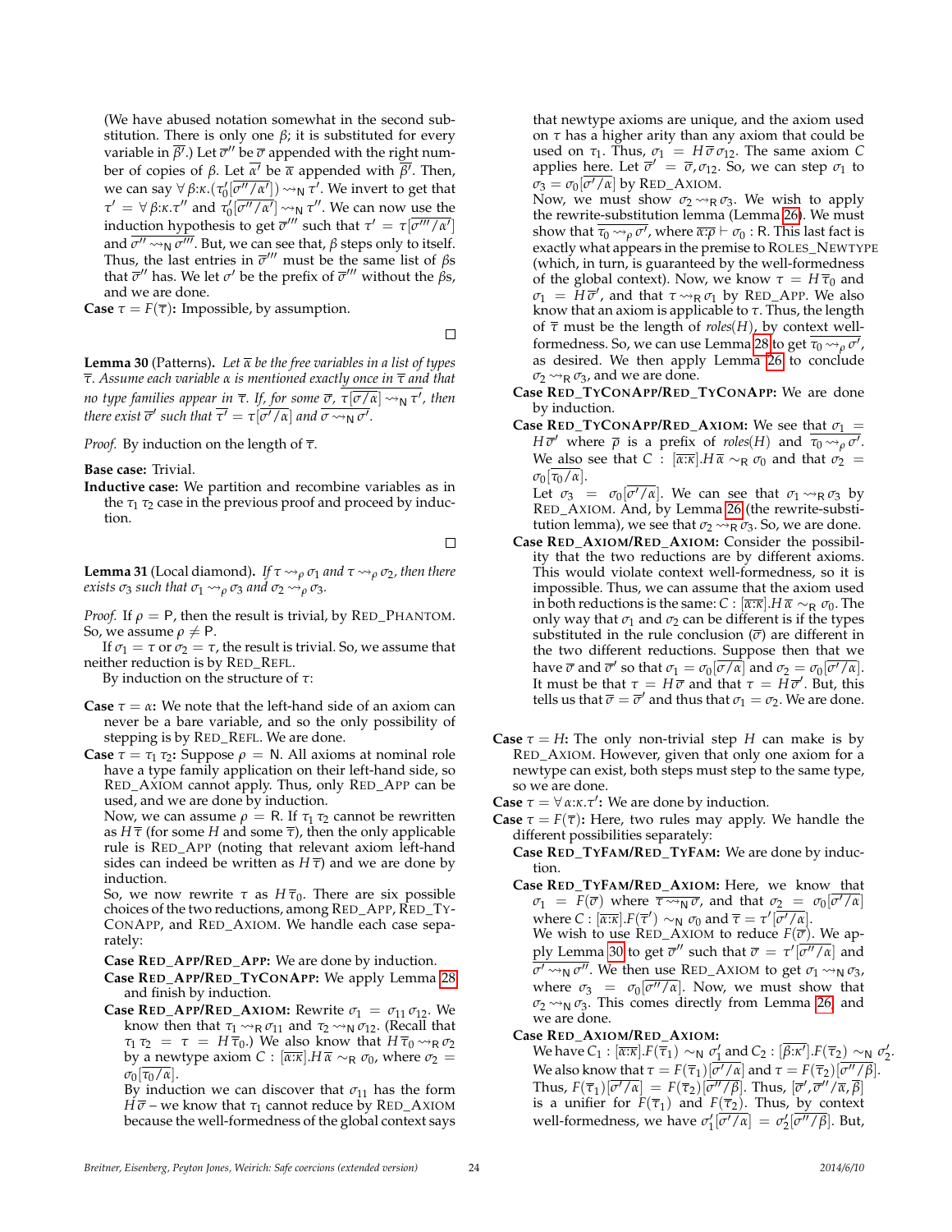(We have abused notation somewhat in the second substitution. There is only one $\beta$; it is substituted for every variable in $\overline{\beta'}$.) Let $\overline{\sigma}''$ be $\overline{\sigma}$ appended with the right number of copies of $\beta$. Let $\overline{\alpha'}$ be $\overline{\alpha}$ appended with $\overline{\beta'}$. Then, we can say $\forall\, \beta{:}\kappa.(\tau_0'[\overline{\sigma''/\alpha'}]) \rightsquigarrow_{\mathsf{N}} \tau'$. We invert to get that $\tau' = \forall\, \beta{:}\kappa.\tau''$ and $\tau_0'[\overline{\sigma''/\alpha'}] \rightsquigarrow_{\mathsf{N}} \tau''$. We can now use the induction hypothesis to get $\overline{\sigma}'''$ such that $\tau' = \tau[\overline{\sigma'''/\alpha'}]$ and $\overline{\sigma'' \rightsquigarrow_{\mathsf{N}} \sigma'''}$. But, we can see that, $\beta$ steps only to itself. Thus, the last entries in $\overline{\sigma}'''$ must be the same list of $\beta$s that $\overline{\sigma}''$ has. We let $\sigma'$ be the prefix of $\overline{\sigma}'''$ without the $\beta$s, and we are done.

**Case** $\tau = F(\overline{\tau})$**:** Impossible, by assumption.

□

**Lemma 30** (Patterns)**.** *Let $\overline{\alpha}$ be the free variables in a list of types $\overline{\tau}$. Assume each variable $\alpha$ is mentioned exactly once in $\overline{\tau}$ and that no type families appear in $\overline{\tau}$. If, for some $\overline{\sigma}$, $\overline{\tau[\overline{\sigma/\alpha}] \rightsquigarrow_{\mathsf{N}} \tau'}$, then there exist $\overline{\sigma}'$ such that $\overline{\tau'} = \tau[\overline{\sigma'/\alpha}]$ and $\overline{\sigma \rightsquigarrow_{\mathsf{N}} \sigma'}$.*

*Proof.* By induction on the length of $\overline{\tau}$.

**Base case:** Trivial.

**Inductive case:** We partition and recombine variables as in the $\tau_1\,\tau_2$ case in the previous proof and proceed by induction.

□

**Lemma 31** (Local diamond)**.** *If $\tau \rightsquigarrow_\rho \sigma_1$ and $\tau \rightsquigarrow_\rho \sigma_2$, then there exists $\sigma_3$ such that $\sigma_1 \rightsquigarrow_\rho \sigma_3$ and $\sigma_2 \rightsquigarrow_\rho \sigma_3$.*

*Proof.* If $\rho = \mathsf{P}$, then the result is trivial, by RED_PHANTOM. So, we assume $\rho \neq \mathsf{P}$.

If $\sigma_1 = \tau$ or $\sigma_2 = \tau$, the result is trivial. So, we assume that neither reduction is by RED_REFL.

By induction on the structure of $\tau$:

**Case** $\tau = \alpha$**:** We note that the left-hand side of an axiom can never be a bare variable, and so the only possibility of stepping is by RED_REFL. We are done.

**Case** $\tau = \tau_1\,\tau_2$**:** Suppose $\rho = \mathsf{N}$. All axioms at nominal role have a type family application on their left-hand side, so RED_AXIOM cannot apply. Thus, only RED_APP can be used, and we are done by induction.

Now, we can assume $\rho = \mathsf{R}$. If $\tau_1\,\tau_2$ cannot be rewritten as $H\,\overline{\tau}$ (for some $H$ and some $\overline{\tau}$), then the only applicable rule is RED_APP (noting that relevant axiom left-hand sides can indeed be written as $H\,\overline{\tau}$) and we are done by induction.

So, we now rewrite $\tau$ as $H\,\overline{\tau}_0$. There are six possible choices of the two reductions, among RED_APP, RED_TYCONAPP, and RED_AXIOM. We handle each case separately:

**Case RED_APP/RED_APP:** We are done by induction.

**Case RED_APP/RED_TYCONAPP:** We apply Lemma 28 and finish by induction.

**Case RED_APP/RED_AXIOM:** Rewrite $\sigma_1 = \sigma_{11}\,\sigma_{12}$. We know then that $\tau_1 \rightsquigarrow_{\mathsf{R}} \sigma_{11}$ and $\tau_2 \rightsquigarrow_{\mathsf{N}} \sigma_{12}$. (Recall that $\tau_1\,\tau_2 = \tau = H\,\overline{\tau}_0$.) We also know that $H\,\overline{\tau}_0 \rightsquigarrow_{\mathsf{R}} \sigma_2$ by a newtype axiom $C : [\overline{\alpha{:}\kappa}].H\,\overline{\alpha} \sim_{\mathsf{R}} \sigma_0$, where $\sigma_2 = \sigma_0[\overline{\tau_0/\alpha}]$.

By induction we can discover that $\sigma_{11}$ has the form $H\,\overline{\sigma}$ – we know that $\tau_1$ cannot reduce by RED_AXIOM because the well-formedness of the global context says that newtype axioms are unique, and the axiom used on $\tau$ has a higher arity than any axiom that could be used on $\tau_1$. Thus, $\sigma_1 = H\,\overline{\sigma}\,\sigma_{12}$. The same axiom $C$ applies here. Let $\overline{\sigma}' = \overline{\sigma}, \sigma_{12}$. So, we can step $\sigma_1$ to $\sigma_3 = \sigma_0[\overline{\sigma'/\alpha}]$ by RED_AXIOM.

Now, we must show $\sigma_2 \rightsquigarrow_{\mathsf{R}} \sigma_3$. We wish to apply the rewrite-substitution lemma (Lemma 26). We must show that $\overline{\tau_0 \rightsquigarrow_\rho \sigma'}$, where $\overline{\alpha{:}\rho} \vdash \sigma_0 : \mathsf{R}$. This last fact is exactly what appears in the premise to ROLES_NEWTYPE (which, in turn, is guaranteed by the well-formedness of the global context). Now, we know $\tau = H\,\overline{\tau}_0$ and $\sigma_1 = H\,\overline{\sigma}'$, and that $\tau \rightsquigarrow_{\mathsf{R}} \sigma_1$ by RED_APP. We also know that an axiom is applicable to $\tau$. Thus, the length of $\overline{\tau}$ must be the length of $roles(H)$, by context well-formedness. So, we can use Lemma 28 to get $\overline{\tau_0 \rightsquigarrow_\rho \sigma'}$, as desired. We then apply Lemma 26 to conclude $\sigma_2 \rightsquigarrow_{\mathsf{R}} \sigma_3$, and we are done.

**Case RED_TYCONAPP/RED_TYCONAPP:** We are done by induction.

**Case RED_TYCONAPP/RED_AXIOM:** We see that $\sigma_1 = H\,\overline{\sigma}'$ where $\overline{\rho}$ is a prefix of $roles(H)$ and $\overline{\tau_0 \rightsquigarrow_\rho \sigma'}$. We also see that $C : [\overline{\alpha{:}\kappa}].H\,\overline{\alpha} \sim_{\mathsf{R}} \sigma_0$ and that $\sigma_2 = \sigma_0[\overline{\tau_0/\alpha}]$.

Let $\sigma_3 = \sigma_0[\overline{\sigma'/\alpha}]$. We can see that $\sigma_1 \rightsquigarrow_{\mathsf{R}} \sigma_3$ by RED_AXIOM. And, by Lemma 26 (the rewrite-substitution lemma), we see that $\sigma_2 \rightsquigarrow_{\mathsf{R}} \sigma_3$. So, we are done.

**Case RED_AXIOM/RED_AXIOM:** Consider the possibility that the two reductions are by different axioms. This would violate context well-formedness, so it is impossible. Thus, we can assume that the axiom used in both reductions is the same: $C : [\overline{\alpha{:}\kappa}].H\,\overline{\alpha} \sim_{\mathsf{R}} \sigma_0$. The only way that $\sigma_1$ and $\sigma_2$ can be different is if the types substituted in the rule conclusion ($\overline{\sigma}$) are different in the two different reductions. Suppose then that we have $\overline{\sigma}$ and $\overline{\sigma}'$ so that $\sigma_1 = \sigma_0[\overline{\sigma/\alpha}]$ and $\sigma_2 = \sigma_0[\overline{\sigma'/\alpha}]$. It must be that $\tau = H\,\overline{\sigma}$ and that $\tau = H\,\overline{\sigma}'$. But, this tells us that $\overline{\sigma} = \overline{\sigma}'$ and thus that $\sigma_1 = \sigma_2$. We are done.

**Case** $\tau = H$**:** The only non-trivial step $H$ can make is by RED_AXIOM. However, given that only one axiom for a newtype can exist, both steps must step to the same type, so we are done.

**Case** $\tau = \forall\,\alpha{:}\kappa.\tau'$**:** We are done by induction.

**Case** $\tau = F(\overline{\tau})$**:** Here, two rules may apply. We handle the different possibilities separately:

**Case RED_TYFAM/RED_TYFAM:** We are done by induction.

**Case RED_TYFAM/RED_AXIOM:** Here, we know that $\sigma_1 = F(\overline{\sigma})$ where $\overline{\tau \rightsquigarrow_{\mathsf{N}} \sigma}$, and that $\sigma_2 = \sigma_0[\overline{\sigma'/\alpha}]$ where $C : [\overline{\alpha{:}\kappa}].F(\overline{\tau}') \sim_{\mathsf{N}} \sigma_0$ and $\overline{\tau} = \tau'[\overline{\sigma'/\alpha}]$.

We wish to use RED_AXIOM to reduce $F(\overline{\sigma})$. We apply Lemma 30 to get $\overline{\sigma}''$ such that $\overline{\sigma} = \tau'[\overline{\sigma''/\alpha}]$ and $\overline{\sigma' \rightsquigarrow_{\mathsf{N}} \sigma''}$. We then use RED_AXIOM to get $\sigma_1 \rightsquigarrow_{\mathsf{N}} \sigma_3$, where $\sigma_3 = \sigma_0[\overline{\sigma''/\alpha}]$. Now, we must show that $\sigma_2 \rightsquigarrow_{\mathsf{N}} \sigma_3$. This comes directly from Lemma 26, and we are done.

**Case RED_AXIOM/RED_AXIOM:**

We have $C_1 : [\overline{\alpha{:}\kappa}].F(\overline{\tau}_1) \sim_{\mathsf{N}} \sigma_1'$ and $C_2 : [\overline{\beta{:}\kappa'}].F(\overline{\tau}_2) \sim_{\mathsf{N}} \sigma_2'$. We also know that $\tau = F(\overline{\tau}_1)[\overline{\sigma'/\alpha}]$ and $\tau = F(\overline{\tau}_2)[\overline{\sigma''/\beta}]$. Thus, $F(\overline{\tau}_1)[\overline{\sigma'/\alpha}] = F(\overline{\tau}_2)[\overline{\sigma''/\beta}]$. Thus, $[\overline{\sigma}', \overline{\sigma}''/\overline{\alpha}, \overline{\beta}]$ is a unifier for $F(\overline{\tau}_1)$ and $F(\overline{\tau}_2)$. Thus, by context well-formedness, we have $\sigma_1'[\overline{\sigma'/\alpha}] = \sigma_2'[\overline{\sigma''/\beta}]$. But,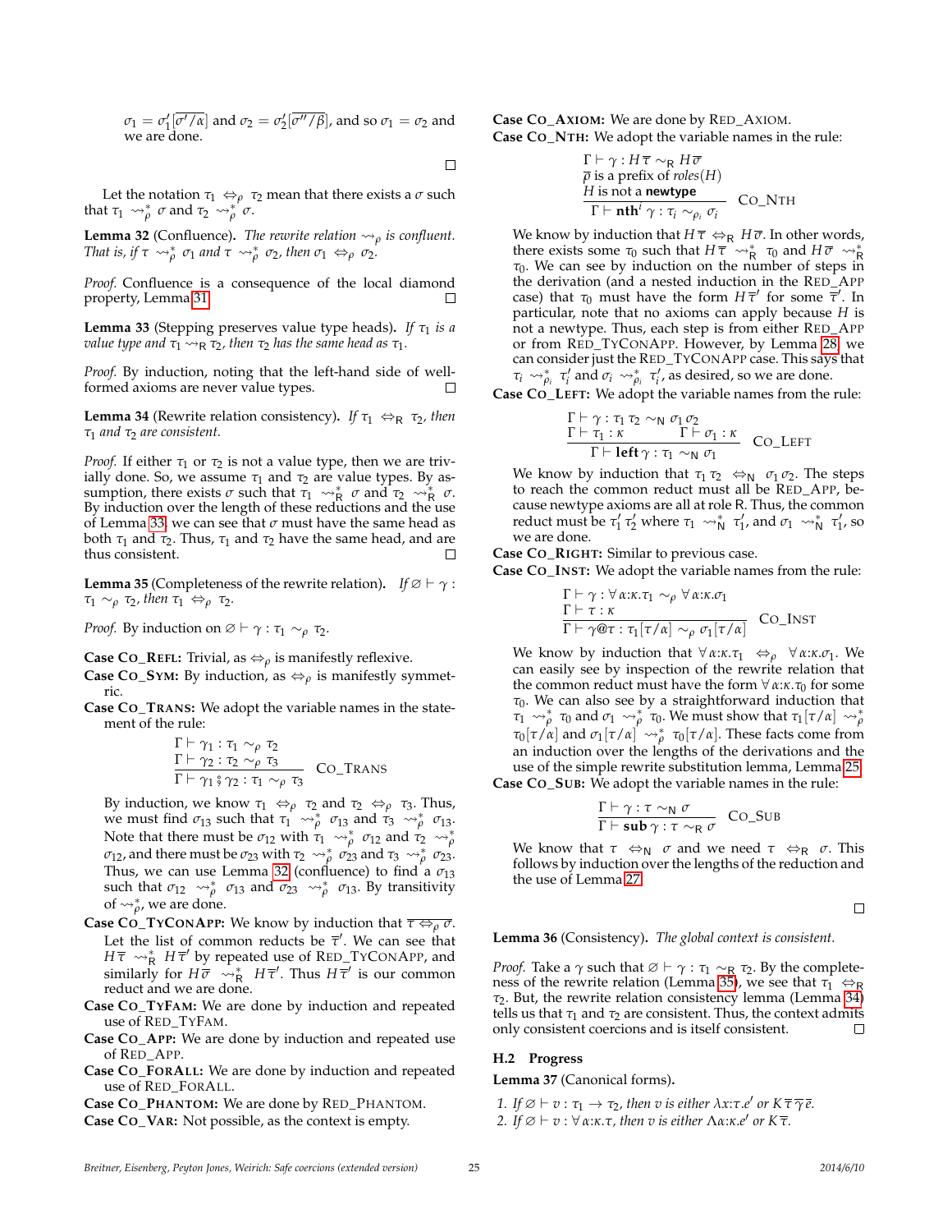$\sigma_1 = \sigma_1'[\overline{\sigma'/\alpha}]$ and $\sigma_2 = \sigma_2'[\overline{\sigma''/\beta}]$, and so $\sigma_1 = \sigma_2$ and we are done.

∎

Let the notation $\tau_1 \Leftrightarrow_\rho \tau_2$ mean that there exists a $\sigma$ such that $\tau_1 \rightsquigarrow_\rho^* \sigma$ and $\tau_2 \rightsquigarrow_\rho^* \sigma$.

**Lemma 32** (Confluence)**.** *The rewrite relation $\rightsquigarrow_\rho$ is confluent. That is, if $\tau \rightsquigarrow_\rho^* \sigma_1$ and $\tau \rightsquigarrow_\rho^* \sigma_2$, then $\sigma_1 \Leftrightarrow_\rho \sigma_2$.*

*Proof.* Confluence is a consequence of the local diamond property, Lemma 31 ∎

**Lemma 33** (Stepping preserves value type heads)**.** *If $\tau_1$ is a value type and $\tau_1 \rightsquigarrow_\mathsf{R} \tau_2$, then $\tau_2$ has the same head as $\tau_1$.*

*Proof.* By induction, noting that the left-hand side of well-formed axioms are never value types. ∎

**Lemma 34** (Rewrite relation consistency)**.** *If $\tau_1 \Leftrightarrow_\mathsf{R} \tau_2$, then $\tau_1$ and $\tau_2$ are consistent.*

*Proof.* If either $\tau_1$ or $\tau_2$ is not a value type, then we are trivially done. So, we assume $\tau_1$ and $\tau_2$ are value types. By assumption, there exists $\sigma$ such that $\tau_1 \rightsquigarrow_\mathsf{R}^* \sigma$ and $\tau_2 \rightsquigarrow_\mathsf{R}^* \sigma$. By induction over the length of these reductions and the use of Lemma 33, we can see that $\sigma$ must have the same head as both $\tau_1$ and $\tau_2$. Thus, $\tau_1$ and $\tau_2$ have the same head, and are thus consistent. ∎

**Lemma 35** (Completeness of the rewrite relation)**.** *If $\varnothing \vdash \gamma : \tau_1 \sim_\rho \tau_2$, then $\tau_1 \Leftrightarrow_\rho \tau_2$.*

*Proof.* By induction on $\varnothing \vdash \gamma : \tau_1 \sim_\rho \tau_2$.

**Case Co_Refl:** Trivial, as $\Leftrightarrow_\rho$ is manifestly reflexive.

**Case Co_Sym:** By induction, as $\Leftrightarrow_\rho$ is manifestly symmetric.

**Case Co_Trans:** We adopt the variable names in the statement of the rule:

$$\frac{\Gamma \vdash \gamma_1 : \tau_1 \sim_\rho \tau_2 \qquad \Gamma \vdash \gamma_2 : \tau_2 \sim_\rho \tau_3}{\Gamma \vdash \gamma_1 \,{\scriptstyle{}_9^\circ}\, \gamma_2 : \tau_1 \sim_\rho \tau_3} \text{ Co\_Trans}$$

By induction, we know $\tau_1 \Leftrightarrow_\rho \tau_2$ and $\tau_2 \Leftrightarrow_\rho \tau_3$. Thus, we must find $\sigma_{13}$ such that $\tau_1 \rightsquigarrow_\rho^* \sigma_{13}$ and $\tau_3 \rightsquigarrow_\rho^* \sigma_{13}$. Note that there must be $\sigma_{12}$ with $\tau_1 \rightsquigarrow_\rho^* \sigma_{12}$ and $\tau_2 \rightsquigarrow_\rho^* \sigma_{12}$, and there must be $\sigma_{23}$ with $\tau_2 \rightsquigarrow_\rho^* \sigma_{23}$ and $\tau_3 \rightsquigarrow_\rho^* \sigma_{23}$. Thus, we can use Lemma 32 (confluence) to find a $\sigma_{13}$ such that $\sigma_{12} \rightsquigarrow_\rho^* \sigma_{13}$ and $\sigma_{23} \rightsquigarrow_\rho^* \sigma_{13}$. By transitivity of $\rightsquigarrow_\rho^*$, we are done.

**Case Co_TyConApp:** We know by induction that $\overline{\tau \Leftrightarrow_\rho \sigma}$. Let the list of common reducts be $\overline{\tau}'$. We can see that $H\,\overline{\tau} \rightsquigarrow_\mathsf{R}^* H\,\overline{\tau}'$ by repeated use of Red_TyConApp, and similarly for $H\,\overline{\sigma} \rightsquigarrow_\mathsf{R}^* H\,\overline{\tau}'$. Thus $H\,\overline{\tau}'$ is our common reduct and we are done.

**Case Co_TyFam:** We are done by induction and repeated use of Red_TyFam.

**Case Co_App:** We are done by induction and repeated use of Red_App.

**Case Co_ForAll:** We are done by induction and repeated use of Red_ForAll.

**Case Co_Phantom:** We are done by Red_Phantom.

**Case Co_Var:** Not possible, as the context is empty.

**Case Co_Axiom:** We are done by Red_Axiom.

**Case Co_Nth:** We adopt the variable names in the rule:

$$\frac{\Gamma \vdash \gamma : H\,\overline{\tau} \sim_\mathsf{R} H\,\overline{\sigma} \qquad \overline{\rho} \text{ is a prefix of } roles(H) \qquad H \text{ is not a } \textbf{newtype}}{\Gamma \vdash \textbf{nth}^i\,\gamma : \tau_i \sim_{\rho_i} \sigma_i} \text{ Co\_Nth}$$

We know by induction that $H\,\overline{\tau} \Leftrightarrow_\mathsf{R} H\,\overline{\sigma}$. In other words, there exists some $\tau_0$ such that $H\,\overline{\tau} \rightsquigarrow_\mathsf{R}^* \tau_0$ and $H\,\overline{\sigma} \rightsquigarrow_\mathsf{R}^* \tau_0$. We can see by induction on the number of steps in the derivation (and a nested induction in the Red_App case) that $\tau_0$ must have the form $H\,\overline{\tau}'$ for some $\overline{\tau}'$. In particular, note that no axioms can apply because $H$ is not a newtype. Thus, each step is from either Red_App or from Red_TyConApp. However, by Lemma 28, we can consider just the Red_TyConApp case. This says that $\tau_i \rightsquigarrow_{\rho_i}^* \tau_i'$ and $\sigma_i \rightsquigarrow_{\rho_i}^* \tau_i'$, as desired, so we are done.

**Case Co_Left:** We adopt the variable names from the rule:

$$\frac{\Gamma \vdash \gamma : \tau_1\,\tau_2 \sim_\mathsf{N} \sigma_1\,\sigma_2 \qquad \Gamma \vdash \tau_1 : \kappa \qquad \Gamma \vdash \sigma_1 : \kappa}{\Gamma \vdash \textbf{left}\,\gamma : \tau_1 \sim_\mathsf{N} \sigma_1} \text{ Co\_Left}$$

We know by induction that $\tau_1\,\tau_2 \Leftrightarrow_\mathsf{N} \sigma_1\,\sigma_2$. The steps to reach the common reduct must all be Red_App, because newtype axioms are all at role R. Thus, the common reduct must be $\tau_1'\,\tau_2'$ where $\tau_1 \rightsquigarrow_\mathsf{N}^* \tau_1'$, and $\sigma_1 \rightsquigarrow_\mathsf{N}^* \tau_1'$, so we are done.

**Case Co_Right:** Similar to previous case.

**Case Co_Inst:** We adopt the variable names from the rule:

$$\frac{\Gamma \vdash \gamma : \forall\,\alpha{:}\kappa.\tau_1 \sim_\rho \forall\,\alpha{:}\kappa.\sigma_1 \qquad \Gamma \vdash \tau : \kappa}{\Gamma \vdash \gamma@\tau : \tau_1[\tau/\alpha] \sim_\rho \sigma_1[\tau/\alpha]} \text{ Co\_Inst}$$

We know by induction that $\forall\,\alpha{:}\kappa.\tau_1 \Leftrightarrow_\rho \forall\,\alpha{:}\kappa.\sigma_1$. We can easily see by inspection of the rewrite relation that the common reduct must have the form $\forall\,\alpha{:}\kappa.\tau_0$ for some $\tau_0$. We can also see by a straightforward induction that $\tau_1 \rightsquigarrow_\rho^* \tau_0$ and $\sigma_1 \rightsquigarrow_\rho^* \tau_0$. We must show that $\tau_1[\tau/\alpha] \rightsquigarrow_\rho^* \tau_0[\tau/\alpha]$ and $\sigma_1[\tau/\alpha] \rightsquigarrow_\rho^* \tau_0[\tau/\alpha]$. These facts come from an induction over the lengths of the derivations and the use of the simple rewrite substitution lemma, Lemma 25.

**Case Co_Sub:** We adopt the variable names in the rule:

$$\frac{\Gamma \vdash \gamma : \tau \sim_\mathsf{N} \sigma}{\Gamma \vdash \textbf{sub}\,\gamma : \tau \sim_\mathsf{R} \sigma} \text{ Co\_Sub}$$

We know that $\tau \Leftrightarrow_\mathsf{N} \sigma$ and we need $\tau \Leftrightarrow_\mathsf{R} \sigma$. This follows by induction over the lengths of the reduction and the use of Lemma 27.

∎

**Lemma 36** (Consistency)**.** *The global context is consistent.*

*Proof.* Take a $\gamma$ such that $\varnothing \vdash \gamma : \tau_1 \sim_\mathsf{R} \tau_2$. By the completeness of the rewrite relation (Lemma 35), we see that $\tau_1 \Leftrightarrow_\mathsf{R} \tau_2$. But, the rewrite relation consistency lemma (Lemma 34) tells us that $\tau_1$ and $\tau_2$ are consistent. Thus, the context admits only consistent coercions and is itself consistent. ∎

## H.2 Progress

**Lemma 37** (Canonical forms)**.**

1. *If $\varnothing \vdash v : \tau_1 \to \tau_2$, then $v$ is either $\lambda x{:}\tau.e'$ or $K\,\overline{\tau}\,\overline{\gamma}\,\overline{e}$.*
2. *If $\varnothing \vdash v : \forall\,\alpha{:}\kappa.\tau$, then $v$ is either $\Lambda\alpha{:}\kappa.e'$ or $K\,\overline{\tau}$.*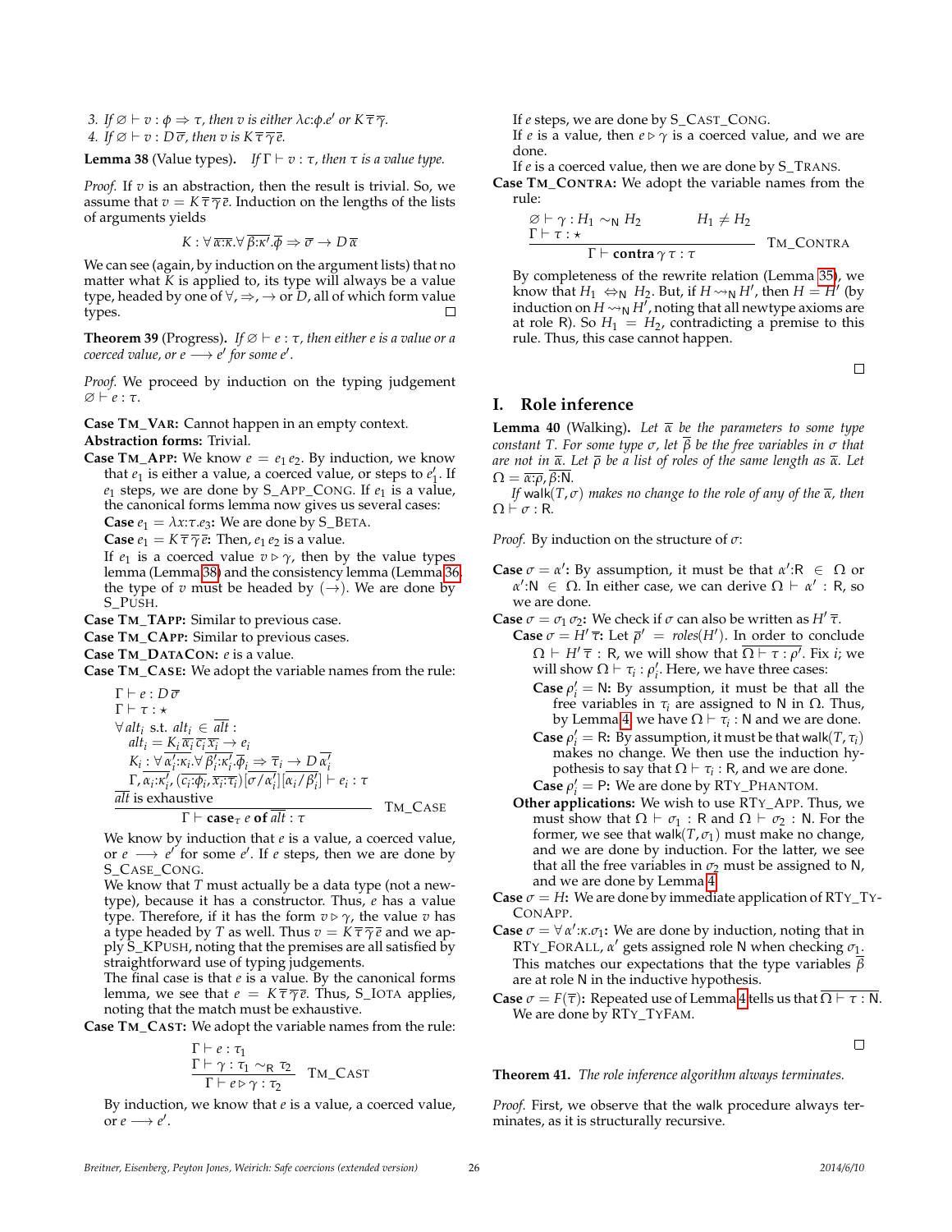3. *If $\varnothing \vdash v : \phi \Rightarrow \tau$, then $v$ is either $\lambda c{:}\phi.e'$ or $K\,\overline{\tau}\,\overline{\gamma}$.*
4. *If $\varnothing \vdash v : D\,\overline{\sigma}$, then $v$ is $K\,\overline{\tau}\,\overline{\gamma}\,\overline{e}$.*

**Lemma 38** (Value types). *If $\Gamma \vdash v : \tau$, then $\tau$ is a value type.*

*Proof.* If $v$ is an abstraction, then the result is trivial. So, we assume that $v = K\,\overline{\tau}\,\overline{\gamma}\,\overline{e}$. Induction on the lengths of the lists of arguments yields

$$K : \forall\,\overline{\alpha{:}\kappa}.\forall\,\overline{\beta{:}\kappa'}.\overline{\phi} \Rightarrow \overline{\sigma} \rightarrow D\,\overline{\alpha}$$

We can see (again, by induction on the argument lists) that no matter what $K$ is applied to, its type will always be a value type, headed by one of $\forall, \Rightarrow, \rightarrow$ or $D$, all of which form value types. □

**Theorem 39** (Progress). *If $\varnothing \vdash e : \tau$, then either $e$ is a value or a coerced value, or $e \longrightarrow e'$ for some $e'$.*

*Proof.* We proceed by induction on the typing judgement $\varnothing \vdash e : \tau$.

**Case TM_VAR:** Cannot happen in an empty context.

**Abstraction forms:** Trivial.

**Case TM_APP:** We know $e = e_1\,e_2$. By induction, we know that $e_1$ is either a value, a coerced value, or steps to $e_1'$. If $e_1$ steps, we are done by S_APP_CONG. If $e_1$ is a value, the canonical forms lemma now gives us several cases:

**Case $e_1 = \lambda x{:}\tau.e_3$:** We are done by S_BETA.

**Case $e_1 = K\,\overline{\tau}\,\overline{\gamma}\,\overline{e}$:** Then, $e_1\,e_2$ is a value.

If $e_1$ is a coerced value $v \triangleright \gamma$, then by the value types lemma (Lemma 38) and the consistency lemma (Lemma 36), the type of $v$ must be headed by $(\rightarrow)$. We are done by S_PUSH.

**Case TM_TAPP:** Similar to previous case.

**Case TM_CAPP:** Similar to previous cases.

**Case TM_DATACON:** $e$ is a value.

**Case TM_CASE:** We adopt the variable names from the rule:

$$\frac{\begin{array}{l}\Gamma \vdash e : D\,\overline{\sigma}\\ \Gamma \vdash \tau : \star\\ \forall\, alt_i \text{ s.t. } alt_i \in \overline{alt} :\\ \quad alt_i = K_i\,\overline{\alpha_i}\,\overline{c_i}\,\overline{x_i} \rightarrow e_i\\ \quad K_i : \forall\,\overline{\alpha_i'{:}\kappa_i}.\forall\,\overline{\beta_i'{:}\kappa_i'}.\overline{\phi_i} \Rightarrow \overline{\tau_i} \rightarrow D\,\overline{\alpha_i'}\\ \quad \Gamma, \overline{\alpha_i{:}\kappa_i'}, (\overline{c_i{:}\phi_i}, \overline{x_i{:}\tau_i})[\overline{\sigma/\alpha_i'}][\overline{\alpha_i/\beta_i'}] \vdash e_i : \tau\\ \overline{alt} \text{ is exhaustive}\end{array}}{\Gamma \vdash \mathbf{case}_\tau\; e\; \mathbf{of}\; \overline{alt} : \tau}\quad \text{TM\_CASE}$$

We know by induction that $e$ is a value, a coerced value, or $e \longrightarrow e'$ for some $e'$. If $e$ steps, then we are done by S_CASE_CONG.

We know that $T$ must actually be a data type (not a newtype), because it has a constructor. Thus, $e$ has a value type. Therefore, if it has the form $v \triangleright \gamma$, the value $v$ has a type headed by $T$ as well. Thus $v = K\,\overline{\tau}\,\overline{\gamma}\,\overline{e}$ and we apply S_KPUSH, noting that the premises are all satisfied by straightforward use of typing judgements.

The final case is that $e$ is a value. By the canonical forms lemma, we see that $e = K\,\overline{\tau}\,\overline{\gamma}\,\overline{e}$. Thus, S_IOTA applies, noting that the match must be exhaustive.

**Case TM_CAST:** We adopt the variable names from the rule:

$$\frac{\begin{array}{l}\Gamma \vdash e : \tau_1\\ \Gamma \vdash \gamma : \tau_1 \sim_{\mathsf{R}} \tau_2\end{array}}{\Gamma \vdash e \triangleright \gamma : \tau_2}\quad \text{TM\_CAST}$$

By induction, we know that $e$ is a value, a coerced value, or $e \longrightarrow e'$.

If $e$ steps, we are done by S_CAST_CONG.

If $e$ is a value, then $e \triangleright \gamma$ is a coerced value, and we are done.

If $e$ is a coerced value, then we are done by S_TRANS.

**Case TM_CONTRA:** We adopt the variable names from the rule:

$$\frac{\begin{array}{ll}\varnothing \vdash \gamma : H_1 \sim_{\mathsf{N}} H_2 & H_1 \neq H_2\\ \Gamma \vdash \tau : \star & \end{array}}{\Gamma \vdash \mathbf{contra}\;\gamma\;\tau : \tau}\quad \text{TM\_CONTRA}$$

By completeness of the rewrite relation (Lemma 35), we know that $H_1 \Leftrightarrow_{\mathsf{N}} H_2$. But, if $H \rightsquigarrow_{\mathsf{N}} H'$, then $H = H'$ (by induction on $H \rightsquigarrow_{\mathsf{N}} H'$, noting that all newtype axioms are at role R). So $H_1 = H_2$, contradicting a premise to this rule. Thus, this case cannot happen. □

## I. Role inference

**Lemma 40** (Walking). *Let $\overline{\alpha}$ be the parameters to some type constant $T$. For some type $\sigma$, let $\overline{\beta}$ be the free variables in $\sigma$ that are not in $\overline{\alpha}$. Let $\overline{\rho}$ be a list of roles of the same length as $\overline{\alpha}$. Let $\Omega = \overline{\alpha{:}\rho}, \overline{\beta{:}\mathsf{N}}$.*

*If $\mathsf{walk}(T, \sigma)$ makes no change to the role of any of the $\overline{\alpha}$, then $\Omega \vdash \sigma : \mathsf{R}$.*

*Proof.* By induction on the structure of $\sigma$:

**Case $\sigma = \alpha'$:** By assumption, it must be that $\alpha'{:}\mathsf{R} \in \Omega$ or $\alpha'{:}\mathsf{N} \in \Omega$. In either case, we can derive $\Omega \vdash \alpha' : \mathsf{R}$, so we are done.

**Case $\sigma = \sigma_1\,\sigma_2$:** We check if $\sigma$ can also be written as $H'\,\overline{\tau}$.

**Case $\sigma = H'\,\overline{\tau}$:** Let $\overline{\rho}' = roles(H')$. In order to conclude $\Omega \vdash H'\,\overline{\tau} : \mathsf{R}$, we will show that $\overline{\Omega \vdash \tau : \rho'}$. Fix $i$; we will show $\Omega \vdash \tau_i : \rho_i'$. Here, we have three cases:

**Case $\rho_i' = \mathsf{N}$:** By assumption, it must be that all the free variables in $\tau_i$ are assigned to $\mathsf{N}$ in $\Omega$. Thus, by Lemma 4, we have $\Omega \vdash \tau_i : \mathsf{N}$ and we are done.

**Case $\rho_i' = \mathsf{R}$:** By assumption, it must be that $\mathsf{walk}(T, \tau_i)$ makes no change. We then use the induction hypothesis to say that $\Omega \vdash \tau_i : \mathsf{R}$, and we are done.

**Case $\rho_i' = \mathsf{P}$:** We are done by RTY_PHANTOM.

**Other applications:** We wish to use RTY_APP. Thus, we must show that $\Omega \vdash \sigma_1 : \mathsf{R}$ and $\Omega \vdash \sigma_2 : \mathsf{N}$. For the former, we see that $\mathsf{walk}(T, \sigma_1)$ must make no change, and we are done by induction. For the latter, we see that all the free variables in $\sigma_2$ must be assigned to $\mathsf{N}$, and we are done by Lemma 4.

**Case $\sigma = H$:** We are done by immediate application of RTY_TYCONAPP.

**Case $\sigma = \forall\,\alpha'{:}\kappa.\sigma_1$:** We are done by induction, noting that in RTY_FORALL, $\alpha'$ gets assigned role $\mathsf{N}$ when checking $\sigma_1$. This matches our expectations that the type variables $\overline{\beta}$ are at role $\mathsf{N}$ in the inductive hypothesis.

**Case $\sigma = F(\overline{\tau})$:** Repeated use of Lemma 4 tells us that $\overline{\Omega \vdash \tau : \mathsf{N}}$. We are done by RTY_TYFAM. □

**Theorem 41.** *The role inference algorithm always terminates.*

*Proof.* First, we observe that the walk procedure always terminates, as it is structurally recursive.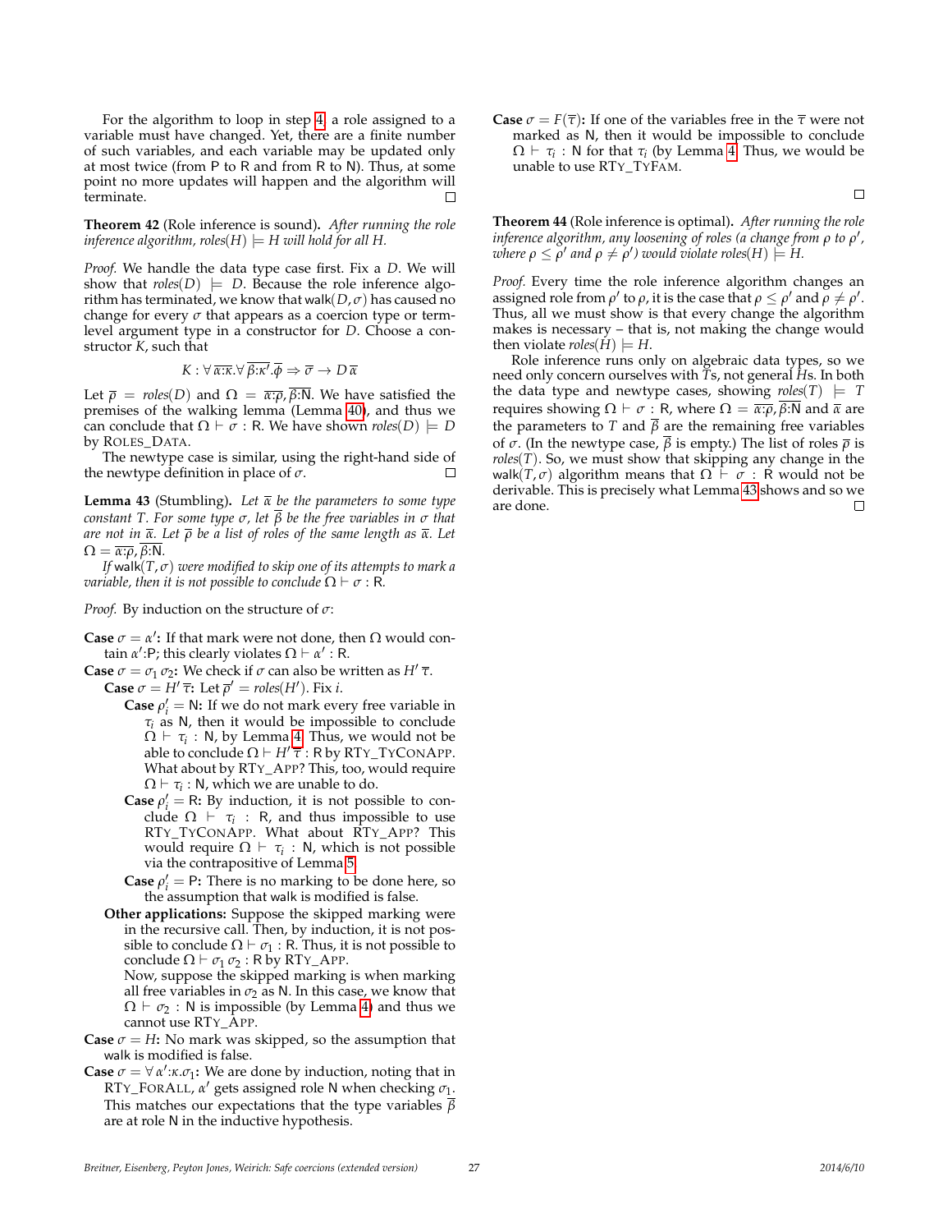For the algorithm to loop in step 4, a role assigned to a variable must have changed. Yet, there are a finite number of such variables, and each variable may be updated only at most twice (from P to R and from R to N). Thus, at some point no more updates will happen and the algorithm will terminate. □

**Theorem 42** (Role inference is sound). *After running the role inference algorithm, $roles(H) \models H$ will hold for all $H$.*

*Proof.* We handle the data type case first. Fix a $D$. We will show that $roles(D) \models D$. Because the role inference algorithm has terminated, we know that $\mathsf{walk}(D, \sigma)$ has caused no change for every $\sigma$ that appears as a coercion type or term-level argument type in a constructor for $D$. Choose a constructor $K$, such that

$$K : \forall\, \overline{\alpha{:}\kappa}. \forall\, \overline{\beta{:}\kappa'}. \overline{\phi} \Rightarrow \overline{\sigma} \to D\,\overline{\alpha}$$

Let $\overline{\rho} = roles(D)$ and $\Omega = \overline{\alpha{:}\rho}, \overline{\beta{:}\mathsf{N}}$. We have satisfied the premises of the walking lemma (Lemma 40), and thus we can conclude that $\Omega \vdash \sigma : \mathsf{R}$. We have shown $roles(D) \models D$ by ROLES_DATA.

The newtype case is similar, using the right-hand side of the newtype definition in place of $\sigma$. □

**Lemma 43** (Stumbling). *Let $\overline{\alpha}$ be the parameters to some type constant $T$. For some type $\sigma$, let $\overline{\beta}$ be the free variables in $\sigma$ that are not in $\overline{\alpha}$. Let $\overline{\rho}$ be a list of roles of the same length as $\overline{\alpha}$. Let $\Omega = \overline{\alpha{:}\rho}, \overline{\beta{:}\mathsf{N}}$.*

*If $\mathsf{walk}(T, \sigma)$ were modified to skip one of its attempts to mark a variable, then it is not possible to conclude $\Omega \vdash \sigma : \mathsf{R}$.*

*Proof.* By induction on the structure of $\sigma$:

**Case $\sigma = \alpha'$:** If that mark were not done, then $\Omega$ would contain $\alpha'{:}\mathsf{P}$; this clearly violates $\Omega \vdash \alpha' : \mathsf{R}$.

**Case $\sigma = \sigma_1\,\sigma_2$:** We check if $\sigma$ can also be written as $H'\,\overline{\tau}$.

- **Case $\sigma = H'\,\overline{\tau}$:** Let $\overline{\rho}' = roles(H')$. Fix $i$.
  - **Case $\rho'_i = \mathsf{N}$:** If we do not mark every free variable in $\tau_i$ as $\mathsf{N}$, then it would be impossible to conclude $\Omega \vdash \tau_i : \mathsf{N}$, by Lemma 4. Thus, we would not be able to conclude $\Omega \vdash H'\,\overline{\tau} : \mathsf{R}$ by RTY_TYCONAPP. What about by RTY_APP? This, too, would require $\Omega \vdash \tau_i : \mathsf{N}$, which we are unable to do.
  - **Case $\rho'_i = \mathsf{R}$:** By induction, it is not possible to conclude $\Omega \vdash \tau_i : \mathsf{R}$, and thus impossible to use RTY_TYCONAPP. What about RTY_APP? This would require $\Omega \vdash \tau_i : \mathsf{N}$, which is not possible via the contrapositive of Lemma 5.
  - **Case $\rho'_i = \mathsf{P}$:** There is no marking to be done here, so the assumption that $\mathsf{walk}$ is modified is false.
- **Other applications:** Suppose the skipped marking were in the recursive call. Then, by induction, it is not possible to conclude $\Omega \vdash \sigma_1 : \mathsf{R}$. Thus, it is not possible to conclude $\Omega \vdash \sigma_1\,\sigma_2 : \mathsf{R}$ by RTY_APP.

  Now, suppose the skipped marking is when marking all free variables in $\sigma_2$ as $\mathsf{N}$. In this case, we know that $\Omega \vdash \sigma_2 : \mathsf{N}$ is impossible (by Lemma 4) and thus we cannot use RTY_APP.

**Case $\sigma = H$:** No mark was skipped, so the assumption that $\mathsf{walk}$ is modified is false.

**Case $\sigma = \forall\,\alpha'{:}\kappa.\sigma_1$:** We are done by induction, noting that in RTY_FORALL, $\alpha'$ gets assigned role $\mathsf{N}$ when checking $\sigma_1$. This matches our expectations that the type variables $\overline{\beta}$ are at role $\mathsf{N}$ in the inductive hypothesis.

**Case $\sigma = F(\overline{\tau})$:** If one of the variables free in the $\overline{\tau}$ were not marked as $\mathsf{N}$, then it would be impossible to conclude $\Omega \vdash \tau_i : \mathsf{N}$ for that $\tau_i$ (by Lemma 4. Thus, we would be unable to use RTY_TYFAM.

□

**Theorem 44** (Role inference is optimal). *After running the role inference algorithm, any loosening of roles (a change from $\rho$ to $\rho'$, where $\rho \leq \rho'$ and $\rho \neq \rho'$) would violate $roles(H) \models H$.*

*Proof.* Every time the role inference algorithm changes an assigned role from $\rho'$ to $\rho$, it is the case that $\rho \leq \rho'$ and $\rho \neq \rho'$. Thus, all we must show is that every change the algorithm makes is necessary – that is, not making the change would then violate $roles(H) \models H$.

Role inference runs only on algebraic data types, so we need only concern ourselves with $T$s, not general $H$s. In both the data type and newtype cases, showing $roles(T) \models T$ requires showing $\Omega \vdash \sigma : \mathsf{R}$, where $\Omega = \overline{\alpha{:}\rho}, \overline{\beta{:}\mathsf{N}}$ and $\overline{\alpha}$ are the parameters to $T$ and $\overline{\beta}$ are the remaining free variables of $\sigma$. (In the newtype case, $\overline{\beta}$ is empty.) The list of roles $\overline{\rho}$ is $roles(T)$. So, we must show that skipping any change in the $\mathsf{walk}(T, \sigma)$ algorithm means that $\Omega \vdash \sigma : \mathsf{R}$ would not be derivable. This is precisely what Lemma 43 shows and so we are done. □